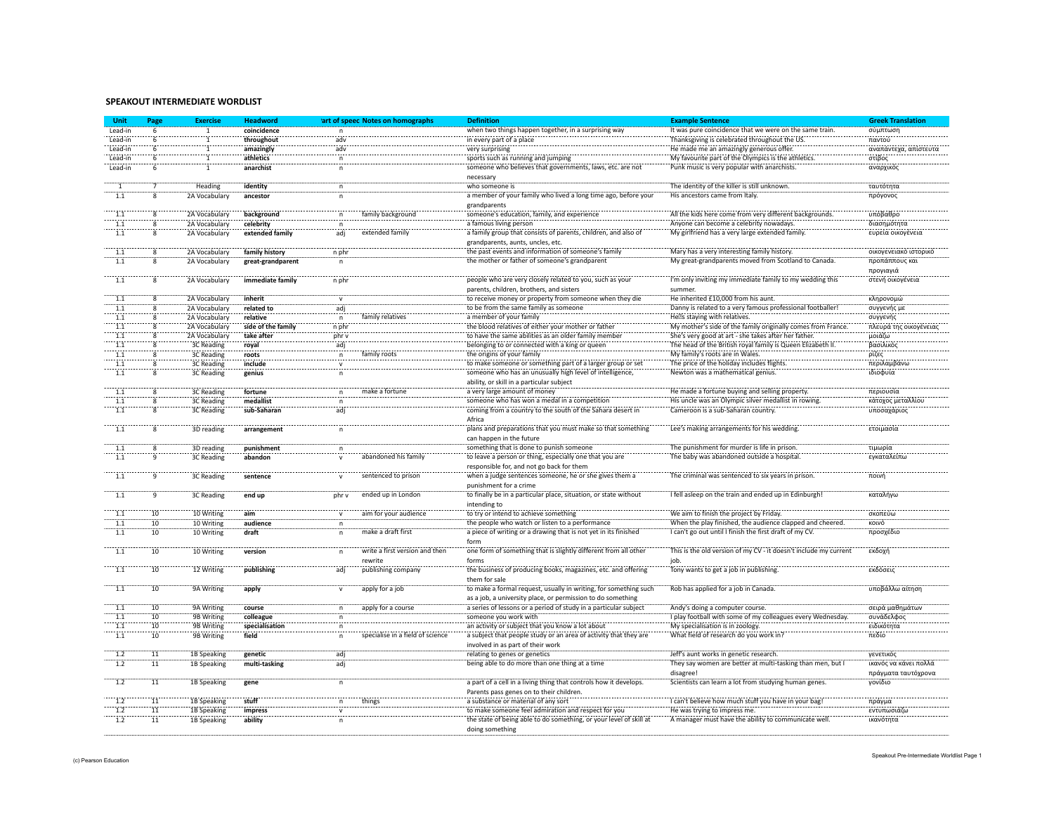## SPEAKOUT INTERMEDIATE WORDLIST

| Unit | Page | Exercise | Headword | Part of speech | Notes on homographs | Definition | Example Sentence | Greek Translation |
|---|---|---|---|---|---|---|---|---|
| Lead-in | 6 | 1 | coincidence | n | | when two things happen together, in a surprising way | It was pure coincidence that we were on the same train. | σύμπτωση |
| Lead-in | 6 | 1 | throughout | adv | | in every part of a place | Thanksgiving is celebrated throughout the US. | παντού |
| Lead-in | 6 | 1 | amazingly | adv | | very surprising | He made me an amazingly generous offer. | αναπάντεχα, απίστευτα |
| Lead-in | 6 | 1 | athletics | n | | sports such as running and jumping | My favourite part of the Olympics is the athletics. | στίβος |
| Lead-in | 6 | 1 | anarchist | n | | someone who believes that governments, laws, etc. are not necessary | Punk music is very popular with anarchists. | αναρχικός |
| 1 | 7 | Heading | identity | n | | who someone is | The identity of the killer is still unknown. | ταυτότητα |
| 1.1 | 8 | 2A Vocabulary | ancestor | n | | a member of your family who lived a long time ago, before your grandparents | His ancestors came from Italy. | πρόγονος |
| 1.1 | 8 | 2A Vocabulary | background | n | family background | someone's education, family, and experience | All the kids here come from very different backgrounds. | υπόβαθρο |
| 1.1 | 8 | 2A Vocabulary | celebrity | n | | a famous living person | Anyone can become a celebrity nowadays. | διασημότητα |
| 1.1 | 8 | 2A Vocabulary | extended family | adj | extended family | a family group that consists of parents, children, and also of grandparents, aunts, uncles, etc. | My girlfriend has a very large extended family. | ευρεία οικογένεια |
| 1.1 | 8 | 2A Vocabulary | family history | n phr | | the past events and information of someone's family | Mary has a very interesting family history. | οικογενειακό ιστορικό |
| 1.1 | 8 | 2A Vocabulary | great-grandparent | n | | the mother or father of someone's grandparent | My great-grandparents moved from Scotland to Canada. | προπάππους και προγιαγιά |
| 1.1 | 8 | 2A Vocabulary | immediate family | n phr | | people who are very closely related to you, such as your parents, children, brothers, and sisters | I'm only inviting my immediate family to my wedding this summer. | στενή οικογένεια |
| 1.1 | 8 | 2A Vocabulary | inherit | v | | to receive money or property from someone when they die | He inherited £10,000 from his aunt. | κληρονομώ |
| 1.1 | 8 | 2A Vocabulary | related to | adj | | to be from the same family as someone | Danny is related to a very famous professional footballer! | συγγενής με |
| 1.1 | 8 | 2A Vocabulary | relative | n | family relatives | a member of your family | He's staying with relatives. | συγγενής |
| 1.1 | 8 | 2A Vocabulary | side of the family | n phr | | the blood relatives of either your mother or father | My mother's side of the family originally comes from France. | πλευρά της οικογένειας |
| 1.1 | 8 | 2A Vocabulary | take after | phr v | | to have the same abilities as an older family member | She's very good at art - she takes after her father. | μοιάζω |
| 1.1 | 8 | 3C Reading | royal | adj | | belonging to or connected with a king or queen | The head of the British royal family is Queen Elizabeth II. | βασιλικός |
| 1.1 | 8 | 3C Reading | roots | n | family roots | the origins of your family | My family's roots are in Wales. | ρίζες |
| 1.1 | 8 | 3C Reading | include | v | | to make someone or something part of a larger group or set | The price of the holiday includes flights. | περιλαμβάνω |
| 1.1 | 8 | 3C Reading | genius | n | | someone who has an unusually high level of intelligence, ability, or skill in a particular subject | Newton was a mathematical genius. | ιδιοφυΐα |
| 1.1 | 8 | 3C Reading | fortune | n | make a fortune | a very large amount of money | He made a fortune buying and selling property. | περιουσία |
| 1.1 | 8 | 3C Reading | medallist | n | | someone who has won a medal in a competition | His uncle was an Olympic silver medallist in rowing. | κάτοχος μεταλλίου |
| 1.1 | 8 | 3C Reading | sub-Saharan | adj | | coming from a country to the south of the Sahara desert in Africa | Cameroon is a sub-Saharan country. | υποσαχάριος |
| 1.1 | 8 | 3D reading | arrangement | n | | plans and preparations that you must make so that something can happen in the future | Lee's making arrangements for his wedding. | ετοιμασία |
| 1.1 | 8 | 3D reading | punishment | n | | something that is done to punish someone | The punishment for murder is life in prison. | τιμωρία |
| 1.1 | 9 | 3C Reading | abandon | v | abandoned his family | to leave a person or thing, especially one that you are responsible for, and not go back for them | The baby was abandoned outside a hospital. | εγκαταλείπω |
| 1.1 | 9 | 3C Reading | sentence | v | sentenced to prison | when a judge sentences someone, he or she gives them a punishment for a crime | The criminal was sentenced to six years in prison. | ποινή |
| 1.1 | 9 | 3C Reading | end up | phr v | ended up in London | to finally be in a particular place, situation, or state without intending to | I fell asleep on the train and ended up in Edinburgh! | καταλήγω |
| 1.1 | 10 | 10 Writing | aim | v | aim for your audience | to try or intend to achieve something | We aim to finish the project by Friday. | σκοπεύω |
| 1.1 | 10 | 10 Writing | audience | n | | the people who watch or listen to a performance | When the play finished, the audience clapped and cheered. | κοινό |
| 1.1 | 10 | 10 Writing | draft | n | make a draft first | a piece of writing or a drawing that is not yet in its finished form | I can't go out until I finish the first draft of my CV. | προσχέδιο |
| 1.1 | 10 | 10 Writing | version | n | write a first version and then rewrite | one form of something that is slightly different from all other forms | This is the old version of my CV - it doesn't include my current job. | εκδοχή |
| 1.1 | 10 | 12 Writing | publishing | adj | publishing company | the business of producing books, magazines, etc. and offering them for sale | Tony wants to get a job in publishing. | εκδόσεις |
| 1.1 | 10 | 9A Writing | apply | v | apply for a job | to make a formal request, usually in writing, for something such as a job, a university place, or permission to do something | Rob has applied for a job in Canada. | υποβάλλω αίτηση |
| 1.1 | 10 | 9A Writing | course | n | apply for a course | a series of lessons or a period of study in a particular subject | Andy's doing a computer course. | σειρά μαθημάτων |
| 1.1 | 10 | 9B Writing | colleague | n | | someone you work with | I play football with some of my colleagues every Wednesday. | συνάδελφος |
| 1.1 | 10 | 9B Writing | specialisation | n | | an activity or subject that you know a lot about | My specialisation is in zoology. | ειδικότητα |
| 1.1 | 10 | 9B Writing | field | n | specialise in a field of science | a subject that people study or an area of activity that they are involved in as part of their work | What field of research do you work in? | πεδίο |
| 1.2 | 11 | 1B Speaking | genetic | adj | | relating to genes or genetics | Jeff's aunt works in genetic research. | γενετικός |
| 1.2 | 11 | 1B Speaking | multi-tasking | adj | | being able to do more than one thing at a time | They say women are better at multi-tasking than men, but I disagree! | ικανός να κάνει πολλά πράγματα ταυτόχρονα |
| 1.2 | 11 | 1B Speaking | gene | n | | a part of a cell in a living thing that controls how it develops. Parents pass genes on to their children. | Scientists can learn a lot from studying human genes. | γονίδιο |
| 1.2 | 11 | 1B Speaking | stuff | n | things | a substance or material of any sort | I can't believe how much stuff you have in your bag! | πράγμα |
| 1.2 | 11 | 1B Speaking | impress | v | | to make someone feel admiration and respect for you | He was trying to impress me. | εντυπωσιάζω |
| 1.2 | 11 | 1B Speaking | ability | n | | the state of being able to do something, or your level of skill at doing something | A manager must have the ability to communicate well. | ικανότητα |

(c) Pearson Education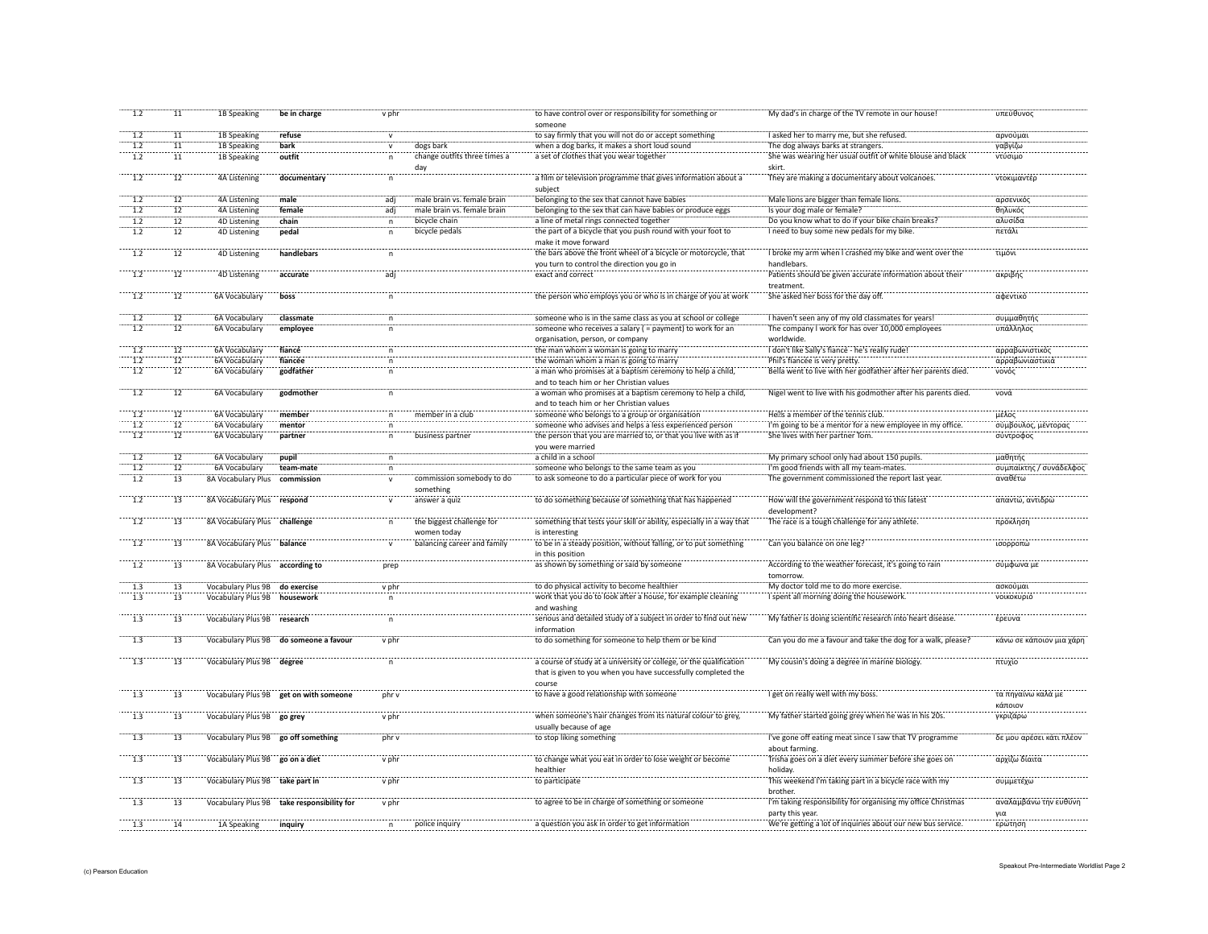| | | | | | | | | |
|---|---|---|---|---|---|---|---|---|
| 1.2 | 11 | 1B Speaking | **be in charge** | v phr | | to have control over or responsibility for something or someone | My dad's in charge of the TV remote in our house! | υπεύθυνος |
| 1.2 | 11 | 1B Speaking | **refuse** | v | | to say firmly that you will not do or accept something | I asked her to marry me, but she refused. | αρνούμαι |
| 1.2 | 11 | 1B Speaking | **bark** | v | dogs bark | when a dog barks, it makes a short loud sound | The dog always barks at strangers. | γαβγίζω |
| 1.2 | 11 | 1B Speaking | **outfit** | n | change outfits three times a day | a set of clothes that you wear together | She was wearing her usual outfit of white blouse and black skirt. | ντύσιμο |
| 1.2 | 12 | 4A Listening | **documentary** | n | | a film or television programme that gives information about a subject | They are making a documentary about volcanoes. | ντοκιμαντέρ |
| 1.2 | 12 | 4A Listening | **male** | adj | male brain vs. female brain | belonging to the sex that cannot have babies | Male lions are bigger than female lions. | αρσενικός |
| 1.2 | 12 | 4A Listening | **female** | adj | male brain vs. female brain | belonging to the sex that can have babies or produce eggs | Is your dog male or female? | θηλυκός |
| 1.2 | 12 | 4D Listening | **chain** | n | bicycle chain | a line of metal rings connected together | Do you know what to do if your bike chain breaks? | αλυσίδα |
| 1.2 | 12 | 4D Listening | **pedal** | n | bicycle pedals | the part of a bicycle that you push round with your foot to make it move forward | I need to buy some new pedals for my bike. | πετάλι |
| 1.2 | 12 | 4D Listening | **handlebars** | n | | the bars above the front wheel of a bicycle or motorcycle, that you turn to control the direction you go in | I broke my arm when I crashed my bike and went over the handlebars. | τιμόνι |
| 1.2 | 12 | 4D Listening | **accurate** | adj | | exact and correct | Patients should be given accurate information about their treatment. | ακριβής |
| 1.2 | 12 | 6A Vocabulary | **boss** | n | | the person who employs you or who is in charge of you at work | She asked her boss for the day off. | αφεντικό |
| 1.2 | 12 | 6A Vocabulary | **classmate** | n | | someone who is in the same class as you at school or college | I haven't seen any of my old classmates for years! | συμμαθητής |
| 1.2 | 12 | 6A Vocabulary | **employee** | n | | someone who receives a salary ( = payment) to work for an organisation, person, or company | The company I work for has over 10,000 employees worldwide. | υπάλληλος |
| 1.2 | 12 | 6A Vocabulary | **fiancé** | n | | the man whom a woman is going to marry | I don't like Sally's fiancé - he's really rude! | αρραβωνιστικός |
| 1.2 | 12 | 6A Vocabulary | **fiancée** | n | | the woman whom a man is going to marry | Phil's fiancée is very pretty. | αρραβωνιαστικιά |
| 1.2 | 12 | 6A Vocabulary | **godfather** | n | | a man who promises at a baptism ceremony to help a child, and to teach him or her Christian values | Bella went to live with her godfather after her parents died. | νονός |
| 1.2 | 12 | 6A Vocabulary | **godmother** | n | | a woman who promises at a baptism ceremony to help a child, and to teach him or her Christian values | Nigel went to live with his godmother after his parents died. | νονά |
| 1.2 | 12 | 6A Vocabulary | **member** | n | member in a club | someone who belongs to a group or organisation | He's a member of the tennis club. | μέλος |
| 1.2 | 12 | 6A Vocabulary | **mentor** | n | | someone who advises and helps a less experienced person | I'm going to be a mentor for a new employee in my office. | σύμβουλος, μέντορας |
| 1.2 | 12 | 6A Vocabulary | **partner** | n | business partner | the person that you are married to, or that you live with as if you were married | She lives with her partner Tom. | σύντροφος |
| 1.2 | 12 | 6A Vocabulary | **pupil** | n | | a child in a school | My primary school only had about 150 pupils. | μαθητής |
| 1.2 | 12 | 6A Vocabulary | **team-mate** | n | | someone who belongs to the same team as you | I'm good friends with all my team-mates. | συμπαίκτης / συνάδελφος |
| 1.2 | 13 | 8A Vocabulary Plus | **commission** | v | commission somebody to do something | to ask someone to do a particular piece of work for you | The government commissioned the report last year. | αναθέτω |
| 1.2 | 13 | 8A Vocabulary Plus | **respond** | v | answer a quiz | to do something because of something that has happened | How will the government respond to this latest development? | απαντώ, αντιδρώ |
| 1.2 | 13 | 8A Vocabulary Plus | **challenge** | n | the biggest challenge for women today | something that tests your skill or ability, especially in a way that is interesting | The race is a tough challenge for any athlete. | πρόκληση |
| 1.2 | 13 | 8A Vocabulary Plus | **balance** | v | balancing career and family | to be in a steady position, without falling, or to put something in this position | Can you balance on one leg? | ισορροπώ |
| 1.2 | 13 | 8A Vocabulary Plus | **according to** | prep | | as shown by something or said by someone | According to the weather forecast, it's going to rain tomorrow. | σύμφωνα με |
| 1.3 | 13 | Vocabulary Plus 9B | **do exercise** | v phr | | to do physical activity to become healthier | My doctor told me to do more exercise. | ασκούμαι |
| 1.3 | 13 | Vocabulary Plus 9B | **housework** | n | | work that you do to look after a house, for example cleaning and washing | I spent all morning doing the housework. | νοικοκυριό |
| 1.3 | 13 | Vocabulary Plus 9B | **research** | n | | serious and detailed study of a subject in order to find out new information | My father is doing scientific research into heart disease. | έρευνα |
| 1.3 | 13 | Vocabulary Plus 9B | **do someone a favour** | v phr | | to do something for someone to help them or be kind | Can you do me a favour and take the dog for a walk, please? | κάνω σε κάποιον μια χάρη |
| 1.3 | 13 | Vocabulary Plus 9B | **degree** | n | | a course of study at a university or college, or the qualification that is given to you when you have successfully completed the course | My cousin's doing a degree in marine biology. | πτυχίο |
| 1.3 | 13 | Vocabulary Plus 9B | **get on with someone** | phr v | | to have a good relationship with someone | I get on really well with my boss. | τα πηγαίνω καλά με κάποιον |
| 1.3 | 13 | Vocabulary Plus 9B | **go grey** | v phr | | when someone's hair changes from its natural colour to grey, usually because of age | My father started going grey when he was in his 20s. | γκριζάρω |
| 1.3 | 13 | Vocabulary Plus 9B | **go off something** | phr v | | to stop liking something | I've gone off eating meat since I saw that TV programme about farming. | δε μου αρέσει κάτι πλέον |
| 1.3 | 13 | Vocabulary Plus 9B | **go on a diet** | v phr | | to change what you eat in order to lose weight or become healthier | Trisha goes on a diet every summer before she goes on holiday. | αρχίζω δίαιτα |
| 1.3 | 13 | Vocabulary Plus 9B | **take part in** | v phr | | to participate | This weekend I'm taking part in a bicycle race with my brother. | συμμετέχω |
| 1.3 | 13 | Vocabulary Plus 9B | **take responsibility for** | v phr | | to agree to be in charge of something or someone | I'm taking responsibility for organising my office Christmas party this year. | αναλαμβάνω την ευθύνη για |
| 1.3 | 14 | 1A Speaking | **inquiry** | n | police inquiry | a question you ask in order to get information | We're getting a lot of inquiries about our new bus service. | ερώτηση |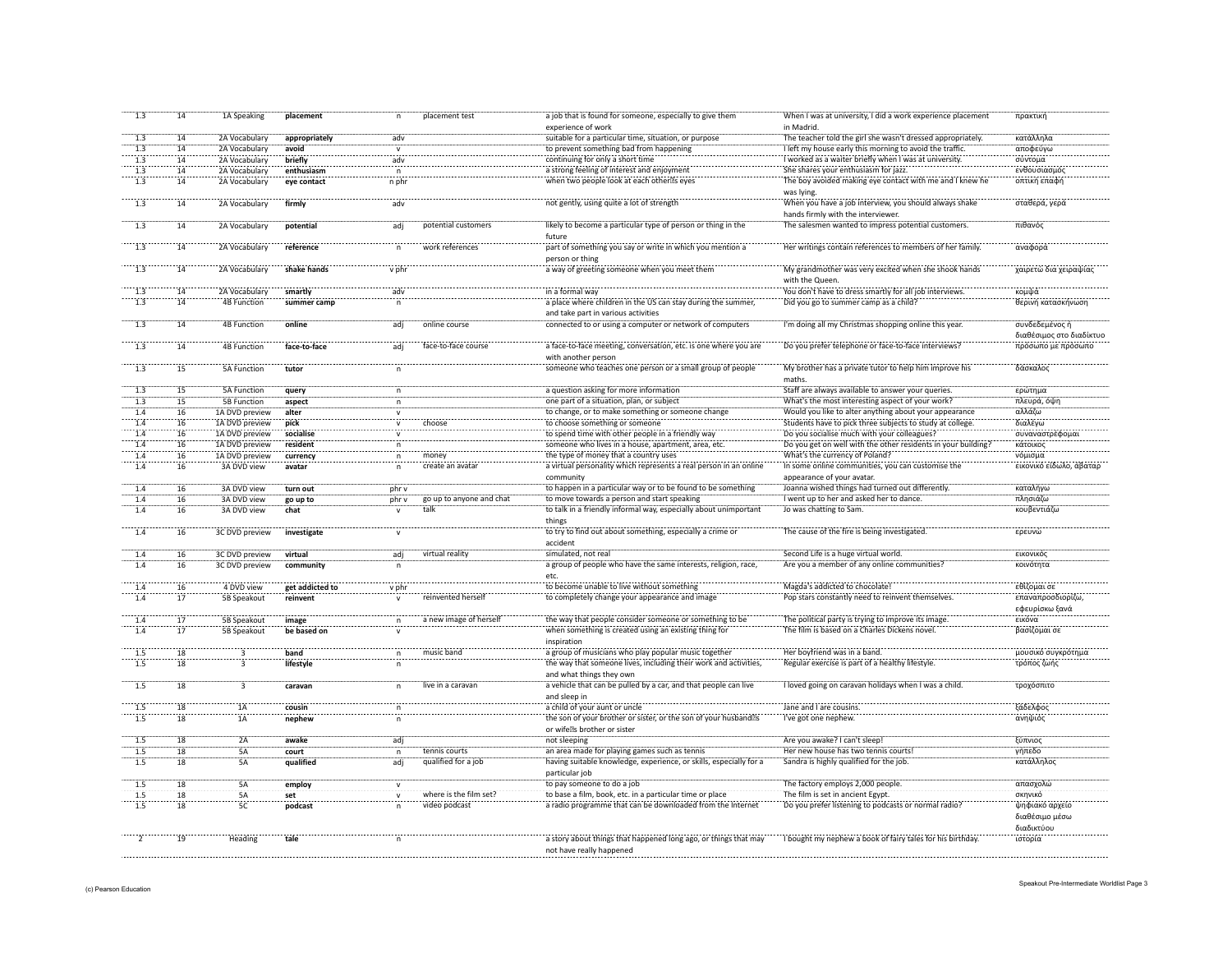| | | | | | | | | |
|---|---|---|---|---|---|---|---|---|
| 1.3 | 14 | 1A Speaking | **placement** | n | placement test | a job that is found for someone, especially to give them experience of work | When I was at university, I did a work experience placement in Madrid. | πρακτική |
| 1.3 | 14 | 2A Vocabulary | **appropriately** | adv | | suitable for a particular time, situation, or purpose | The teacher told the girl she wasn't dressed appropriately. | κατάλληλα |
| 1.3 | 14 | 2A Vocabulary | **avoid** | v | | to prevent something bad from happening | I left my house early this morning to avoid the traffic. | αποφεύγω |
| 1.3 | 14 | 2A Vocabulary | **briefly** | adv | | continuing for only a short time | I worked as a waiter briefly when I was at university. | σύντομα |
| 1.3 | 14 | 2A Vocabulary | **enthusiasm** | n | | a strong feeling of interest and enjoyment | She shares your enthusiasm for jazz. | ενθουσιασμός |
| 1.3 | 14 | 2A Vocabulary | **eye contact** | n phr | | when two people look at each other's eyes | The boy avoided making eye contact with me and I knew he was lying. | οπτική επαφή |
| 1.3 | 14 | 2A Vocabulary | **firmly** | adv | | not gently, using quite a lot of strength | When you have a job interview, you should always shake hands firmly with the interviewer. | σταθερά, γερά |
| 1.3 | 14 | 2A Vocabulary | **potential** | adj | potential customers | likely to become a particular type of person or thing in the future | The salesmen wanted to impress potential customers. | πιθανός |
| 1.3 | 14 | 2A Vocabulary | **reference** | n | work references | part of something you say or write in which you mention a person or thing | Her writings contain references to members of her family. | αναφορά |
| 1.3 | 14 | 2A Vocabulary | **shake hands** | v phr | | a way of greeting someone when you meet them | My grandmother was very excited when she shook hands with the Queen. | χαιρετώ διά χειραψίας |
| 1.3 | 14 | 2A Vocabulary | **smartly** | adv | | in a formal way | You don't have to dress smartly for all job interviews. | κομψά |
| 1.3 | 14 | 4B Function | **summer camp** | n | | a place where children in the US can stay during the summer, and take part in various activities | Did you go to summer camp as a child? | θερινή κατασκήνωση |
| 1.3 | 14 | 4B Function | **online** | adj | online course | connected to or using a computer or network of computers | I'm doing all my Christmas shopping online this year. | συνδεδεμένος ή διαθέσιμος στο διαδίκτυο |
| 1.3 | 14 | 4B Function | **face-to-face** | adj | face-to-face course | a face-to-face meeting, conversation, etc. is one where you are with another person | Do you prefer telephone or face-to-face interviews? | πρόσωπο με πρόσωπο |
| 1.3 | 15 | 5A Function | **tutor** | n | | someone who teaches one person or a small group of people | My brother has a private tutor to help him improve his maths. | δάσκαλος |
| 1.3 | 15 | 5A Function | **query** | n | | a question asking for more information | Staff are always available to answer your queries. | ερώτημα |
| 1.3 | 15 | 5B Function | **aspect** | n | | one part of a situation, plan, or subject | What's the most interesting aspect of your work? | πλευρά, όψη |
| 1.4 | 16 | 1A DVD preview | **alter** | v | | to change, or to make something or someone change | Would you like to alter anything about your appearance | αλλάζω |
| 1.4 | 16 | 1A DVD preview | **pick** | v | choose | to choose something or someone | Students have to pick three subjects to study at college. | διαλέγω |
| 1.4 | 16 | 1A DVD preview | **socialise** | v | | to spend time with other people in a friendly way | Do you socialise much with your colleagues? | συναναστρέφομαι |
| 1.4 | 16 | 1A DVD preview | **resident** | n | | someone who lives in a house, apartment, area, etc. | Do you get on well with the other residents in your building? | κάτοικος |
| 1.4 | 16 | 1A DVD preview | **currency** | n | money | the type of money that a country uses | What's the currency of Poland? | νόμισμα |
| 1.4 | 16 | 3A DVD view | **avatar** | n | create an avatar | a virtual personality which represents a real person in an online community | In some online communities, you can customise the appearance of your avatar. | εικονικό είδωλο, άβαταρ |
| 1.4 | 16 | 3A DVD view | **turn out** | phr v | | to happen in a particular way or to be found to be something | Joanna wished things had turned out differently. | καταλήγω |
| 1.4 | 16 | 3A DVD view | **go up to** | phr v | go up to anyone and chat | to move towards a person and start speaking | I went up to her and asked her to dance. | πλησιάζω |
| 1.4 | 16 | 3A DVD view | **chat** | v | talk | to talk in a friendly informal way, especially about unimportant things | Jo was chatting to Sam. | κουβεντιάζω |
| 1.4 | 16 | 3C DVD preview | **investigate** | v | | to try to find out about something, especially a crime or accident | The cause of the fire is being investigated. | ερευνώ |
| 1.4 | 16 | 3C DVD preview | **virtual** | adj | virtual reality | simulated, not real | Second Life is a huge virtual world. | εικονικός |
| 1.4 | 16 | 3C DVD preview | **community** | n | | a group of people who have the same interests, religion, race, etc. | Are you a member of any online communities? | κοινότητα |
| 1.4 | 16 | 4 DVD view | **get addicted to** | v phr | | to become unable to live without something | Magda's addicted to chocolate! | εθίζομαι σε |
| 1.4 | 17 | 5B Speakout | **reinvent** | v | reinvented herself | to completely change your appearance and image | Pop stars constantly need to reinvent themselves. | επαναπροσδιορίζω, εφευρίσκω ξανά |
| 1.4 | 17 | 5B Speakout | **image** | n | a new image of herself | the way that people consider someone or something to be | The political party is trying to improve its image. | εικόνα |
| 1.4 | 17 | 5B Speakout | **be based on** | v | | when something is created using an existing thing for inspiration | The film is based on a Charles Dickens novel. | βασίζομαι σε |
| 1.5 | 18 | 3 | **band** | n | music band | a group of musicians who play popular music together | Her boyfriend was in a band. | μουσικό συγκρότημα |
| 1.5 | 18 | 3 | **lifestyle** | n | | the way that someone lives, including their work and activities, and what things they own | Regular exercise is part of a healthy lifestyle. | τρόπος ζωής |
| 1.5 | 18 | 3 | **caravan** | n | live in a caravan | a vehicle that can be pulled by a car, and that people can live and sleep in | I loved going on caravan holidays when I was a child. | τροχόσπιτο |
| 1.5 | 18 | 1A | **cousin** | n | | a child of your aunt or uncle | Jane and I are cousins. | ξάδελφος |
| 1.5 | 18 | 1A | **nephew** | n | | the son of your brother or sister, or the son of your husband's or wife's brother or sister | I've got one nephew. | ανηψιός |
| 1.5 | 18 | 2A | **awake** | adj | | not sleeping | Are you awake? I can't sleep! | ξύπνιος |
| 1.5 | 18 | 5A | **court** | n | tennis courts | an area made for playing games such as tennis | Her new house has two tennis courts! | γήπεδο |
| 1.5 | 18 | 5A | **qualified** | adj | qualified for a job | having suitable knowledge, experience, or skills, especially for a particular job | Sandra is highly qualified for the job. | κατάλληλος |
| 1.5 | 18 | 5A | **employ** | v | | to pay someone to do a job | The factory employs 2,000 people. | απασχολώ |
| 1.5 | 18 | 5A | **set** | v | where is the film set? | to base a film, book, etc. in a particular time or place | The film is set in ancient Egypt. | σκηνικό |
| 1.5 | 18 | 5C | **podcast** | n | video podcast | a radio programme that can be downloaded from the Internet | Do you prefer listening to podcasts or normal radio? | ψηφιακό αρχείο διαθέσιμο μέσω διαδικτύου |
| 2 | 19 | Heading | **tale** | n | | a story about things that happened long ago, or things that may not have really happened | I bought my nephew a book of fairy tales for his birthday. | ιστορία |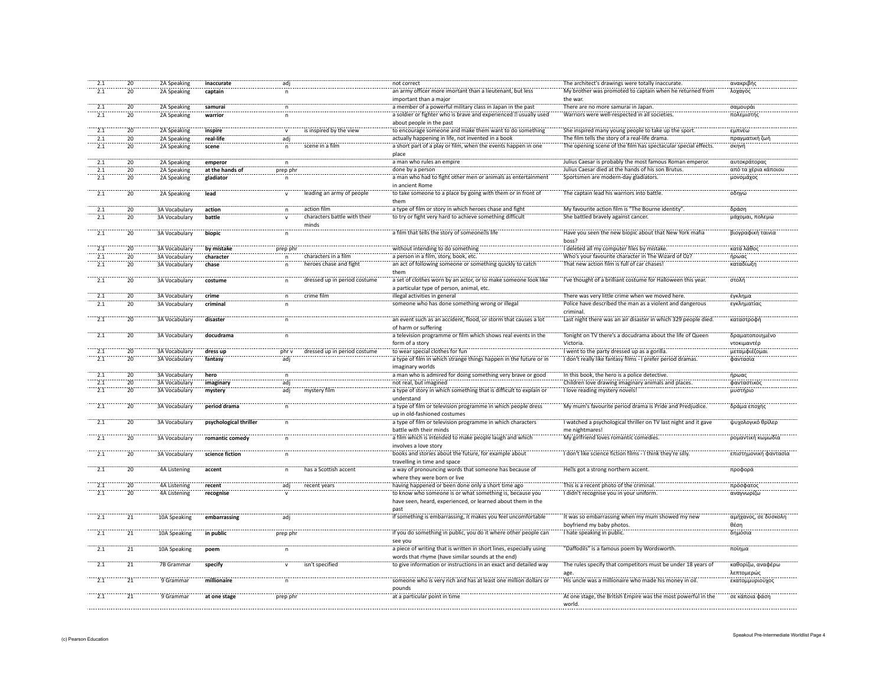| | | | | | | | | |
|---|---|---|---|---|---|---|---|---|
| 2.1 | 20 | 2A Speaking | **inaccurate** | adj | | not correct | The architect's drawings were totally inaccurate. | ανακριβής |
| 2.1 | 20 | 2A Speaking | **captain** | n | | an army officer more imortant than a lieutenant, but less important than a major | My brother was promoted to captain when he returned from the war. | λοχαγός |
| 2.1 | 20 | 2A Speaking | **samurai** | n | | a member of a powerful military class in Japan in the past | There are no more samurai in Japan. | σαμουράι |
| 2.1 | 20 | 2A Speaking | **warrior** | n | | a soldier or fighter who is brave and experienced  usually used about people in the past | Warriors were well-respected in all societies. | πολεμιστής |
| 2.1 | 20 | 2A Speaking | **inspire** | v | is inspired by the view | to encourage someone and make them want to do something | She inspired many young people to take up the sport. | εμπνέω |
| 2.1 | 20 | 2A Speaking | **real-life** | adj | | actually happening in life, not invented in a book | The film tells the story of a real-life drama. | πραγματική ζωή |
| 2.1 | 20 | 2A Speaking | **scene** | n | scene in a film | a short part of a play or film, when the events happen in one place | The opening scene of the film has spectacular special effects. | σκηνή |
| 2.1 | 20 | 2A Speaking | **emperor** | n | | a man who rules an empire | Julius Caesar is probably the most famous Roman emperor. | αυτοκράτορας |
| 2.1 | 20 | 2A Speaking | **at the hands of** | prep phr | | done by a person | Julius Caesar died at the hands of his son Brutus. | από τα χέρια κάποιου |
| 2.1 | 20 | 2A Speaking | **gladiator** | n | | a man who had to fight other men or animals as entertainment in ancient Rome | Sportsmen are modern-day gladiators. | μονομάχος |
| 2.1 | 20 | 2A Speaking | **lead** | v | leading an army of people | to take someone to a place by going with them or in front of them | The captain lead his warriors into battle. | οδηγώ |
| 2.1 | 20 | 3A Vocabulary | **action** | n | action film | a type of film or story in which heroes chase and fight | My favourite action film is "The Bourne identity". | δράση |
| 2.1 | 20 | 3A Vocabulary | **battle** | v | characters battle with their minds | to try or fight very hard to achieve something difficult | She battled bravely against cancer. | μάχομαι, πολεμώ |
| 2.1 | 20 | 3A Vocabulary | **biopic** | n | | a film that tells the story of someone's life | Have you seen the new biopic about that New York mafia boss? | βιογραφική ταινία |
| 2.1 | 20 | 3A Vocabulary | **by mistake** | prep phr | | without intending to do something | I deleted all my computer files by mistake. | κατά λάθος |
| 2.1 | 20 | 3A Vocabulary | **character** | n | characters in a film | a person in a film, story, book, etc. | Who's your favourite character in The Wizard of Oz? | ήρωας |
| 2.1 | 20 | 3A Vocabulary | **chase** | n | heroes chase and fight | an act of following someone or something quickly to catch them | That new action film is full of car chases! | καταδίωξη |
| 2.1 | 20 | 3A Vocabulary | **costume** | n | dressed up in period costume | a set of clothes worn by an actor, or to make someone look like a particular type of person, animal, etc. | I've thought of a brilliant costume for Halloween this year. | στολή |
| 2.1 | 20 | 3A Vocabulary | **crime** | n | crime film | illegal activities in general | There was very little crime when we moved here. | έγκλημα |
| 2.1 | 20 | 3A Vocabulary | **criminal** | n | | someone who has done something wrong or illegal | Police have described the man as a violent and dangerous criminal. | εγκληματίας |
| 2.1 | 20 | 3A Vocabulary | **disaster** | n | | an event such as an accident, flood, or storm that causes a lot of harm or suffering | Last night there was an air disaster in which 329 people died. | καταστροφή |
| 2.1 | 20 | 3A Vocabulary | **docudrama** | n | | a television programme or film which shows real events in the form of a story | Tonight on TV there's a docudrama about the life of Queen Victoria. | δραματοποιημένο ντοκιμαντέρ |
| 2.1 | 20 | 3A Vocabulary | **dress up** | phr v | dressed up in period costume | to wear special clothes for fun | I went to the party dressed up as a gorilla. | μεταμφιέζομαι |
| 2.1 | 20 | 3A Vocabulary | **fantasy** | adj | | a type of film in which strange things happen in the future or in imaginary worlds | I don't really like fantasy films - I prefer period dramas. | φαντασία |
| 2.1 | 20 | 3A Vocabulary | **hero** | n | | a man who is admired for doing something very brave or good | In this book, the hero is a police detective. | ήρωας |
| 2.1 | 20 | 3A Vocabulary | **imaginary** | adj | | not real, but imagined | Children love drawing imaginary animals and places. | φανταστικός |
| 2.1 | 20 | 3A Vocabulary | **mystery** | adj | mystery film | a type of story in which something that is difficult to explain or understand | I love reading mystery novels! | μυστήριο |
| 2.1 | 20 | 3A Vocabulary | **period drama** | n | | a type of film or television programme in which people dress up in old-fashioned costumes | My mum's favourite period drama is Pride and Predjudice. | δράμα εποχής |
| 2.1 | 20 | 3A Vocabulary | **psychological thriller** | n | | a type of film or television programme in which characters battle with their minds | I watched a psychological thriller on TV last night and it gave me nightmares! | ψυχολογικό θρίλερ |
| 2.1 | 20 | 3A Vocabulary | **romantic comedy** | n | | a film which is intended to make people laugh and which involves a love story | My girlfriend loves romantic comedies. | ρομαντική κωμωδία |
| 2.1 | 20 | 3A Vocabulary | **science fiction** | n | | books and stories about the future, for example about travelling in time and space | I don't like science fiction films - I think they're silly. | επιστημονική φαντασία |
| 2.1 | 20 | 4A Listening | **accent** | n | has a Scottish accent | a way of pronouncing words that someone has because of where they were born or live | He's got a strong northern accent. | προφορά |
| 2.1 | 20 | 4A Listening | **recent** | adj | recent years | having happened or been done only a short time ago | This is a recent photo of the criminal. | πρόσφατος |
| 2.1 | 20 | 4A Listening | **recognise** | v | | to know who someone is or what something is, because you have seen, heard, experienced, or learned about them in the past | I didn't recognise you in your uniform. | αναγνωρίζω |
| 2.1 | 21 | 10A Speaking | **embarrassing** | adj | | if something is embarrassing, it makes you feel uncomfortable | It was so embarrassing when my mum showed my new boyfriend my baby photos. | αμήχανος, σε δύσκολη θέση |
| 2.1 | 21 | 10A Speaking | **in public** | prep phr | | if you do something in public, you do it where other people can see you | I hate speaking in public. | δημόσια |
| 2.1 | 21 | 10A Speaking | **poem** | n | | a piece of writing that is written in short lines, especially using words that rhyme (have similar sounds at the end) | "Daffodils" is a famous poem by Wordsworth. | ποίημα |
| 2.1 | 21 | 7B Grammar | **specify** | v | isn't specified | to give information or instructions in an exact and detailed way | The rules specify that competitors must be under 18 years of age. | καθορίζω, αναφέρω λεπτομερώς |
| 2.1 | 21 | 9 Grammar | **millionaire** | n | | someone who is very rich and has at least one million dollars or pounds | His uncle was a millionaire who made his money in oil. | εκατομμυριούχος |
| 2.1 | 21 | 9 Grammar | **at one stage** | prep phr | | at a particular point in time | At one stage, the British Empire was the most powerful in the world. | σε κάποια φάση |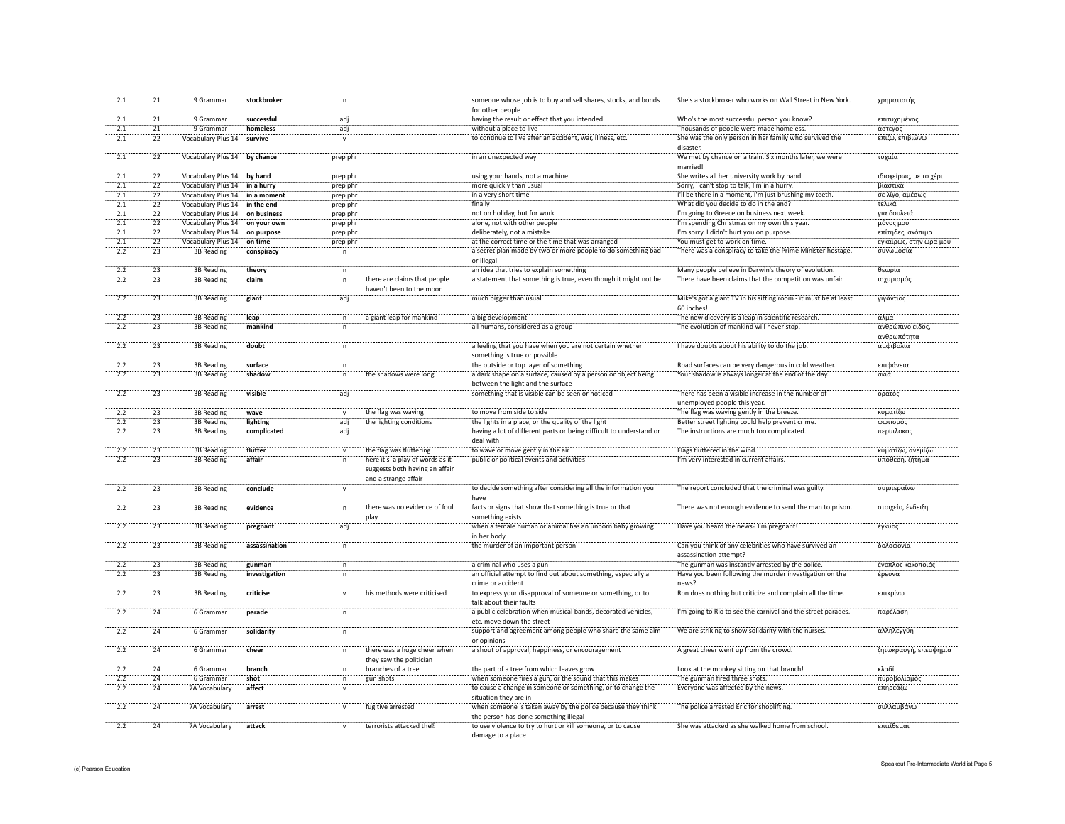| | | | | | | | | |
|---|---|---|---|---|---|---|---|---|
| 2.1 | 21 | 9 Grammar | **stockbroker** | n | | someone whose job is to buy and sell shares, stocks, and bonds for other people | She's a stockbroker who works on Wall Street in New York. | χρηματιστής |
| 2.1 | 21 | 9 Grammar | **successful** | adj | | having the result or effect that you intended | Who's the most successful person you know? | επιτυχημένος |
| 2.1 | 21 | 9 Grammar | **homeless** | adj | | without a place to live | Thousands of people were made homeless. | άστεγος |
| 2.1 | 22 | Vocabulary Plus 14 | **survive** | v | | to continue to live after an accident, war, illness, etc. | She was the only person in her family who survived the disaster. | επιζώ, επιβιώνω |
| 2.1 | 22 | Vocabulary Plus 14 | **by chance** | prep phr | | in an unexpected way | We met by chance on a train. Six months later, we were married! | τυχαία |
| 2.1 | 22 | Vocabulary Plus 14 | **by hand** | prep phr | | using your hands, not a machine | She writes all her university work by hand. | ιδιοχείρως, με το χέρι |
| 2.1 | 22 | Vocabulary Plus 14 | **in a hurry** | prep phr | | more quickly than usual | Sorry, I can't stop to talk, I'm in a hurry. | βιαστικά |
| 2.1 | 22 | Vocabulary Plus 14 | **in a moment** | prep phr | | in a very short time | I'll be there in a moment, I'm just brushing my teeth. | σε λίγο, αμέσως |
| 2.1 | 22 | Vocabulary Plus 14 | **in the end** | prep phr | | finally | What did you decide to do in the end? | τελικά |
| 2.1 | 22 | Vocabulary Plus 14 | **on business** | prep phr | | not on holiday, but for work | I'm going to Greece on business next week. | για δουλειά |
| 2.1 | 22 | Vocabulary Plus 14 | **on your own** | prep phr | | alone, not with other people | I'm spending Christmas on my own this year. | μόνος μου |
| 2.1 | 22 | Vocabulary Plus 14 | **on purpose** | prep phr | | deliberately, not a mistake | I'm sorry. I didn't hurt you on purpose. | επίτηδες, σκόπιμα |
| 2.1 | 22 | Vocabulary Plus 14 | **on time** | prep phr | | at the correct time or the time that was arranged | You must get to work on time. | εγκαίρως, στην ώρα μου |
| 2.2 | 23 | 3B Reading | **conspiracy** | n | | a secret plan made by two or more people to do something bad or illegal | There was a conspiracy to take the Prime Minister hostage. | συνωμοσία |
| 2.2 | 23 | 3B Reading | **theory** | n | | an idea that tries to explain something | Many people believe in Darwin's theory of evolution. | θεωρία |
| 2.2 | 23 | 3B Reading | **claim** | n | there are claims that people haven't been to the moon | a statement that something is true, even though it might not be | There have been claims that the competition was unfair. | ισχυρισμός |
| 2.2 | 23 | 3B Reading | **giant** | adj | | much bigger than usual | Mike's got a giant TV in his sitting room - it must be at least 60 inches! | γιγάντιος |
| 2.2 | 23 | 3B Reading | **leap** | n | a giant leap for mankind | a big development | The new dicovery is a leap in scientific research. | άλμα |
| 2.2 | 23 | 3B Reading | **mankind** | n | | all humans, considered as a group | The evolution of mankind will never stop. | ανθρώπινο είδος, ανθρωπότητα |
| 2.2 | 23 | 3B Reading | **doubt** | n | | a feeling that you have when you are not certain whether something is true or possible | I have doubts about his ability to do the job. | αμφιβολία |
| 2.2 | 23 | 3B Reading | **surface** | n | | the outside or top layer of something | Road surfaces can be very dangerous in cold weather. | επιφάνεια |
| 2.2 | 23 | 3B Reading | **shadow** | n | the shadows were long | a dark shape on a surface, caused by a person or object being between the light and the surface | Your shadow is always longer at the end of the day. | σκιά |
| 2.2 | 23 | 3B Reading | **visible** | adj | | something that is visible can be seen or noticed | There has been a visible increase in the number of unemployed people this year. | ορατός |
| 2.2 | 23 | 3B Reading | **wave** | v | the flag was waving | to move from side to side | The flag was waving gently in the breeze. | κυματίζω |
| 2.2 | 23 | 3B Reading | **lighting** | adj | the lighting conditions | the lights in a place, or the quality of the light | Better street lighting could help prevent crime. | φωτισμός |
| 2.2 | 23 | 3B Reading | **complicated** | adj | | having a lot of different parts or being difficult to understand or deal with | The instructions are much too complicated. | περίπλοκος |
| 2.2 | 23 | 3B Reading | **flutter** | v | the flag was fluttering | to wave or move gently in the air | Flags fluttered in the wind. | κυματίζω, ανεμίζω |
| 2.2 | 23 | 3B Reading | **affair** | n | here it's a play of words as it suggests both having an affair and a strange affair | public or political events and activities | I'm very interested in current affairs. | υπόθεση, ζήτημα |
| 2.2 | 23 | 3B Reading | **conclude** | v | | to decide something after considering all the information you have | The report concluded that the criminal was guilty. | συμπεραίνω |
| 2.2 | 23 | 3B Reading | **evidence** | n | there was no evidence of foul play | facts or signs that show that something is true or that something exists | There was not enough evidence to send the man to prison. | στοιχείο, ένδειξη |
| 2.2 | 23 | 3B Reading | **pregnant** | adj | | when a female human or animal has an unborn baby growing in her body | Have you heard the news? I'm pregnant! | έγκυος |
| 2.2 | 23 | 3B Reading | **assassination** | n | | the murder of an important person | Can you think of any celebrities who have survived an assassination attempt? | δολοφονία |
| 2.2 | 23 | 3B Reading | **gunman** | n | | a criminal who uses a gun | The gunman was instantly arrested by the police. | ένοπλος κακοποιός |
| 2.2 | 23 | 3B Reading | **investigation** | n | | an official attempt to find out about something, especially a crime or accident | Have you been following the murder investigation on the news? | έρευνα |
| 2.2 | 23 | 3B Reading | **criticise** | v | his methods were criticised | to express your disapproval of someone or something, or to talk about their faults | Ron does nothing but criticize and complain all the time. | επικρίνω |
| 2.2 | 24 | 6 Grammar | **parade** | n | | a public celebration when musical bands, decorated vehicles, etc. move down the street | I'm going to Rio to see the carnival and the street parades. | παρέλαση |
| 2.2 | 24 | 6 Grammar | **solidarity** | n | | support and agreement among people who share the same aim or opinions | We are striking to show solidarity with the nurses. | αλληλεγγύη |
| 2.2 | 24 | 6 Grammar | **cheer** | n | there was a huge cheer when they saw the politician | a shout of approval, happiness, or encouragement | A great cheer went up from the crowd. | ζητωκραυγή, επευφημία |
| 2.2 | 24 | 6 Grammar | **branch** | n | branches of a tree | the part of a tree from which leaves grow | Look at the monkey sitting on that branch! | κλαδί |
| 2.2 | 24 | 6 Grammar | **shot** | n | gun shots | when someone fires a gun, or the sound that this makes | The gunman fired three shots. | πυροβολισμός |
| 2.2 | 24 | 7A Vocabulary | **affect** | v | | to cause a change in someone or something, or to change the situation they are in | Everyone was affected by the news. | επηρεάζω |
| 2.2 | 24 | 7A Vocabulary | **arrest** | v | fugitive arrested | when someone is taken away by the police because they think the person has done something illegal | The police arrested Eric for shoplifting. | συλλαμβάνω |
| 2.2 | 24 | 7A Vocabulary | **attack** | v | terrorists attacked the | to use violence to try to hurt or kill someone, or to cause damage to a place | She was attacked as she walked home from school. | επιτίθεμαι |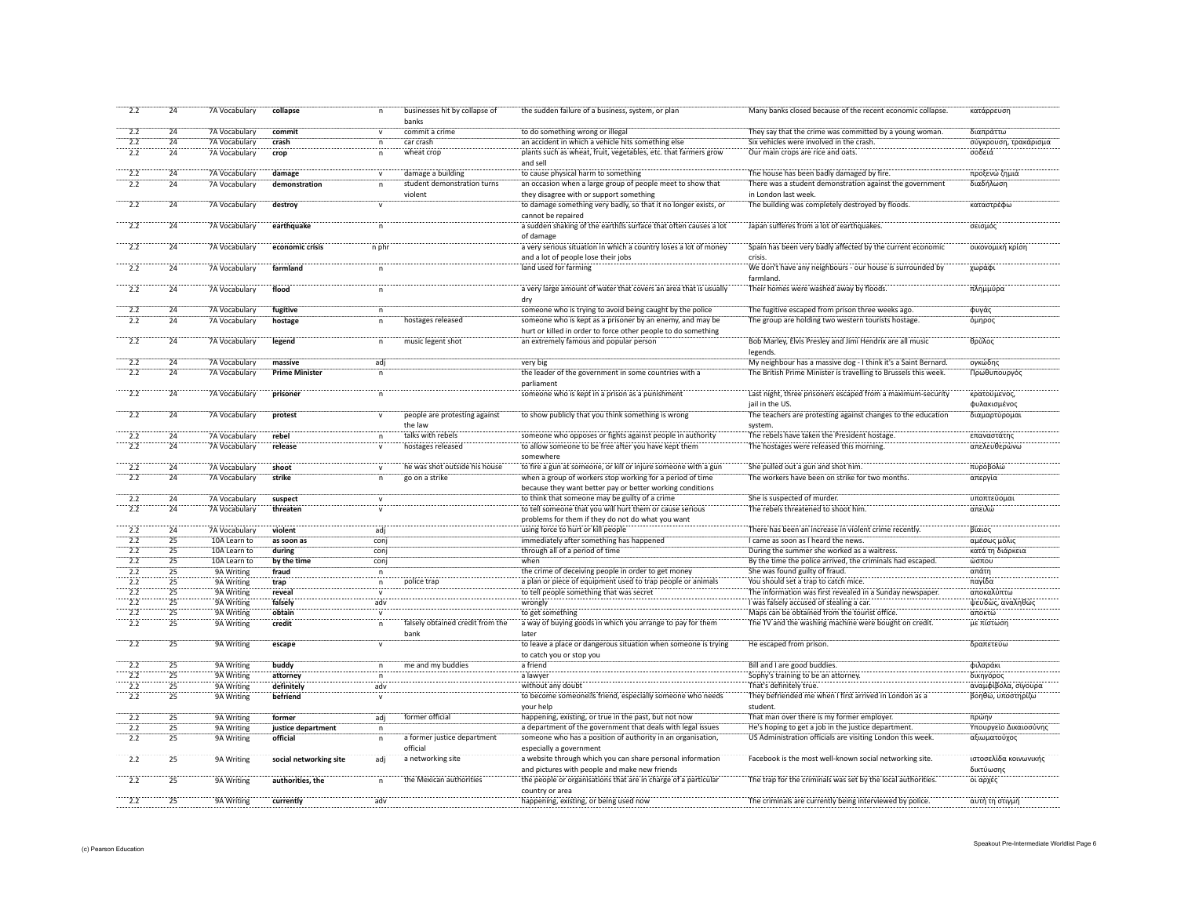| | | | | | | | | |
|---|---|---|---|---|---|---|---|---|
| 2.2 | 24 | 7A Vocabulary | **collapse** | n | businesses hit by collapse of banks | the sudden failure of a business, system, or plan | Many banks closed because of the recent economic collapse. | κατάρρευση |
| 2.2 | 24 | 7A Vocabulary | **commit** | v | commit a crime | to do something wrong or illegal | They say that the crime was committed by a young woman. | διαπράττω |
| 2.2 | 24 | 7A Vocabulary | **crash** | n | car crash | an accident in which a vehicle hits something else | Six vehicles were involved in the crash. | σύγκρουση, τρακάρισμα |
| 2.2 | 24 | 7A Vocabulary | **crop** | n | wheat crop | plants such as wheat, fruit, vegetables, etc. that farmers grow and sell | Our main crops are rice and oats. | σοδειά |
| 2.2 | 24 | 7A Vocabulary | **damage** | v | damage a building | to cause physical harm to something | The house has been badly damaged by fire. | προξενώ ζημιά |
| 2.2 | 24 | 7A Vocabulary | **demonstration** | n | student demonstration turns violent | an occasion when a large group of people meet to show that they disagree with or support something | There was a student demonstration against the government in London last week. | διαδήλωση |
| 2.2 | 24 | 7A Vocabulary | **destroy** | v | | to damage something very badly, so that it no longer exists, or cannot be repaired | The building was completely destroyed by floods. | καταστρέφω |
| 2.2 | 24 | 7A Vocabulary | **earthquake** | n | | a sudden shaking of the earth's surface that often causes a lot of damage | Japan sufferes from a lot of earthquakes. | σεισμός |
| 2.2 | 24 | 7A Vocabulary | **economic crisis** | n phr | | a very serious situation in which a country loses a lot of money and a lot of people lose their jobs | Spain has been very badly affected by the current economic crisis. | οικονομική κρίση |
| 2.2 | 24 | 7A Vocabulary | **farmland** | n | | land used for farming | We don't have any neighbours - our house is surrounded by farmland. | χωράφι |
| 2.2 | 24 | 7A Vocabulary | **flood** | n | | a very large amount of water that covers an area that is usually dry | Their homes were washed away by floods. | πλημμύρα |
| 2.2 | 24 | 7A Vocabulary | **fugitive** | n | | someone who is trying to avoid being caught by the police | The fugitive escaped from prison three weeks ago. | φυγάς |
| 2.2 | 24 | 7A Vocabulary | **hostage** | n | hostages released | someone who is kept as a prisoner by an enemy, and may be hurt or killed in order to force other people to do something | The group are holding two western tourists hostage. | όμηρος |
| 2.2 | 24 | 7A Vocabulary | **legend** | n | music legent shot | an extremely famous and popular person | Bob Marley, Elvis Presley and Jimi Hendrix are all music legends. | θρύλος |
| 2.2 | 24 | 7A Vocabulary | **massive** | adj | | very big | My neighbour has a massive dog - I think it's a Saint Bernard. | ογκώδης |
| 2.2 | 24 | 7A Vocabulary | **Prime Minister** | n | | the leader of the government in some countries with a parliament | The British Prime Minister is travelling to Brussels this week. | Πρωθυπουργός |
| 2.2 | 24 | 7A Vocabulary | **prisoner** | n | | someone who is kept in a prison as a punishment | Last night, three prisoners escaped from a maximum-security jail in the US. | κρατούμενος, φυλακισμένος |
| 2.2 | 24 | 7A Vocabulary | **protest** | v | people are protesting against the law | to show publicly that you think something is wrong | The teachers are protesting against changes to the education system. | διαμαρτύρομαι |
| 2.2 | 24 | 7A Vocabulary | **rebel** | n | talks with rebels | someone who opposes or fights against people in authority | The rebels have taken the President hostage. | επαναστάτης |
| 2.2 | 24 | 7A Vocabulary | **release** | v | hostages released | to allow someone to be free after you have kept them somewhere | The hostages were released this morning. | απελευθερώνω |
| 2.2 | 24 | 7A Vocabulary | **shoot** | v | he was shot outside his house | to fire a gun at someone, or kill or injure someone with a gun | She pulled out a gun and shot him. | πυροβολώ |
| 2.2 | 24 | 7A Vocabulary | **strike** | n | go on a strike | when a group of workers stop working for a period of time because they want better pay or better working conditions | The workers have been on strike for two months. | απεργία |
| 2.2 | 24 | 7A Vocabulary | **suspect** | v | | to think that someone may be guilty of a crime | She is suspected of murder. | υποπτεύομαι |
| 2.2 | 24 | 7A Vocabulary | **threaten** | v | | to tell someone that you will hurt them or cause serious problems for them if they do not do what you want | The rebels threatened to shoot him. | απειλώ |
| 2.2 | 24 | 7A Vocabulary | **violent** | adj | | using force to hurt or kill people | There has been an increase in violent crime recently. | βίαιος |
| 2.2 | 25 | 10A Learn to | **as soon as** | conj | | immediately after something has happened | I came as soon as I heard the news. | αμέσως μόλις |
| 2.2 | 25 | 10A Learn to | **during** | conj | | through all of a period of time | During the summer she worked as a waitress. | κατά τη διάρκεια |
| 2.2 | 25 | 10A Learn to | **by the time** | conj | | when | By the time the police arrived, the criminals had escaped. | ώσπου |
| 2.2 | 25 | 9A Writing | **fraud** | n | | the crime of deceiving people in order to get money | She was found guilty of fraud. | απάτη |
| 2.2 | 25 | 9A Writing | **trap** | n | police trap | a plan or piece of equipment used to trap people or animals | You should set a trap to catch mice. | παγίδα |
| 2.2 | 25 | 9A Writing | **reveal** | v | | to tell people something that was secret | The information was first revealed in a Sunday newspaper. | αποκαλύπτω |
| 2.2 | 25 | 9A Writing | **falsely** | adv | | wrongly | I was falsely accused of stealing a car. | ψευδώς, αναληθώς |
| 2.2 | 25 | 9A Writing | **obtain** | v | | to get something | Maps can be obtained from the tourist office. | αποκτώ |
| 2.2 | 25 | 9A Writing | **credit** | n | falsely obtained credit from the bank | a way of buying goods in which you arrange to pay for them later | The TV and the washing machine were bought on credit. | με πίστωση |
| 2.2 | 25 | 9A Writing | **escape** | v | | to leave a place or dangerous situation when someone is trying to catch you or stop you | He escaped from prison. | δραπετεύω |
| 2.2 | 25 | 9A Writing | **buddy** | n | me and my buddies | a friend | Bill and I are good buddies. | φιλαράκι |
| 2.2 | 25 | 9A Writing | **attorney** | n | | a lawyer | Sophy's training to be an attorney. | δικηγόρος |
| 2.2 | 25 | 9A Writing | **definitely** | adv | | without any doubt | That's definitely true. | αναμφίβολα, σίγουρα |
| 2.2 | 25 | 9A Writing | **befriend** | v | | to become someone's friend, especially someone who needs your help | They befriended me when I first arrived in London as a student. | βοηθώ, υποστηρίζω |
| 2.2 | 25 | 9A Writing | **former** | adj | former official | happening, existing, or true in the past, but not now | That man over there is my former employer. | πρώην |
| 2.2 | 25 | 9A Writing | **justice department** | n | | a department of the government that deals with legal issues | He's hoping to get a job in the justice department. | Υπουργείο Δικαιοσύνης |
| 2.2 | 25 | 9A Writing | **official** | n | a former justice department official | someone who has a position of authority in an organisation, especially a government | US Administration officials are visiting London this week. | αξιωματούχος |
| 2.2 | 25 | 9A Writing | **social networking site** | adj | a networking site | a website through which you can share personal information and pictures with people and make new friends | Facebook is the most well-known social networking site. | ιστοσελίδα κοινωνικής δικτύωσης |
| 2.2 | 25 | 9A Writing | **authorities, the** | n | the Mexican authorities | the people or organisations that are in charge of a particular country or area | The trap for the criminals was set by the local authorities. | οι αρχές |
| 2.2 | 25 | 9A Writing | **currently** | adv | | happening, existing, or being used now | The criminals are currently being interviewed by police. | αυτή τη στιγμή |

(c) Pearson Education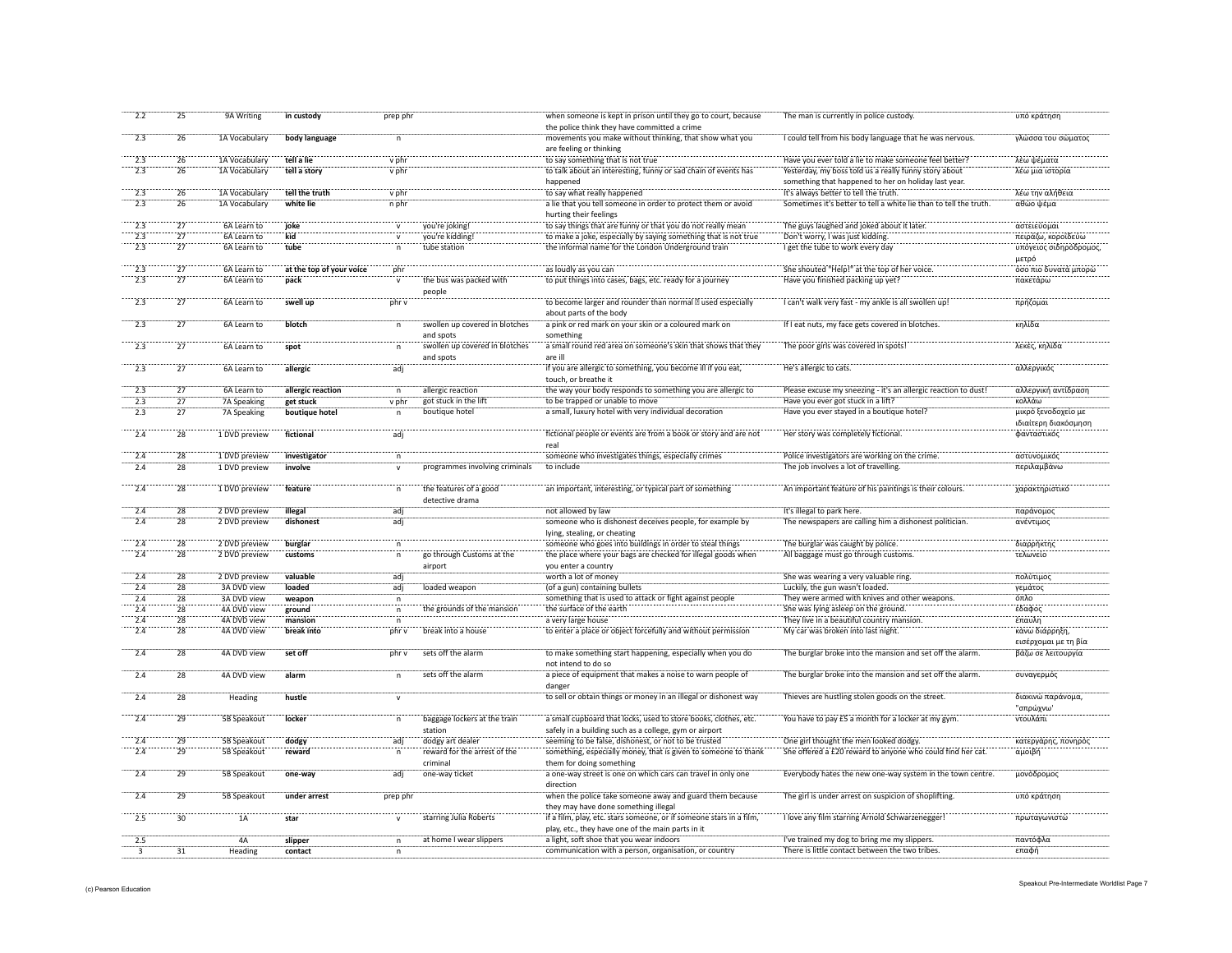| | | | | | | | | |
|---|---|---|---|---|---|---|---|---|
| 2.2 | 25 | 9A Writing | **in custody** | prep phr | | when someone is kept in prison until they go to court, because the police think they have committed a crime | The man is currently in police custody. | υπό κράτηση |
| 2.3 | 26 | 1A Vocabulary | **body language** | n | | movements you make without thinking, that show what you are feeling or thinking | I could tell from his body language that he was nervous. | γλώσσα του σώματος |
| 2.3 | 26 | 1A Vocabulary | **tell a lie** | v phr | | to say something that is not true | Have you ever told a lie to make someone feel better? | λέω ψέματα |
| 2.3 | 26 | 1A Vocabulary | **tell a story** | v phr | | to talk about an interesting, funny or sad chain of events has happened | Yesterday, my boss told us a really funny story about something that happened to her on holiday last year. | λέω μια ιστορία |
| 2.3 | 26 | 1A Vocabulary | **tell the truth** | v phr | | to say what really happened | It's always better to tell the truth. | λέω την αλήθεια |
| 2.3 | 26 | 1A Vocabulary | **white lie** | n phr | | a lie that you tell someone in order to protect them or avoid hurting their feelings | Sometimes it's better to tell a white lie than to tell the truth. | αθώο ψέμα |
| 2.3 | 27 | 6A Learn to | **joke** | v | you're joking! | to say things that are funny or that you do not really mean | The guys laughed and joked about it later. | αστειεύομαι |
| 2.3 | 27 | 6A Learn to | **kid** | v | you're kidding! | to make a joke, especially by saying something that is not true | Don't worry, I was just kidding. | πειράζω, κοροϊδεύω |
| 2.3 | 27 | 6A Learn to | **tube** | n | tube station | the informal name for the London Underground train | I get the tube to work every day | υπόγειος σιδηρόδρομος, μετρό |
| 2.3 | 27 | 6A Learn to | **at the top of your voice** | phr | | as loudly as you can | She shouted "Help!" at the top of her voice. | όσο πιο δυνατά μπορώ |
| 2.3 | 27 | 6A Learn to | **pack** | v | the bus was packed with people | to put things into cases, bags, etc. ready for a journey | Have you finished packing up yet? | πακετάρω |
| 2.3 | 27 | 6A Learn to | **swell up** | phr v | | to become larger and rounder than normal ⁠– used especially about parts of the body | I can't walk very fast - my ankle is all swollen up! | πρήζομαι |
| 2.3 | 27 | 6A Learn to | **blotch** | n | swollen up covered in blotches and spots | a pink or red mark on your skin or a coloured mark on something | If I eat nuts, my face gets covered in blotches. | κηλίδα |
| 2.3 | 27 | 6A Learn to | **spot** | n | swollen up covered in blotches and spots | a small round red area on someone's skin that shows that they are ill | The poor girls was covered in spots! | λεκές, κηλίδα |
| 2.3 | 27 | 6A Learn to | **allergic** | adj | | if you are allergic to something, you become ill if you eat, touch, or breathe it | He's allergic to cats. | αλλεργικός |
| 2.3 | 27 | 6A Learn to | **allergic reaction** | n | allergic reaction | the way your body responds to something you are allergic to | Please excuse my sneezing - it's an allergic reaction to dust! | αλλεργική αντίδραση |
| 2.3 | 27 | 7A Speaking | **get stuck** | v phr | got stuck in the lift | to be trapped or unable to move | Have you ever got stuck in a lift? | κολλάω |
| 2.3 | 27 | 7A Speaking | **boutique hotel** | n | boutique hotel | a small, luxury hotel with very individual decoration | Have you ever stayed in a boutique hotel? | μικρό ξενοδοχείο με ιδιαίτερη διακόσμηση |
| 2.4 | 28 | 1 DVD preview | **fictional** | adj | | fictional people or events are from a book or story and are not real | Her story was completely fictional. | φανταστικός |
| 2.4 | 28 | 1 DVD preview | **investigator** | n | | someone who investigates things, especially crimes | Police investigators are working on the crime. | αστυνομικός |
| 2.4 | 28 | 1 DVD preview | **involve** | v | programmes involving criminals | to include | The job involves a lot of travelling. | περιλαμβάνω |
| 2.4 | 28 | 1 DVD preview | **feature** | n | the features of a good detective drama | an important, interesting, or typical part of something | An important feature of his paintings is their colours. | χαρακτηριστικό |
| 2.4 | 28 | 2 DVD preview | **illegal** | adj | | not allowed by law | It's illegal to park here. | παράνομος |
| 2.4 | 28 | 2 DVD preview | **dishonest** | adj | | someone who is dishonest deceives people, for example by lying, stealing, or cheating | The newspapers are calling him a dishonest politician. | ανέντιμος |
| 2.4 | 28 | 2 DVD preview | **burglar** | n | | someone who goes into buildings in order to steal things | The burglar was caught by police. | διαρρήκτης |
| 2.4 | 28 | 2 DVD preview | **customs** | n | go through Customs at the airport | the place where your bags are checked for illegal goods when you enter a country | All baggage must go through customs. | τελωνείο |
| 2.4 | 28 | 2 DVD preview | **valuable** | adj | | worth a lot of money | She was wearing a very valuable ring. | πολύτιμος |
| 2.4 | 28 | 3A DVD view | **loaded** | adj | loaded weapon | (of a gun) containing bullets | Luckily, the gun wasn't loaded. | γεμάτος |
| 2.4 | 28 | 3A DVD view | **weapon** | n | | something that is used to attack or fight against people | They were armed with knives and other weapons. | όπλο |
| 2.4 | 28 | 4A DVD view | **ground** | n | the grounds of the mansion | the surface of the earth | She was lying asleep on the ground. | έδαφος |
| 2.4 | 28 | 4A DVD view | **mansion** | n | | a very large house | They live in a beautiful country mansion. | έπαυλη |
| 2.4 | 28 | 4A DVD view | **break into** | phr v | break into a house | to enter a place or object forcefully and without permission | My car was broken into last night. | κάνω διάρρηξη, εισέρχομαι με τη βία |
| 2.4 | 28 | 4A DVD view | **set off** | phr v | sets off the alarm | to make something start happening, especially when you do not intend to do so | The burglar broke into the mansion and set off the alarm. | βάζω σε λειτουργία |
| 2.4 | 28 | 4A DVD view | **alarm** | n | sets off the alarm | a piece of equipment that makes a noise to warn people of danger | The burglar broke into the mansion and set off the alarm. | συναγερμός |
| 2.4 | 28 | Heading | **hustle** | v | | to sell or obtain things or money in an illegal or dishonest way | Thieves are hustling stolen goods on the street. | διακινώ παράνομα, "σπρώχνω" |
| 2.4 | 29 | 5B Speakout | **locker** | n | baggage lockers at the train station | a small cupboard that locks, used to store books, clothes, etc. safely in a building such as a college, gym or airport | You have to pay £5 a month for a locker at my gym. | ντουλάπι |
| 2.4 | 29 | 5B Speakout | **dodgy** | adj | dodgy art dealer | seeming to be false, dishonest, or not to be trusted | One girl thought the men looked dodgy. | κατεργάρης, πονηρός |
| 2.4 | 29 | 5B Speakout | **reward** | n | reward for the arrest of the criminal | something, especially money, that is given to someone to thank them for doing something | She offered a £20 reward to anyone who could find her cat. | αμοιβή |
| 2.4 | 29 | 5B Speakout | **one-way** | adj | one-way ticket | a one-way street is one on which cars can travel in only one direction | Everybody hates the new one-way system in the town centre. | μονόδρομος |
| 2.4 | 29 | 5B Speakout | **under arrest** | prep phr | | when the police take someone away and guard them because they may have done something illegal | The girl is under arrest on suspicion of shoplifting. | υπό κράτηση |
| 2.5 | 30 | 1A | **star** | v | starring Julia Roberts | if a film, play, etc. stars someone, or if someone stars in a film, play, etc., they have one of the main parts in it | I love any film starring Arnold Schwarzenegger! | πρωταγωνιστώ |
| 2.5 | | 4A | **slipper** | n | at home I wear slippers | a light, soft shoe that you wear indoors | I've trained my dog to bring me my slippers. | παντόφλα |
| 3 | 31 | Heading | **contact** | n | | communication with a person, organisation, or country | There is little contact between the two tribes. | επαφή |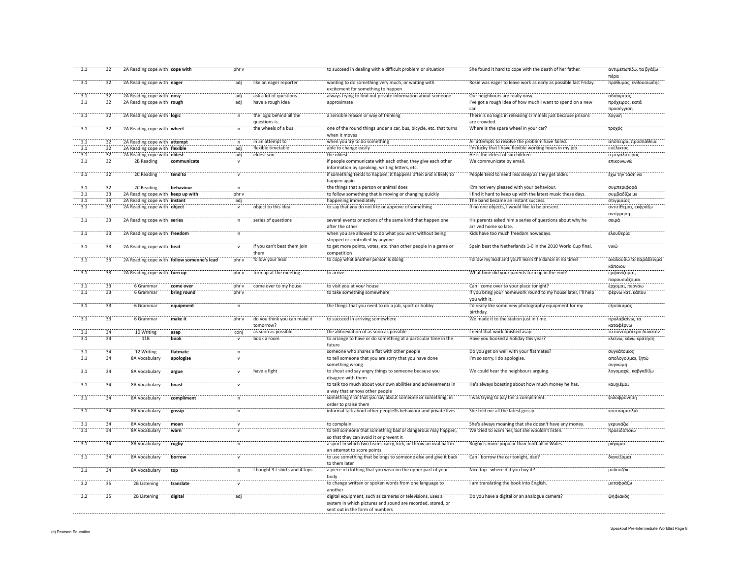| | | | | | | | | | |
|---|---|---|---|---|---|---|---|---|---|
| 3.1 | 32 | 2A Reading cope with | **cope with** | phr v | | to succeed in dealing with a difficult problem or situation | She found it hard to cope with the death of her father. | αντιμετωπίζω, τα βγάζω πέρα |
| 3.1 | 32 | 2A Reading cope with | **eager** | adj | like an eager reporter | wanting to do something very much, or waiting with excitement for something to happen | Rosie was eager to leave work as early as possible last Friday. | πρόθυμος, ενθουσιώδης |
| 3.1 | 32 | 2A Reading cope with | **nosy** | adj | ask a lot of questions | always trying to find out private information about someone | Our neighbours are really nosy. | αδιάκριτος |
| 3.1 | 32 | 2A Reading cope with | **rough** | adj | have a rough idea | approximate | I've got a rough idea of how much I want to spend on a new car. | πρόχειρος, κατά προσέγγιση |
| 3.1 | 32 | 2A Reading cope with | **logic** | n | the logic behind all the questions is.. | a sensible reason or way of thinking | There is no logic in releasing criminals just because prisons are crowded. | λογική |
| 3.1 | 32 | 2A Reading cope with | **wheel** | n | the wheels of a bus | one of the round things under a car, bus, bicycle, etc. that turns when it moves | Where is the spare wheel in your car? | τροχός |
| 3.1 | 32 | 2A Reading cope with | **attempt** | n | in an attempt to | when you try to do something | All attempts to resolve the problem have failed. | απόπειρα, προσπάθεια |
| 3.1 | 32 | 2A Reading cope with | **flexible** | adj | flexible timetable | able to change easily | I'm lucky that I have flexible working hours in my job. | ευέλικτος |
| 3.1 | 32 | 2A Reading cope with | **eldest** | adj | eldest son | the oldest | He is the eldest of six children. | ο μεγαλύτερος |
| 3.1 | 32 | 2B Reading | **communicate** | v | | if people communicate with each other, they give each other information by speaking, writing letters, etc. | We communicate by email. | επικοινωνώ |
| 3.1 | 32 | 2C Reading | **tend to** | v | | if something tends to happen, it happens often and is likely to happen again | People tend to need less sleep as they get older. | έχω την τάση να |
| 3.1 | 32 | 2C Reading | **behaviour** | n | | the things that a person or animal does | I'm not very pleased with your behaviour. | συμπεριφορά |
| 3.1 | 33 | 2A Reading cope with | **keep up with** | phr v | | to follow something that is moving or changing quickly | I find it hard to keep up with the latest music these days. | συμβαδίζω με |
| 3.1 | 33 | 2A Reading cope with | **instant** | adj | | happening immediately | The band became an instant success. | στιγμιαίος |
| 3.1 | 33 | 2A Reading cope with | **object** | v | object to this idea | to say that you do not like or approve of something | If no one objects, I would like to be present. | αντιτίθεμαι, εκφράζω αντίρρηση |
| 3.1 | 33 | 2A Reading cope with | **series** | n | series of questions | several events or actions of the same kind that happen one after the other | His parents asked him a series of questions about why he arrived home so late. | σειρά |
| 3.1 | 33 | 2A Reading cope with | **freedom** | n | | when you are allowed to do what you want without being stopped or controlled by anyone | Kids have too much freedom nowadays. | ελευθερία |
| 3.1 | 33 | 2A Reading cope with | **beat** | v | if you can't beat them join them | to get more points, votes, etc. than other people in a game or competition | Spain beat the Netherlands 1-0 in the 2010 World Cup final. | νικώ |
| 3.1 | 33 | 2A Reading cope with | **follow someone's lead** | phr v | follow your lead | to copy what another person is doing | Follow my lead and you'll learn the dance in no time! | ακολουθώ το παράδειγμα κάποιου |
| 3.1 | 33 | 2A Reading cope with | **turn up** | phr v | turn up at the meeting | to arrive | What time did your parents turn up in the end? | εμφανίζομαι, παρουσιάζομαι |
| 3.1 | 33 | 6 Grammar | **come over** | phr v | come over to my house | to visit you at your house | Can I come over to your place tonight? | έρχομαι, περνάω |
| 3.1 | 33 | 6 Grammar | **bring round** | phr v | | to take something somewhere | If you bring your homework round to my house later, I'll help you with it. | φέρνω κάτι κάπου |
| 3.1 | 33 | 6 Grammar | **equipment** | n | | the things that you need to do a job, sport or hobby | I'd really like some new photography equipment for my birthday. | εξοπλισμός |
| 3.1 | 33 | 6 Grammar | **make it** | phr v | do you think you can make it tomorrow? | to succeed in arriving somewhere | We made it to the station just in time. | προλαβαίνω, τα καταφέρνω |
| 3.1 | 34 | 10 Writing | **asap** | conj | as soon as possible | the abbreviation of as soon as possible | I need that work finished asap. | το συντομότερο δυνατόν |
| 3.1 | 34 | 11B | **book** | v | book a room | to arrange to have or do something at a particular time in the future | Have you booked a holiday this year? | κλείνω, κάνω κράτηση |
| 3.1 | 34 | 12 Writing | **flatmate** | n | | someone who shares a flat with other people | Do you get on well with your flatmates? | συγκάτοικος |
| 3.1 | 34 | 8A Vocabulary | **apologise** | v | | to tell someone that you are sorry that you have done something wrong | I'm so sorry, I do apologise. | απολογούμαι, ζητώ συγνώμη |
| 3.1 | 34 | 8A Vocabulary | **argue** | v | have a fight | to shout and say angry things to someone because you disagree with them | We could hear the neighbours arguing. | λογομαχώ, καβγαδίζω |
| 3.1 | 34 | 8A Vocabulary | **boast** | v | | to talk too much about your own abilities and achievements in a way that annoys other people | He's always boasting about how much money he has. | καυχιέμαι |
| 3.1 | 34 | 8A Vocabulary | **compliment** | n | | something nice that you say about someone or something, in order to praise them | I was trying to pay her a compliment. | φιλοφρόνηση |
| 3.1 | 34 | 8A Vocabulary | **gossip** | n | | informal talk about other people's behaviour and private lives | She told me all the latest gossip. | κουτσομπολιό |
| 3.1 | 34 | 8A Vocabulary | **moan** | v | | to complain | She's always moaning that she doesn't have any money. | γκρινιάζω |
| 3.1 | 34 | 8A Vocabulary | **warn** | v | | to tell someone that something bad or dangerous may happen, so that they can avoid it or prevent it | We tried to warn her, but she wouldn't listen. | προειδοποιώ |
| 3.1 | 34 | 8A Vocabulary | **rugby** | n | | a sport in which two teams carry, kick, or throw an oval ball in an attempt to score points | Rugby is more popular than football in Wales. | ράγκμπι |
| 3.1 | 34 | 8A Vocabulary | **borrow** | v | | to use something that belongs to someone else and give it back to them later | Can I borrow the car tonight, dad? | δανείζομαι |
| 3.1 | 34 | 8A Vocabulary | **top** | n | I bought 3 t-shirts and 4 tops | a piece of clothing that you wear on the upper part of your body | Nice top - where did you buy it? | μπλουζάκι |
| 3.2 | 35 | 2B Listening | **translate** | v | | to change written or spoken words from one language to another | I am translating the book into English. | μεταφράζω |
| 3.2 | 35 | 2B Listening | **digital** | adj | | digital equipment, such as cameras or televisions, uses a system in which pictures and sound are recorded, stored, or sent out in the form of numbers | Do you have a digital or an analogue camera? | ψηφιακός |

(c) Pearson Education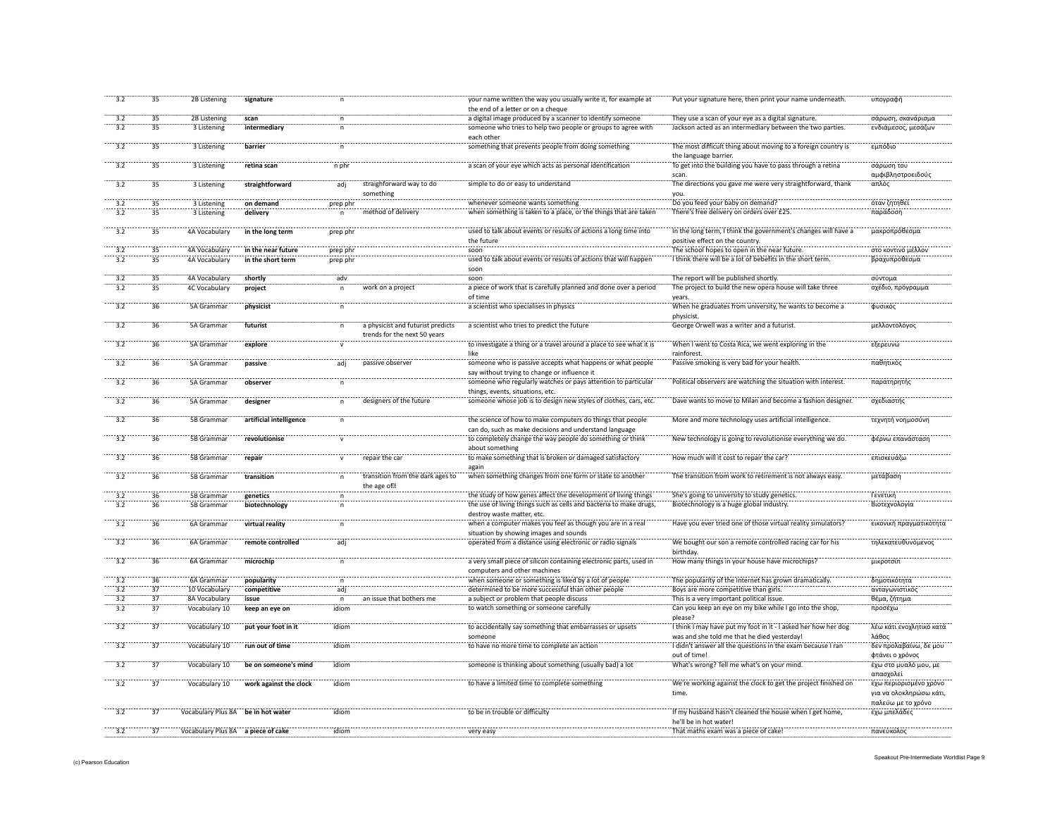| | | | | | | | | |
|---|---|---|---|---|---|---|---|---|
| 3.2 | 35 | 2B Listening | **signature** | n | | your name written the way you usually write it, for example at the end of a letter or on a cheque | Put your signature here, then print your name underneath. | υπογραφή |
| 3.2 | 35 | 2B Listening | **scan** | n | | a digital image produced by a scanner to identify someone | They use a scan of your eye as a digital signature. | σάρωση, σκανάρισμα |
| 3.2 | 35 | 3 Listening | **intermediary** | n | | someone who tries to help two people or groups to agree with each other | Jackson acted as an intermediary between the two parties. | ενδιάμεσος, μεσάζων |
| 3.2 | 35 | 3 Listening | **barrier** | n | | something that prevents people from doing something | The most difficult thing about moving to a foreign country is the language barrier. | εμπόδιο |
| 3.2 | 35 | 3 Listening | **retina scan** | n phr | | a scan of your eye which acts as personal identification | To get into the building you have to pass through a retina scan. | σάρωση του αμφιβληστροειδούς |
| 3.2 | 35 | 3 Listening | **straightforward** | adj | straighforward way to do something | simple to do or easy to understand | The directions you gave me were very straightforward, thank you. | απλός |
| 3.2 | 35 | 3 Listening | **on demand** | prep phr | | whenever someone wants something | Do you feed your baby on demand? | όταν ζητηθεί |
| 3.2 | 35 | 3 Listening | **delivery** | n | method of delivery | when something is taken to a place, or the things that are taken | There's free delivery on orders over £25. | παράδοση |
| 3.2 | 35 | 4A Vocabulary | **in the long term** | prep phr | | used to talk about events or results of actions a long time into the future | In the long term, I think the government's changes will have a positive effect on the country. | μακροπρόθεσμα |
| 3.2 | 35 | 4A Vocabulary | **in the near future** | prep phr | | soon | The school hopes to open in the near future. | στο κοντινό μέλλον |
| 3.2 | 35 | 4A Vocabulary | **in the short term** | prep phr | | used to talk about events or results of actions that will happen soon | I think there will be a lot of bebefits in the short term. | βραχυπρόθεσμα |
| 3.2 | 35 | 4A Vocabulary | **shortly** | adv | | soon | The report will be published shortly. | σύντομα |
| 3.2 | 35 | 4C Vocabulary | **project** | n | work on a project | a piece of work that is carefully planned and done over a period of time | The project to build the new opera house will take three years. | σχέδιο, πρόγραμμα |
| 3.2 | 36 | 5A Grammar | **physicist** | n | | a scientist who specialises in physics | When he graduates from university, he wants to become a physicist. | φυσικός |
| 3.2 | 36 | 5A Grammar | **futurist** | n | a physicist and futurist predicts trends for the next 50 years | a scientist who tries to predict the future | George Orwell was a writer and a futurist. | μελλοντολόγος |
| 3.2 | 36 | 5A Grammar | **explore** | v | | to investigate a thing or a travel around a place to see what it is like | When I went to Costa Rica, we went exploring in the rainforest. | εξερευνώ |
| 3.2 | 36 | 5A Grammar | **passive** | adj | passive observer | someone who is passive accepts what happens or what people say without trying to change or influence it | Passive smoking is very bad for your health. | παθητικός |
| 3.2 | 36 | 5A Grammar | **observer** | n | | someone who regularly watches or pays attention to particular things, events, situations, etc. | Political observers are watching the situation with interest. | παρατηρητής |
| 3.2 | 36 | 5A Grammar | **designer** | n | designers of the future | someone whose job is to design new styles of clothes, cars, etc. | Dave wants to move to Milan and become a fashion designer. | σχεδιαστής |
| 3.2 | 36 | 5B Grammar | **artificial intelligence** | n | | the science of how to make computers do things that people can do, such as make decisions and understand language | More and more technology uses artificial intelligence. | τεχνητή νοημοσύνη |
| 3.2 | 36 | 5B Grammar | **revolutionise** | v | | to completely change the way people do something or think about something | New technology is going to revolutionise everything we do. | φέρνω επανάσταση |
| 3.2 | 36 | 5B Grammar | **repair** | v | repair the car | to make something that is broken or damaged satisfactory again | How much will it cost to repair the car? | επισκευάζω |
| 3.2 | 36 | 5B Grammar | **transition** | n | transition from the dark ages to the age of? | when something changes from one form or state to another | The transition from work to retirement is not always easy. | μετάβαση |
| 3.2 | 36 | 5B Grammar | **genetics** | n | | the study of how genes affect the development of living things | She's going to university to study genetics. | Γενετική |
| 3.2 | 36 | 5B Grammar | **biotechnology** | n | | the use of living things such as cells and bacteria to make drugs, destroy waste matter, etc. | Biotechnology is a huge global industry. | Βιοτεχνολογία |
| 3.2 | 36 | 6A Grammar | **virtual reality** | n | | when a computer makes you feel as though you are in a real situation by showing images and sounds | Have you ever tried one of those virtual reality simulators? | εικονική πραγματικότητα |
| 3.2 | 36 | 6A Grammar | **remote controlled** | adj | | operated from a distance using electronic or radio signals | We bought our son a remote controlled racing car for his birthday. | τηλεκατευθυνόμενος |
| 3.2 | 36 | 6A Grammar | **microchip** | n | | a very small piece of silicon containing electronic parts, used in computers and other machines | How many things in your house have microchips? | μικροτσίπ |
| 3.2 | 36 | 6A Grammar | **popularity** | n | | when someone or something is liked by a lot of people | The popularity of the internet has grown dramatically. | δημοτικότητα |
| 3.2 | 37 | 10 Vocabulary | **competitive** | adj | | determined to be more successful than other people | Boys are more competitive than girls. | ανταγωνιστικός |
| 3.2 | 37 | 8A Vocabulary | **issue** | n | an issue that bothers me | a subject or problem that people discuss | This is a very important political issue. | θέμα, ζήτημα |
| 3.2 | 37 | Vocabulary 10 | **keep an eye on** | idiom | | to watch something or someone carefully | Can you keep an eye on my bike while I go into the shop, please? | προσέχω |
| 3.2 | 37 | Vocabulary 10 | **put your foot in it** | idiom | | to accidentally say something that embarrasses or upsets someone | I think I may have put my foot in it - I asked her how her dog was and she told me that he died yesterday! | λέω κάτι ενοχλητικό κατά λάθος |
| 3.2 | 37 | Vocabulary 10 | **run out of time** | idiom | | to have no more time to complete an action | I didn't answer all the questions in the exam because I ran out of time! | δεν προλαβαίνω, δε μου φτάνει ο χρόνος |
| 3.2 | 37 | Vocabulary 10 | **be on someone's mind** | idiom | | someone is thinking about something (usually bad) a lot | What's wrong? Tell me what's on your mind. | έχω στο μυαλό μου, με απασχολεί |
| 3.2 | 37 | Vocabulary 10 | **work against the clock** | idiom | | to have a limited time to complete something | We're working against the clock to get the project finished on time. | έχω περιορισμένο χρόνο για να ολοκληρώσω κάτι, παλεύω με το χρόνο |
| 3.2 | 37 | Vocabulary Plus 8A | **be in hot water** | idiom | | to be in trouble or difficulty | If my husband hasn't cleaned the house when I get home, he'll be in hot water! | έχω μπελάδες |
| 3.2 | 37 | Vocabulary Plus 8A | **a piece of cake** | idiom | | very easy | That maths exam was a piece of cake! | πανεύκολος |

(c) Pearson Education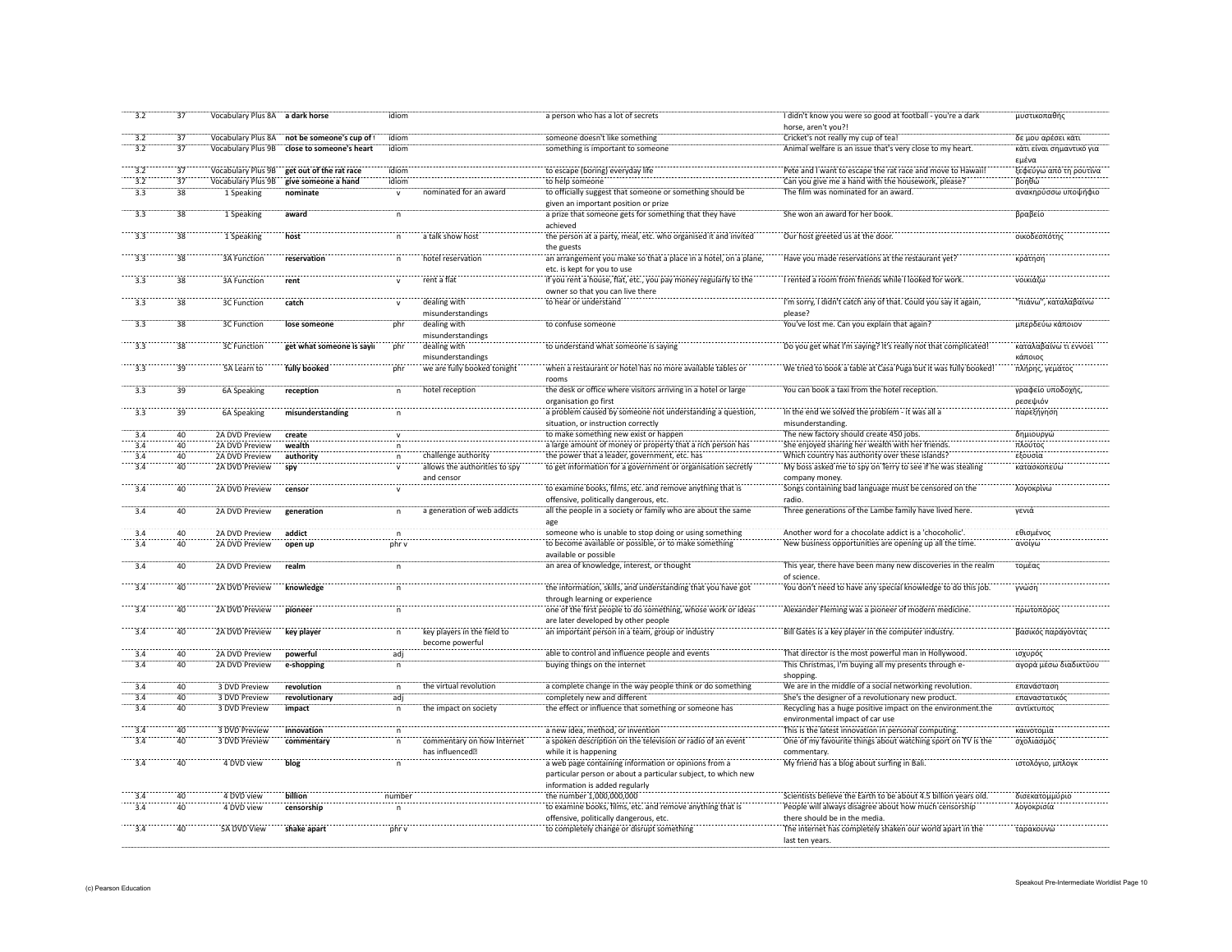| | | | | | | | | |
|---|---|---|---|---|---|---|---|---|
| 3.2 | 37 | Vocabulary Plus 8A | **a dark horse** | idiom | | a person who has a lot of secrets | I didn't know you were so good at football - you're a dark horse, aren't you?! | μυστικοπαθής |
| 3.2 | 37 | Vocabulary Plus 8A | **not be someone's cup of t** | idiom | | someone doesn't like something | Cricket's not really my cup of tea! | δε μου αρέσει κάτι |
| 3.2 | 37 | Vocabulary Plus 9B | **close to someone's heart** | idiom | | something is important to someone | Animal welfare is an issue that's very close to my heart. | κάτι είναι σημαντικό για εμένα |
| 3.2 | 37 | Vocabulary Plus 9B | **get out of the rat race** | idiom | | to escape (boring) everyday life | Pete and I want to escape the rat race and move to Hawaii! | ξεφεύγω από τη ρουτίνα |
| 3.2 | 37 | Vocabulary Plus 9B | **give someone a hand** | idiom | | to help someone | Can you give me a hand with the housework, please? | βοηθώ |
| 3.3 | 38 | 1 Speaking | **nominate** | v | nominated for an award | to officially suggest that someone or something should be given an important position or prize | The film was nominated for an award. | ανακηρύσσω υποψήφιο |
| 3.3 | 38 | 1 Speaking | **award** | n | | a prize that someone gets for something that they have achieved | She won an award for her book. | βραβείο |
| 3.3 | 38 | 1 Speaking | **host** | n | a talk show host | the person at a party, meal, etc. who organised it and invited the guests | Our host greeted us at the door. | οικοδεσπότης |
| 3.3 | 38 | 3A Function | **reservation** | n | hotel reservation | an arrangement you make so that a place in a hotel, on a plane, etc. is kept for you to use | Have you made reservations at the restaurant yet? | κράτηση |
| 3.3 | 38 | 3A Function | **rent** | v | rent a flat | if you rent a house, flat, etc., you pay money regularly to the owner so that you can live there | I rented a room from friends while I looked for work. | νοικιάζω |
| 3.3 | 38 | 3C Function | **catch** | v | dealing with misunderstandings | to hear or understand | I'm sorry, I didn't catch any of that. Could you say it again, please? | "πιάνω", καταλαβαίνω |
| 3.3 | 38 | 3C Function | **lose someone** | phr | dealing with misunderstandings | to confuse someone | You've lost me. Can you explain that again? | μπερδεύω κάποιον |
| 3.3 | 38 | 3C Function | **get what someone is sayi** | phr | dealing with misunderstandings | to understand what someone is saying | Do you get what I'm saying? It's really not that complicated! | καταλαβαίνω τι εννοεί κάποιος |
| 3.3 | 39 | 5A Learn to | **fully booked** | phr | we are fully booked tonight | when a restaurant or hotel has no more available tables or rooms | We tried to book a table at Casa Puga but it was fully booked! | πλήρης, γεμάτος |
| 3.3 | 39 | 6A Speaking | **reception** | n | hotel reception | the desk or office where visitors arriving in a hotel or large organisation go first | You can book a taxi from the hotel reception. | γραφείο υποδοχής, ρεσεψιόν |
| 3.3 | 39 | 6A Speaking | **misunderstanding** | n | | a problem caused by someone not understanding a question, situation, or instruction correctly | In the end we solved the problem - it was all a misunderstanding. | παρεξήγηση |
| 3.4 | 40 | 2A DVD Preview | **create** | v | | to make something new exist or happen | The new factory should create 450 jobs. | δημιουργώ |
| 3.4 | 40 | 2A DVD Preview | **wealth** | n | | a large amount of money or property that a rich person has | She enjoyed sharing her wealth with her friends. | πλούτος |
| 3.4 | 40 | 2A DVD Preview | **authority** | n | challenge authority | the power that a leader, government, etc. has | Which country has authority over these islands? | εξουσία |
| 3.4 | 40 | 2A DVD Preview | **spy** | v | allows the authorities to spy and censor | to get information for a government or organisation secretly | My boss asked me to spy on Terry to see if he was stealing company money. | κατασκοπεύω |
| 3.4 | 40 | 2A DVD Preview | **censor** | v | | to examine books, films, etc. and remove anything that is offensive, politically dangerous, etc. | Songs containing bad language must be censored on the radio. | λογοκρίνω |
| 3.4 | 40 | 2A DVD Preview | **generation** | n | a generation of web addicts | all the people in a society or family who are about the same age | Three generations of the Lambe family have lived here. | γενιά |
| 3.4 | 40 | 2A DVD Preview | **addict** | n | | someone who is unable to stop doing or using something | Another word for a chocolate addict is a 'chocoholic'. | εθισμένος |
| 3.4 | 40 | 2A DVD Preview | **open up** | phr v | | to become available or possible, or to make something available or possible | New business opportunities are opening up all the time. | ανοίγω |
| 3.4 | 40 | 2A DVD Preview | **realm** | n | | an area of knowledge, interest, or thought | This year, there have been many new discoveries in the realm of science. | τομέας |
| 3.4 | 40 | 2A DVD Preview | **knowledge** | n | | the information, skills, and understanding that you have got through learning or experience | You don't need to have any special knowledge to do this job. | γνώση |
| 3.4 | 40 | 2A DVD Preview | **pioneer** | n | | one of the first people to do something, whose work or ideas are later developed by other people | Alexander Fleming was a pioneer of modern medicine. | πρωτοπόρος |
| 3.4 | 40 | 2A DVD Preview | **key player** | n | key players in the field to become powerful | an important person in a team, group or industry | Bill Gates is a key player in the computer industry. | βασικός παράγοντας |
| 3.4 | 40 | 2A DVD Preview | **powerful** | adj | | able to control and influence people and events | That director is the most powerful man in Hollywood. | ισχυρός |
| 3.4 | 40 | 2A DVD Preview | **e-shopping** | n | | buying things on the internet | This Christmas, I'm buying all my presents through e-shopping. | αγορά μέσω διαδικτύου |
| 3.4 | 40 | 3 DVD Preview | **revolution** | n | the virtual revolution | a complete change in the way people think or do something | We are in the middle of a social networking revolution. | επανάσταση |
| 3.4 | 40 | 3 DVD Preview | **revolutionary** | adj | | completely new and different | She's the designer of a revolutionary new product. | επαναστατικός |
| 3.4 | 40 | 3 DVD Preview | **impact** | n | the impact on society | the effect or influence that something or someone has | Recycling has a huge positive impact on the environment.the environmental impact of car use | αντίκτυπος |
| 3.4 | 40 | 3 DVD Preview | **innovation** | n | | a new idea, method, or invention | This is the latest innovation in personal computing. | καινοτομία |
| 3.4 | 40 | 3 DVD Preview | **commentary** | n | commentary on how Internet has influenced | a spoken description on the television or radio of an event while it is happening | One of my favourite things about watching sport on TV is the commentary. | σχολιασμός |
| 3.4 | 40 | 4 DVD view | **blog** | n | | a web page containing information or opinions from a particular person or about a particular subject, to which new information is added regularly | My friend has a blog about surfing in Bali. | ιστολόγιο, μπλογκ |
| 3.4 | 40 | 4 DVD view | **billion** | number | | the number 1,000,000,000 | Scientists believe the Earth to be about 4.5 billion years old. | δισεκατομμύριο |
| 3.4 | 40 | 4 DVD view | **censorship** | n | | to examine books, films, etc. and remove anything that is offensive, politically dangerous, etc. | People will always disagree about how much censorship there should be in the media. | λογοκρισία |
| 3.4 | 40 | 5A DVD View | **shake apart** | phr v | | to completely change or disrupt something | The internet has completely shaken our world apart in the last ten years. | ταράκουνώ |

(c) Pearson Education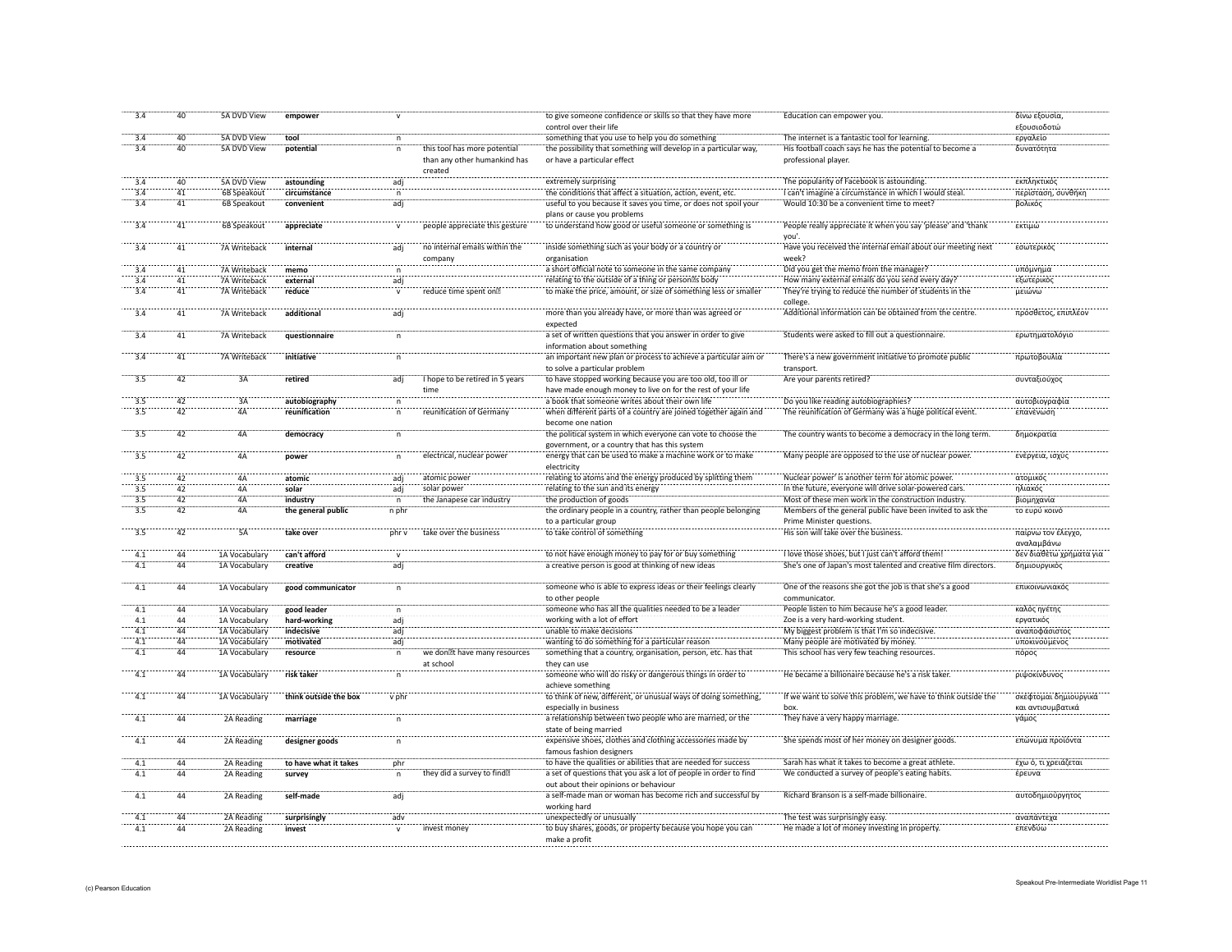| | | | | | | | | |
|---|---|---|---|---|---|---|---|---|
| 3.4 | 40 | 5A DVD View | **empower** | v | | to give someone confidence or skills so that they have more control over their life | Education can empower you. | δίνω εξουσία, εξουσιοδοτώ |
| 3.4 | 40 | 5A DVD View | **tool** | n | | something that you use to help you do something | The internet is a fantastic tool for learning. | εργαλείο |
| 3.4 | 40 | 5A DVD View | **potential** | n | this tool has more potential than any other humankind has created | the possibility that something will develop in a particular way, or have a particular effect | His football coach says he has the potential to become a professional player. | δυνατότητα |
| 3.4 | 40 | 5A DVD View | **astounding** | adj | | extremely surprising | The popularity of Facebook is astounding. | εκπληκτικός |
| 3.4 | 41 | 6B Speakout | **circumstance** | n | | the conditions that affect a situation, action, event, etc. | I can't imagine a circumstance in which I would steal. | περίσταση, συνθήκη |
| 3.4 | 41 | 6B Speakout | **convenient** | adj | | useful to you because it saves you time, or does not spoil your plans or cause you problems | Would 10:30 be a convenient time to meet? | βολικός |
| 3.4 | 41 | 6B Speakout | **appreciate** | v | people appreciate this gesture | to understand how good or useful someone or something is | People really appreciate it when you say 'please' and 'thank you'. | εκτιμώ |
| 3.4 | 41 | 7A Writeback | **internal** | adj | no internal emails within the company | inside something such as your body or a country or organisation | Have you received the internal email about our meeting next week? | εσωτερικός |
| 3.4 | 41 | 7A Writeback | **memo** | n | | a short official note to someone in the same company | Did you get the memo from the manager? | υπόμνημα |
| 3.4 | 41 | 7A Writeback | **external** | adj | | relating to the outside of a thing or person's body | How many external emails do you send every day? | εξωτερικός |
| 3.4 | 41 | 7A Writeback | **reduce** | v | reduce time spent on… | to make the price, amount, or size of something less or smaller | They're trying to reduce the number of students in the college. | μειώνω |
| 3.4 | 41 | 7A Writeback | **additional** | adj | | more than you already have, or more than was agreed or expected | Additional information can be obtained from the centre. | πρόσθετος, επιπλέον |
| 3.4 | 41 | 7A Writeback | **questionnaire** | n | | a set of written questions that you answer in order to give information about something | Students were asked to fill out a questionnaire. | ερωτηματολόγιο |
| 3.4 | 41 | 7A Writeback | **initiative** | n | | an important new plan or process to achieve a particular aim or to solve a particular problem | There's a new government initiative to promote public transport. | πρωτοβουλία |
| 3.5 | 42 | 3A | **retired** | adj | I hope to be retired in 5 years time | to have stopped working because you are too old, too ill or have made enough money to live on for the rest of your life | Are your parents retired? | συνταξιούχος |
| 3.5 | 42 | 3A | **autobiography** | n | | a book that someone writes about their own life | Do you like reading autobiographies? | αυτοβιογραφία |
| 3.5 | 42 | 4A | **reunification** | n | reunification of Germany | when different parts of a country are joined together again and become one nation | The reunification of Germany was a huge political event. | επανένωση |
| 3.5 | 42 | 4A | **democracy** | n | | the political system in which everyone can vote to choose the government, or a country that has this system | The country wants to become a democracy in the long term. | δημοκρατία |
| 3.5 | 42 | 4A | **power** | n | electrical, nuclear power | energy that can be used to make a machine work or to make electricity | Many people are opposed to the use of nuclear power. | ενέργεια, ισχύς |
| 3.5 | 42 | 4A | **atomic** | adj | atomic power | relating to atoms and the energy produced by splitting them | Nuclear power' is another term for atomic power. | ατομικός |
| 3.5 | 42 | 4A | **solar** | adj | solar power | relating to the sun and its energy | In the future, everyone will drive solar-powered cars. | ηλιακός |
| 3.5 | 42 | 4A | **industry** | n | the Janapese car industry | the production of goods | Most of these men work in the construction industry. | βιομηχανία |
| 3.5 | 42 | 4A | **the general public** | n phr | | the ordinary people in a country, rather than people belonging to a particular group | Members of the general public have been invited to ask the Prime Minister questions. | το ευρύ κοινό |
| 3.5 | 42 | 5A | **take over** | phr v | take over the business | to take control of something | His son will take over the business. | παίρνω τον έλεγχο, αναλαμβάνω |
| 4.1 | 44 | 1A Vocabulary | **can't afford** | v | | to not have enough money to pay for or buy something | I love those shoes, but I just can't afford them! | δεν διαθέτω χρήματα για |
| 4.1 | 44 | 1A Vocabulary | **creative** | adj | | a creative person is good at thinking of new ideas | She's one of Japan's most talented and creative film directors. | δημιουργικός |
| 4.1 | 44 | 1A Vocabulary | **good communicator** | n | | someone who is able to express ideas or their feelings clearly to other people | One of the reasons she got the job is that she's a good communicator. | επικοινωνιακός |
| 4.1 | 44 | 1A Vocabulary | **good leader** | n | | someone who has all the qualities needed to be a leader | People listen to him because he's a good leader. | καλός ηγέτης |
| 4.1 | 44 | 1A Vocabulary | **hard-working** | adj | | working with a lot of effort | Zoe is a very hard-working student. | εργατικός |
| 4.1 | 44 | 1A Vocabulary | **indecisive** | adj | | unable to make decisions | My biggest problem is that I'm so indecisive. | αναποφάσιστος |
| 4.1 | 44 | 1A Vocabulary | **motivated** | adj | | wanting to do something for a particular reason | Many people are motivated by money. | υποκινούμενος |
| 4.1 | 44 | 1A Vocabulary | **resource** | n | we don't have many resources at school | something that a country, organisation, person, etc. has that they can use | This school has very few teaching resources. | πόρος |
| 4.1 | 44 | 1A Vocabulary | **risk taker** | n | | someone who will do risky or dangerous things in order to achieve something | He became a billionaire because he's a risk taker. | ριψοκίνδυνος |
| 4.1 | 44 | 1A Vocabulary | **think outside the box** | v phr | | to think of new, different, or unusual ways of doing something, especially in business | If we want to solve this problem, we have to think outside the box. | σκέφτομαι δημιουργικά και αντισυμβατικά |
| 4.1 | 44 | 2A Reading | **marriage** | n | | a relationship between two people who are married, or the state of being married | They have a very happy marriage. | γάμος |
| 4.1 | 44 | 2A Reading | **designer goods** | n | | expensive shoes, clothes and clothing accessories made by famous fashion designers | She spends most of her money on designer goods. | επώνυμα προϊόντα |
| 4.1 | 44 | 2A Reading | **to have what it takes** | phr | | to have the qualities or abilities that are needed for success | Sarah has what it takes to become a great athlete. | έχω ό, τι χρειάζεται |
| 4.1 | 44 | 2A Reading | **survey** | n | they did a survey to find… | a set of questions that you ask a lot of people in order to find out about their opinions or behaviour | We conducted a survey of people's eating habits. | έρευνα |
| 4.1 | 44 | 2A Reading | **self-made** | adj | | a self-made man or woman has become rich and successful by working hard | Richard Branson is a self-made billionaire. | αυτοδημιούργητος |
| 4.1 | 44 | 2A Reading | **surprisingly** | adv | | unexpectedly or unusually | The test was surprisingly easy. | αναπάντεχα |
| 4.1 | 44 | 2A Reading | **invest** | v | invest money | to buy shares, goods, or property because you hope you can make a profit | He made a lot of money investing in property. | επενδύω |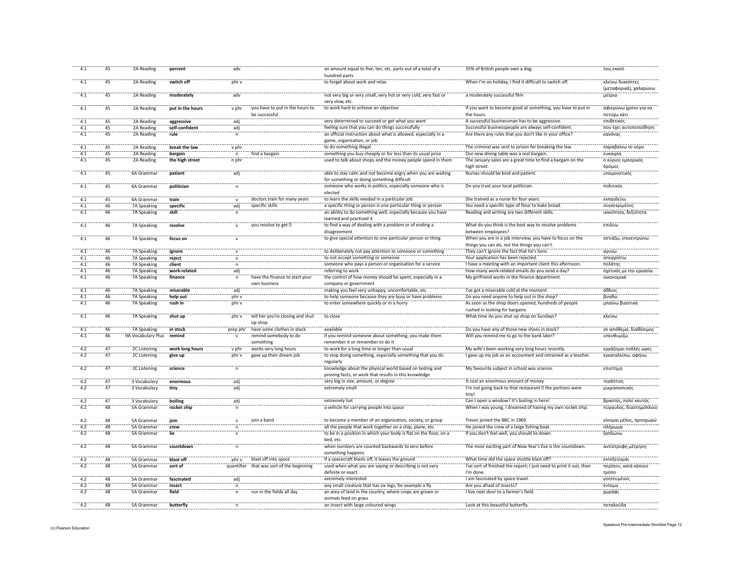| | | | | | | | | |
|---|---|---|---|---|---|---|---|---|
| 4.1 | 45 | 2A Reading | **percent** | adv | | an amount equal to five, ten, etc. parts out of a total of a hundred parts | 35% of British people own a dog. | τοις εκατό |
| 4.1 | 45 | 2A Reading | **switch off** | phr v | | to forget about work and relax | When I'm on holiday, I find it difficult to switch off. | κλείνω διακόπτες (μεταφορικά), χαλαρώνω |
| 4.1 | 45 | 2A Reading | **moderately** | adv | | not very big or very small, very hot or very cold, very fast or very slow, etc. | a moderately successful film | μέτρια |
| 4.1 | 45 | 2A Reading | **put in the hours** | v phr | you have to put in the hours to be successful | to work hard to achieve an objective | If you want to become good at something, you have to put in the hours. | αφιερώνω χρόνο για να πετύχω κάτι |
| 4.1 | 45 | 2A Reading | **aggressive** | adj | | very determined to succeed or get what you want | A successful businessman has to be aggressive. | επιθετικός |
| 4.1 | 45 | 2A Reading | **self-confident** | adj | | feeling sure that you can do things successfully | Successful businesspeople are always self-confident. | που έχει αυτοπεποίθηση |
| 4.1 | 45 | 2A Reading | **rule** | n | | an official instruction about what is allowed, especially in a game, organisation, or job | Are there any rules that you don't like in your office? | κανόνας |
| 4.1 | 45 | 2A Reading | **break the law** | v phr | | to do something illegal | The criminal was sent to prison for breaking the law. | παραβαίνω το νόμο |
| 4.1 | 45 | 2A Reading | **bargain** | n | find a bargain | something you buy cheaply or for less than its usual price | Our new dining table was a real bargain. | ευκαιρία |
| 4.1 | 45 | 2A Reading | **the high street** | n phr | | used to talk about shops and the money people spend in them | The January sales are a great time to find a bargain on the high street. | ο κύριος εμπορικός δρόμος |
| 4.1 | 45 | 6A Grammar | **patient** | adj | | able to stay calm and not become angry when you are waiting for something or doing something difficult | Nurses should be kind and patient. | υπομονετικός |
| 4.1 | 45 | 6A Grammar | **politician** | n | | someone who works in politics, especially someone who is elected | Do you trust your local politician. | πολιτικός |
| 4.1 | 45 | 6A Grammar | **train** | v | doctors train for many years | to learn the skills needed in a particular job | She trained as a nurse for four years. | εκπαιδεύω |
| 4.1 | 46 | 7A Speaking | **specific** | adj | specific skills | a specific thing or person is one particular thing or person | You need a specific type of flour to bake bread. | συγκεκριμένος |
| 4.1 | 46 | 7A Speaking | **skill** | n | | an ability to do something well, especially because you have learned and practised it | Reading and writing are two different skills. | ικανότητα, δεξιότητα |
| 4.1 | 46 | 7A Speaking | **resolve** | v | you resolve to get ? | to find a way of dealing with a problem or of ending a disagreement | What do you think is the best way to resolve problems between employees? | επιλύω |
| 4.1 | 46 | 7A Speaking | **focus on** | v | | to give special attention to one particular person or thing | When you are in a job interview, you have to focus on the things you can do, not the things you can't. | εστιάζω, επικεντρώνω |
| 4.1 | 46 | 7A Speaking | **ignore** | v | | to deliberately not pay attention to someone or something | They can't ignore the fact that he's here. | αγνοώ |
| 4.1 | 46 | 7A Speaking | **reject** | v | | to not accept something or someone | Your application has been rejected. | απορρίπτω |
| 4.1 | 46 | 7A Speaking | **client** | n | | someone who pays a person or organisation for a service | I have a meeting with an important client this afternoon. | πελάτης |
| 4.1 | 46 | 7A Speaking | **work-related** | adj | | referring to work | How many work-related emails do you send a day? | σχετικός με την εργασία |
| 4.1 | 46 | 7A Speaking | **finance** | n | have the finance to start your own business | the control of how money should be spent, especially in a company or government | My girlfriend works in the finance department. | οικονομικά |
| 4.1 | 46 | 7A Speaking | **miserable** | adj | | making you feel very unhappy, uncomfortable, etc. | I've got a miserable cold at the moment. | άθλιος |
| 4.1 | 46 | 7A Speaking | **help out** | phr v | | to help someone because they are busy or have problems | Do you need anyone to help out in the shop? | βοηθώ |
| 4.1 | 46 | 7A Speaking | **rush in** | phr v | | to enter somewhere quickly or in a hurry | As soon as the shop doors opened, hundreds of people rushed in looking for bargains. | μπαίνω βιαστικά |
| 4.1 | 46 | 7A Speaking | **shut up** | phr v | tell her you're closing and shut up shop | to close | What time do you shut up shop on Sundays? | κλείνω |
| 4.1 | 46 | 7A Speaking | **in stock** | prep phr | have some clothes in stock | available | Do you have any of those new shoes in stock? | σε απόθεμα, διαθέσιμος |
| 4.1 | 46 | 9A Vocabulary Plus | **remind** | v | remind somebody to do something | if you remind someone about something, you make them remember it or remember to do it | Will you remind me to go to the bank later? | υπενθυμίζω |
| 4.2 | 47 | 2C Listening | **work long hours** | v phr | works very long hours | to work for a long time or longer than usual | My wife's been working very long hours recently. | εργάζομαι πολλές ώρες |
| 4.2 | 47 | 2C Listening | **give up** | phr v | gave up their dream job | to stop doing something, especially something that you do regularly | I gave up my job as an accountant and retrained as a teacher. | εγκαταλείπω, αφήνω |
| 4.2 | 47 | 2C Listening | **science** | n | | knowledge about the physical world based on testing and proving facts, or work that results in this knowledge | My favourite subject in school was science. | επιστήμη |
| 4.2 | 47 | 3 Vocabulary | **enormous** | adj | | very big in size, amount, or degree | It cost an enormous amount of money. | τεράστιος |
| 4.2 | 47 | 3 Vocabulary | **tiny** | adj | | extremely small | I'm not going back to that restaurant ? the portions were tiny! | μικροσκοπικός |
| 4.2 | 47 | 3 Vocabulary | **boiling** | adj | | extremely hot | Can I open a window? It's boiling in here! | βραστός, πολύ καυτός |
| 4.2 | 48 | 5A Grammar | **rocket ship** | n | | a vehicle for carrying people into space | When I was young, I dreamed of having my own rocket ship. | πύραυλος, διαστημόπλοιο |
| 4.2 | 48 | 5A Grammar | **join** | v | join a band | to become a member of an organisation, society, or group | Trevor joined the BBC in 1969. | γίνομαι μέλος, προσχωρώ |
| 4.2 | 48 | 5A Grammar | **crew** | n | | all the people that work together on a ship, plane, etc. | He joined the crew of a large fishing boat. | πλήρωμα |
| 4.2 | 48 | 5A Grammar | **lie** | v | | to be in a position in which your body is flat on the floor, on a bed, etc. | If you don't feel well, you should lie down. | ξαπλώνω |
| 4.2 | 48 | 5A Grammar | **countdown** | n | | when numbers are counted backwards to zero before something happens | The most exciting part of New Year's Eve is the countdown. | αντίστροφη μέτρηση |
| 4.2 | 48 | 5A Grammar | **blast off** | phr v | blast off into space | if a spacecraft blasts off, it leaves the ground | What time did the space shuttle blast off? | εκτοξεύομαι |
| 4.2 | 48 | 5A Grammar | **sort of** | quantifier | that was sort of the beginning | used when what you are saying or describing is not very definite or exact | I've sort of finished the report; I just need to print it out, then I'm done. | περίπου, κατά κάποιο τρόπο |
| 4.2 | 48 | 5A Grammar | **fascinated** | adj | | extremely interested | I am fascinated by space travel. | γοητευμένος |
| 4.2 | 48 | 5A Grammar | **insect** | n | | any small creature that has six legs, for example a fly | Are you afraid of insects? | έντομα |
| 4.2 | 48 | 5A Grammar | **field** | n | run in the fields all day | an area of land in the country, where crops are grown or animals feed on grass | I live next door to a farmer's field. | χωράφι |
| 4.2 | 48 | 5A Grammar | **butterfly** | n | | an insect with large coloured wings | Look at this beautiful butterfly. | πεταλούδα |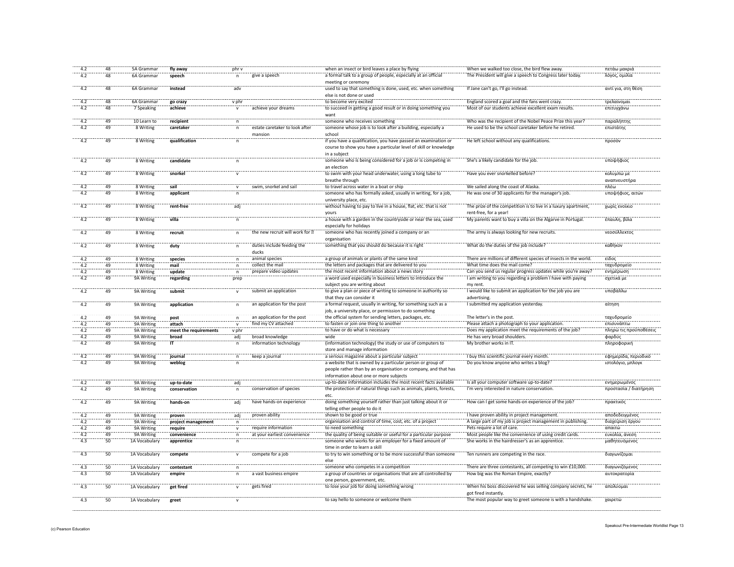| | | | | | | | | |
|---|---|---|---|---|---|---|---|---|
| 4.2 | 48 | 5A Grammar | **fly away** | phr v | | when an insect or bird leaves a place by flying | When we walked too close, the bird flew away. | πετάω μακριά |
| 4.2 | 48 | 6A Grammar | **speech** | n | give a speech | a formal talk to a group of people, especially at an official meeting or ceremony | The President will give a speech to Congress later today. | λόγος, ομιλία |
| 4.2 | 48 | 6A Grammar | **instead** | adv | | used to say that something is done, used, etc. when something else is not done or used | If Jane can't go, I'll go instead. | αντί για, στη θέση |
| 4.2 | 48 | 6A Grammar | **go crazy** | v phr | | to become very excited | England scored a goal and the fans went crazy. | τρελαίνομαι |
| 4.2 | 48 | 7 Speaking | **achieve** | v | achieve your dreams | to succeed in getting a good result or in doing something you want | Most of our students achieve excellent exam results. | επιτυγχάνω |
| 4.2 | 49 | 10 Learn to | **recipient** | n | | someone who receives something | Who was the recipient of the Nobel Peace Prize this year? | παραλήπτης |
| 4.2 | 49 | 8 Writing | **caretaker** | n | estate caretaker to look after mansion | someone whose job is to look after a building, especially a school | He used to be the school caretaker before he retired. | επιστάτης |
| 4.2 | 49 | 8 Writing | **qualification** | n | | if you have a qualification, you have passed an examination or course to show you have a particular level of skill or knowledge in a subject | He left school without any qualifications. | προσόν |
| 4.2 | 49 | 8 Writing | **candidate** | n | | someone who is being considered for a job or is competing in an election | She's a likely candidate for the job. | υποψήφιος |
| 4.2 | 49 | 8 Writing | **snorkel** | v | | to swim with your head underwater, using a long tube to breathe through | Have you ever snorkelled before? | κολυμπώ με αναπνευστήρα |
| 4.2 | 49 | 8 Writing | **sail** | v | swim, snorkel and sail | to travel across water in a boat or ship | We sailed along the coast of Alaska. | πλέω |
| 4.2 | 49 | 8 Writing | **applicant** | n | | someone who has formally asked, usually in writing, for a job, university place, etc. | He was one of 30 applicants for the manager's job. | υποψήφιος, αιτών |
| 4.2 | 49 | 8 Writing | **rent-free** | adj | | without having to pay to live in a house, flat, etc. that is not yours | The prize of the competition is to live in a luxury apartment, rent-free, for a year! | χωρίς ενοίκιο |
| 4.2 | 49 | 8 Writing | **villa** | n | | a house with a garden in the countryside or near the sea, used especially for holidays | My parents want to buy a villa on the Algarve in Portugal. | έπαυλη, βίλα |
| 4.2 | 49 | 8 Writing | **recruit** | n | the new recruit will work for | someone who has recently joined a company or an organisation | The army is always looking for new recruits. | νεοσύλλεκτος |
| 4.2 | 49 | 8 Writing | **duty** | n | duties include feeding the ducks | something that you should do because it is right | What do the duties of the job include? | καθήκον |
| 4.2 | 49 | 8 Writing | **species** | n | animal species | a group of animals or plants of the same kind | There are millions of different species of insects in the world. | είδος |
| 4.2 | 49 | 8 Writing | **mail** | n | collect the mail | the letters and packages that are delivered to you | What time does the mail come? | ταχυδρομείο |
| 4.2 | 49 | 8 Writing | **update** | n | prepare video updates | the most recent information about a news story | Can you send us regular progress updates while you're away? | ενημέρωση |
| 4.2 | 49 | 9A Writing | **regarding** | prep | | a word used especially in business letters to introduce the subject you are writing about | I am writing to you regarding a problem I have with paying my rent. | σχετικά με |
| 4.2 | 49 | 9A Writing | **submit** | v | submit an application | to give a plan or piece of writing to someone in authority so that they can consider it | I would like to submit an application for the job you are advertising. | υποβάλλω |
| 4.2 | 49 | 9A Writing | **application** | n | an application for the post | a formal request, usually in writing, for something such as a job, a university place, or permission to do something | I submitted my application yesterday. | αίτηση |
| 4.2 | 49 | 9A Writing | **post** | n | an application for the post | the official system for sending letters, packages, etc. | The letter's in the post. | ταχυδρομείο |
| 4.2 | 49 | 9A Writing | **attach** | v | find my CV attached | to fasten or join one thing to another | Please attach a photograph to your application. | επισυνάπτω |
| 4.2 | 49 | 9A Writing | **meet the requirements** | v phr | | to have or do what is necessary | Does my application meet the requirements of the job? | πληρώ τις προϋποθέσεις |
| 4.2 | 49 | 9A Writing | **broad** | adj | broad knowledge | wide | He has very broad shoulders. | φαρδύς |
| 4.2 | 49 | 9A Writing | **IT** | n | information technology | (information technology) the study or use of computers to store and manage information | My brother works in IT. | πληροφορική |
| 4.2 | 49 | 9A Writing | **journal** | n | keep a journal | a serious magazine about a particular subject | I buy this scientific journal every month. | εφημερίδα, περιοδικό |
| 4.2 | 49 | 9A Writing | **weblog** | n | | a website that is owned by a particular person or group of people rather than by an organisation or company, and that has information about one or more subjects | Do you know anyone who writes a blog? | ιστολόγιο, μπλογκ |
| 4.2 | 49 | 9A Writing | **up-to-date** | adj | | up-to-date information includes the most recent facts available | Is all your computer software up-to-date? | ενημερωμένος |
| 4.2 | 49 | 9A Writing | **conservation** | n | conservation of species | the protection of natural things such as animals, plants, forests, etc. | I'm very interested in nature conservation. | προστασία / διατήρηση |
| 4.2 | 49 | 9A Writing | **hands-on** | adj | have hands-on experience | doing something yourself rather than just talking about it or telling other people to do it | How can I get some hands-on experience of the job? | πρακτικός |
| 4.2 | 49 | 9A Writing | **proven** | adj | proven ability | shown to be good or true | I have proven ability in project management. | αποδεδειγμένος |
| 4.2 | 49 | 9A Writing | **project management** | n | | organisation and control of time, cost, etc. of a project | A large part of my job is project management in publishing. | διαχείριση έργου |
| 4.2 | 49 | 9A Writing | **require** | v | require information | to need something | Pets require a lot of care. | απαιτώ |
| 4.2 | 49 | 9A Writing | **convenience** | n | at your earliest convenience | the quality of being suitable or useful for a particular purpose | Most people like the convenience of using credit cards. | ευκολία, άνεση |
| 4.3 | 50 | 1A Vocabulary | **apprentice** | n | | someone who works for an employer for a fixed amount of time in order to learn a skill | She works in the hairdresser's as an apprentice. | μαθητευόμενος |
| 4.3 | 50 | 1A Vocabulary | **compete** | v | compete for a job | to try to win something or to be more successful than someone else | Ten runners are competing in the race. | διαγωνίζομαι |
| 4.3 | 50 | 1A Vocabulary | **contestant** | n | | someone who competes in a competition | There are three contestants, all competing to win £10,000. | διαγωνιζόμενος |
| 4.3 | 50 | 1A Vocabulary | **empire** | n | a vast business empire | a group of countries or organisations that are all controlled by one person, government, etc. | How big was the Roman Empire, exactly? | αυτοκρατορία |
| 4.3 | 50 | 1A Vocabulary | **get fired** | v | gets fired | to lose your job for doing something wrong | When his boss discovered he was selling company secrets, he got fired instantly. | απολύομαι |
| 4.3 | 50 | 1A Vocabulary | **greet** | v | | to say hello to someone or welcome them | The most popular way to greet someone is with a handshake. | χαιρετώ |

(c) Pearson Education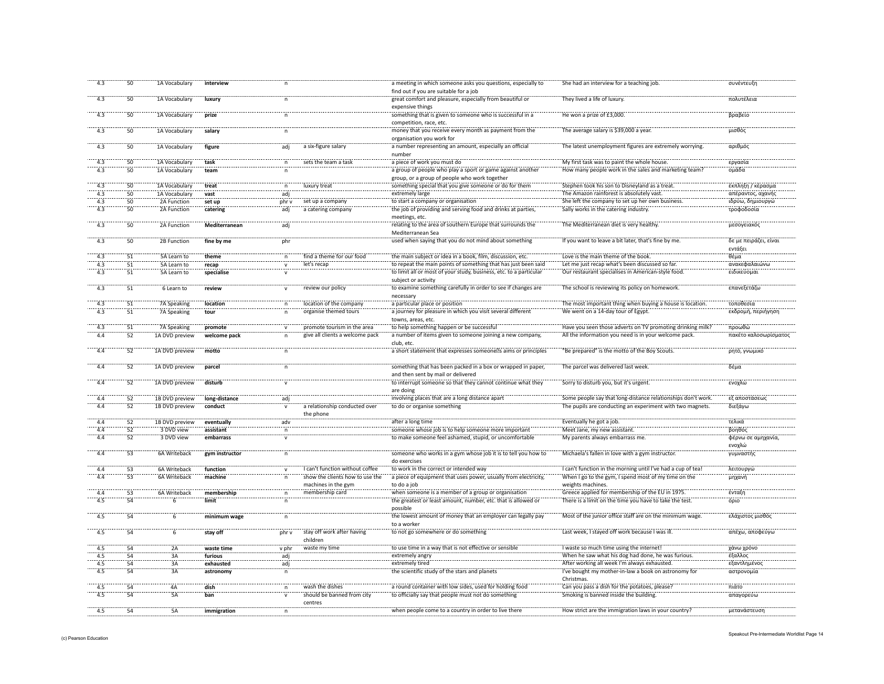| | | | | | | | | |
|---|---|---|---|---|---|---|---|---|
| 4.3 | 50 | 1A Vocabulary | **interview** | n | | a meeting in which someone asks you questions, especially to find out if you are suitable for a job | She had an interview for a teaching job. | συνέντευξη |
| 4.3 | 50 | 1A Vocabulary | **luxury** | n | | great comfort and pleasure, especially from beautiful or expensive things | They lived a life of luxury. | πολυτέλεια |
| 4.3 | 50 | 1A Vocabulary | **prize** | n | | something that is given to someone who is successful in a competition, race, etc. | He won a prize of £3,000. | βραβείο |
| 4.3 | 50 | 1A Vocabulary | **salary** | n | | money that you receive every month as payment from the organisation you work for | The average salary is $39,000 a year. | μισθός |
| 4.3 | 50 | 1A Vocabulary | **figure** | adj | a six-figure salary | a number representing an amount, especially an official number | The latest unemployment figures are extremely worrying. | αριθμός |
| 4.3 | 50 | 1A Vocabulary | **task** | n | sets the team a task | a piece of work you must do | My first task was to paint the whole house. | εργασία |
| 4.3 | 50 | 1A Vocabulary | **team** | n | | a group of people who play a sport or game against another group, or a group of people who work together | How many people work in the sales and marketing team? | ομάδα |
| 4.3 | 50 | 1A Vocabulary | **treat** | n | luxury treat | something special that you give someone or do for them | Stephen took his son to Disneyland as a treat. | έκπληξη / κέρασμα |
| 4.3 | 50 | 1A Vocabulary | **vast** | adj | | extremely large | The Amazon rainforest is absolutely vast. | απέραντος, αχανής |
| 4.3 | 50 | 2A Function | **set up** | phr v | set up a company | to start a company or organisation | She left the company to set up her own business. | ιδρύω, δημιουργώ |
| 4.3 | 50 | 2A Function | **catering** | adj | a catering company | the job of providing and serving food and drinks at parties, meetings, etc. | Sally works in the catering industry. | τροφοδοσία |
| 4.3 | 50 | 2A Function | **Mediterranean** | adj | | relating to the area of southern Europe that surrounds the Mediterranean Sea | The Mediterranean diet is very healthy. | μεσογειακός |
| 4.3 | 50 | 2B Function | **fine by me** | phr | | used when saying that you do not mind about something | If you want to leave a bit later, that's fine by me. | δε με πειράζει, είναι εντάξει |
| 4.3 | 51 | 5A Learn to | **theme** | n | find a theme for our food | the main subject or idea in a book, film, discussion, etc. | Love is the main theme of the book. | θέμα |
| 4.3 | 51 | 5A Learn to | **recap** | v | let's recap | to repeat the main points of something that has just been said | Let me just recap what's been discussed so far. | ανακεφαλαιώνω |
| 4.3 | 51 | 5A Learn to | **specialise** | v | | to limit all or most of your study, business, etc. to a particular subject or activity | Our restaurant specialises in American-style food. | ειδικεύομαι |
| 4.3 | 51 | 6 Learn to | **review** | v | review our policy | to examine something carefully in order to see if changes are necessary | The school is reviewing its policy on homework. | επανεξετάζω |
| 4.3 | 51 | 7A Speaking | **location** | n | location of the company | a particular place or position | The most important thing when buying a house is location. | τοποθεσία |
| 4.3 | 51 | 7A Speaking | **tour** | n | organise themed tours | a journey for pleasure in which you visit several different towns, areas, etc. | We went on a 14-day tour of Egypt. | εκδρομή, περιήγηση |
| 4.3 | 51 | 7A Speaking | **promote** | v | promote tourism in the area | to help something happen or be successful | Have you seen those adverts on TV promoting drinking milk? | προωθώ |
| 4.4 | 52 | 1A DVD preview | **welcome pack** | n | give all clients a welcome pack | a number of items given to someone joining a new company, club, etc. | All the information you need is in your welcome pack. | πακέτο καλωσορίσματος |
| 4.4 | 52 | 1A DVD preview | **motto** | n | | a short statement that expresses someone's aims or principles | "Be prepared" is the motto of the Boy Scouts. | ρητό, γνωμικό |
| 4.4 | 52 | 1A DVD preview | **parcel** | n | | something that has been packed in a box or wrapped in paper, and then sent by mail or delivered | The parcel was delivered last week. | δέμα |
| 4.4 | 52 | 1A DVD preview | **disturb** | v | | to interrupt someone so that they cannot continue what they are doing | Sorry to disturb you, but it's urgent. | ενοχλώ |
| 4.4 | 52 | 1B DVD preview | **long-distance** | adj | | involving places that are a long distance apart | Some people say that long-distance relationships don't work. | εξ αποστάσεως |
| 4.4 | 52 | 1B DVD preview | **conduct** | v | a relationship conducted over the phone | to do or organise something | The pupils are conducting an experiment with two magnets. | διεξάγω |
| 4.4 | 52 | 1B DVD preview | **eventually** | adv | | after a long time | Eventually he got a job. | τελικά |
| 4.4 | 52 | 3 DVD view | **assistant** | n | | someone whose job is to help someone more important | Meet Jane, my new assistant. | βοηθός |
| 4.4 | 52 | 3 DVD view | **embarrass** | v | | to make someone feel ashamed, stupid, or uncomfortable | My parents always embarrass me. | φέρνω σε αμηχανία, ενοχλώ |
| 4.4 | 53 | 6A Writeback | **gym instructor** | n | | someone who works in a gym whose job it is to tell you how to do exercises | Michaela's fallen in love with a gym instructor. | γυμναστής |
| 4.4 | 53 | 6A Writeback | **function** | v | I can't function without coffee | to work in the correct or intended way | I can't function in the morning until I've had a cup of tea! | λειτουργώ |
| 4.4 | 53 | 6A Writeback | **machine** | n | show the clients how to use the machines in the gym | a piece of equipment that uses power, usually from electricity, to do a job | When I go to the gym, I spend most of my time on the weights machines. | μηχανή |
| 4.4 | 53 | 6A Writeback | **membership** | n | membership card | when someone is a member of a group or organisation | Greece applied for membership of the EU in 1975. | ένταξη |
| 4.5 | 54 | 6 | **limit** | n | | the greatest or least amount, number, etc. that is allowed or possible | There is a limit on the time you have to take the test. | όριο |
| 4.5 | 54 | 6 | **minimum wage** | n | | the lowest amount of money that an employer can legally pay to a worker | Most of the junior office staff are on the minimum wage. | ελάχιστος μισθός |
| 4.5 | 54 | 6 | **stay off** | phr v | stay off work after having children | to not go somewhere or do something | Last week, I stayed off work because I was ill. | απέχω, αποφεύγω |
| 4.5 | 54 | 2A | **waste time** | v phr | waste my time | to use time in a way that is not effective or sensible | I waste so much time using the internet! | χάνω χρόνο |
| 4.5 | 54 | 3A | **furious** | adj | | extremely angry | When he saw what his dog had done, he was furious. | έξαλλος |
| 4.5 | 54 | 3A | **exhausted** | adj | | extremely tired | After working all week I'm always exhausted. | εξαντλημένος |
| 4.5 | 54 | 3A | **astronomy** | n | | the scientific study of the stars and planets | I've bought my mother-in-law a book on astronomy for Christmas. | αστρονομία |
| 4.5 | 54 | 4A | **dish** | n | wash the dishes | a round container with low sides, used for holding food | Can you pass a dish for the potatoes, please? | πιάτο |
| 4.5 | 54 | 5A | **ban** | v | should be banned from city centres | to officially say that people must not do something | Smoking is banned inside the building. | απαγορεύω |
| 4.5 | 54 | 5A | **immigration** | n | | when people come to a country in order to live there | How strict are the immigration laws in your country? | μετανάστευση |

(c) Pearson Education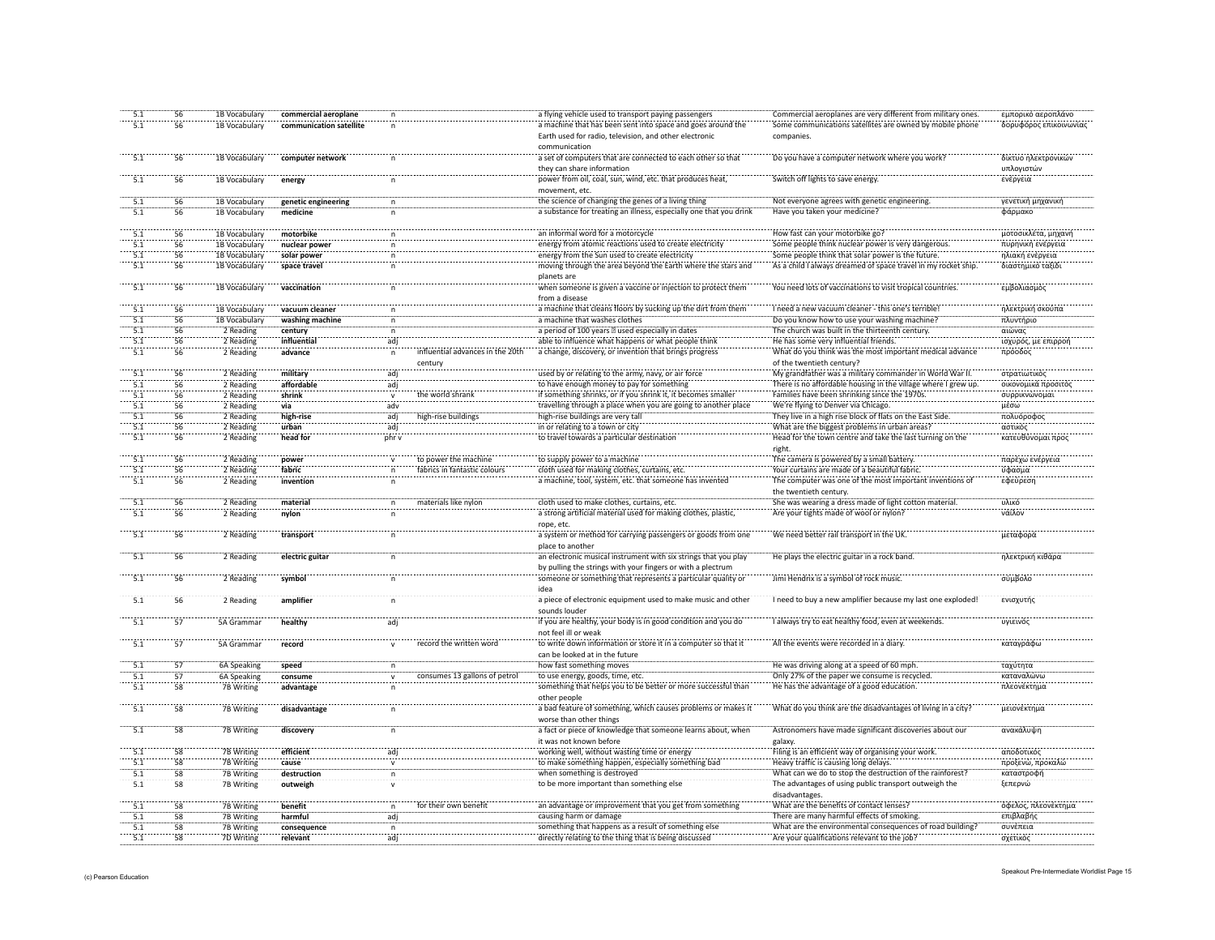| | | | | | | | | |
|---|---|---|---|---|---|---|---|---|
| 5.1 | 56 | 1B Vocabulary | **commercial aeroplane** | n | | a flying vehicle used to transport paying passengers | Commercial aeroplanes are very different from military ones. | εμπορικό αεροπλάνο |
| 5.1 | 56 | 1B Vocabulary | **communication satellite** | n | | a machine that has been sent into space and goes around the Earth used for radio, television, and other electronic communication | Some communications satellites are owned by mobile phone companies. | δορυφόρος επικοινωνίας |
| 5.1 | 56 | 1B Vocabulary | **computer network** | n | | a set of computers that are connected to each other so that they can share information | Do you have a computer network where you work? | δίκτυο ηλεκτρονικών υπολογιστών |
| 5.1 | 56 | 1B Vocabulary | **energy** | n | | power from oil, coal, sun, wind, etc. that produces heat, movement, etc. | Switch off lights to save energy. | ενέργεια |
| 5.1 | 56 | 1B Vocabulary | **genetic engineering** | n | | the science of changing the genes of a living thing | Not everyone agrees with genetic engineering. | γενετική μηχανική |
| 5.1 | 56 | 1B Vocabulary | **medicine** | n | | a substance for treating an illness, especially one that you drink | Have you taken your medicine? | φάρμακο |
| 5.1 | 56 | 1B Vocabulary | **motorbike** | n | | an informal word for a motorcycle | How fast can your motorbike go? | μοτοσικλέτα, μηχανή |
| 5.1 | 56 | 1B Vocabulary | **nuclear power** | n | | energy from atomic reactions used to create electricity | Some people think nuclear power is very dangerous. | πυρηνική ενέργεια |
| 5.1 | 56 | 1B Vocabulary | **solar power** | n | | energy from the Sun used to create electricity | Some people think that solar power is the future. | ηλιακή ενέργεια |
| 5.1 | 56 | 1B Vocabulary | **space travel** | n | | moving through the area beyond the Earth where the stars and planets are | As a child I always dreamed of space travel in my rocket ship. | διαστημικό ταξίδι |
| 5.1 | 56 | 1B Vocabulary | **vaccination** | n | | when someone is given a vaccine or injection to protect them from a disease | You need lots of vaccinations to visit tropical countries. | εμβολιασμός |
| 5.1 | 56 | 1B Vocabulary | **vacuum cleaner** | n | | a machine that cleans floors by sucking up the dirt from them | I need a new vacuum cleaner - this one's terrible! | ηλεκτρική σκούπα |
| 5.1 | 56 | 1B Vocabulary | **washing machine** | n | | a machine that washes clothes | Do you know how to use your washing machine? | πλυντήριο |
| 5.1 | 56 | 2 Reading | **century** | n | | a period of 100 years ‒ used especially in dates | The church was built in the thirteenth century. | αιώνας |
| 5.1 | 56 | 2 Reading | **influential** | adj | | able to influence what happens or what people think | He has some very influential friends. | ισχυρός, με επιρροή |
| 5.1 | 56 | 2 Reading | **advance** | n | influential advances in the 20th century | a change, discovery, or invention that brings progress | What do you think was the most important medical advance of the twentieth century? | πρόοδος |
| 5.1 | 56 | 2 Reading | **military** | adj | | used by or relating to the army, navy, or air force | My grandfather was a military commander in World War II. | στρατιωτικός |
| 5.1 | 56 | 2 Reading | **affordable** | adj | | to have enough money to pay for something | There is no affordable housing in the village where I grew up. | οικονομικά προσιτός |
| 5.1 | 56 | 2 Reading | **shrink** | v | the world shrank | if something shrinks, or if you shrink it, it becomes smaller | Families have been shrinking since the 1970s. | συρρικνώνομαι |
| 5.1 | 56 | 2 Reading | **via** | adv | | travelling through a place when you are going to another place | We're flying to Denver via Chicago. | μέσω |
| 5.1 | 56 | 2 Reading | **high-rise** | adj | high-rise buildings | high-rise buildings are very tall | They live in a high rise block of flats on the East Side. | πολυόροφος |
| 5.1 | 56 | 2 Reading | **urban** | adj | | in or relating to a town or city | What are the biggest problems in urban areas? | αστικός |
| 5.1 | 56 | 2 Reading | **head for** | phr v | | to travel towards a particular destination | Head for the town centre and take the last turning on the right. | κατευθύνομαι προς |
| 5.1 | 56 | 2 Reading | **power** | v | to power the machine | to supply power to a machine | The camera is powered by a small battery. | παρέχω ενέργεια |
| 5.1 | 56 | 2 Reading | **fabric** | n | fabrics in fantastic colours | cloth used for making clothes, curtains, etc. | Your curtains are made of a beautiful fabric. | ύφασμα |
| 5.1 | 56 | 2 Reading | **invention** | n | | a machine, tool, system, etc. that someone has invented | The computer was one of the most important inventions of the twentieth century. | εφεύρεση |
| 5.1 | 56 | 2 Reading | **material** | n | materials like nylon | cloth used to make clothes, curtains, etc. | She was wearing a dress made of light cotton material. | υλικό |
| 5.1 | 56 | 2 Reading | **nylon** | n | | a strong artificial material used for making clothes, plastic, rope, etc. | Are your tights made of wool or nylon? | νάιλον |
| 5.1 | 56 | 2 Reading | **transport** | n | | a system or method for carrying passengers or goods from one place to another | We need better rail transport in the UK. | μεταφορά |
| 5.1 | 56 | 2 Reading | **electric guitar** | n | | an electronic musical instrument with six strings that you play by pulling the strings with your fingers or with a plectrum | He plays the electric guitar in a rock band. | ηλεκτρική κιθάρα |
| 5.1 | 56 | 2 Reading | **symbol** | n | | someone or something that represents a particular quality or idea | Jimi Hendrix is a symbol of rock music. | σύμβολο |
| 5.1 | 56 | 2 Reading | **amplifier** | n | | a piece of electronic equipment used to make music and other sounds louder | I need to buy a new amplifier because my last one exploded! | ενισχυτής |
| 5.1 | 57 | 5A Grammar | **healthy** | adj | | if you are healthy, your body is in good condition and you do not feel ill or weak | I always try to eat healthy food, even at weekends. | υγιεινός |
| 5.1 | 57 | 5A Grammar | **record** | v | record the written word | to write down information or store it in a computer so that it can be looked at in the future | All the events were recorded in a diary. | καταγράφω |
| 5.1 | 57 | 6A Speaking | **speed** | n | | how fast something moves | He was driving along at a speed of 60 mph. | ταχύτητα |
| 5.1 | 57 | 6A Speaking | **consume** | v | consumes 13 gallons of petrol | to use energy, goods, time, etc. | Only 27% of the paper we consume is recycled. | καταναλώνω |
| 5.1 | 58 | 7B Writing | **advantage** | n | | something that helps you to be better or more successful than other people | He has the advantage of a good education. | πλεονέκτημα |
| 5.1 | 58 | 7B Writing | **disadvantage** | n | | a bad feature of something, which causes problems or makes it worse than other things | What do you think are the disadvantages of living in a city? | μειονέκτημα |
| 5.1 | 58 | 7B Writing | **discovery** | n | | a fact or piece of knowledge that someone learns about, when it was not known before | Astronomers have made significant discoveries about our galaxy. | ανακάλυψη |
| 5.1 | 58 | 7B Writing | **efficient** | adj | | working well, without wasting time or energy | Filing is an efficient way of organising your work. | αποδοτικός |
| 5.1 | 58 | 7B Writing | **cause** | v | | to make something happen, especially something bad | Heavy traffic is causing long delays. | προξενώ, προκαλώ |
| 5.1 | 58 | 7B Writing | **destruction** | n | | when something is destroyed | What can we do to stop the destruction of the rainforest? | καταστροφή |
| 5.1 | 58 | 7B Writing | **outweigh** | v | | to be more important than something else | The advantages of using public transport outweigh the disadvantages. | ξεπερνώ |
| 5.1 | 58 | 7B Writing | **benefit** | n | for their own benefit | an advantage or improvement that you get from something | What are the benefits of contact lenses? | όφελος, πλεονέκτημα |
| 5.1 | 58 | 7B Writing | **harmful** | adj | | causing harm or damage | There are many harmful effects of smoking. | επιβλαβής |
| 5.1 | 58 | 7B Writing | **consequence** | n | | something that happens as a result of something else | What are the environmental consequences of road building? | συνέπεια |
| 5.1 | 58 | 7D Writing | **relevant** | adj | | directly relating to the thing that is being discussed | Are your qualifications relevant to the job? | σχετικός |

(c) Pearson Education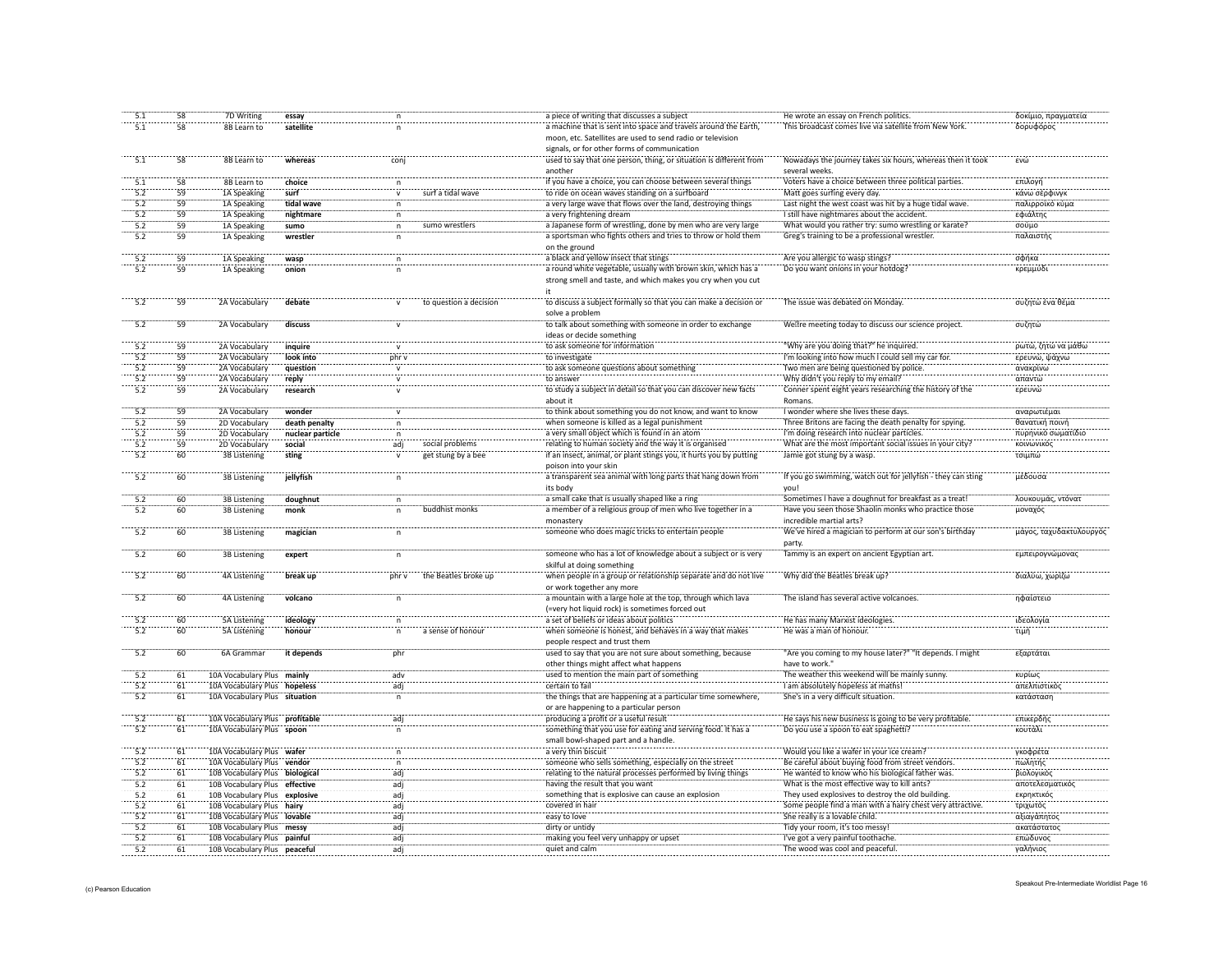| | | | | | | | | |
|---|---|---|---|---|---|---|---|---|
| 5.1 | 58 | 7D Writing | **essay** | n | | a piece of writing that discusses a subject | He wrote an essay on French politics. | δοκίμιο, πραγματεία |
| 5.1 | 58 | 8B Learn to | **satellite** | n | | a machine that is sent into space and travels around the Earth, moon, etc. Satellites are used to send radio or television signals, or for other forms of communication | This broadcast comes live via satellite from New York. | δορυφόρος |
| 5.1 | 58 | 8B Learn to | **whereas** | conj | | used to say that one person, thing, or situation is different from another | Nowadays the journey takes six hours, whereas then it took several weeks. | ενώ |
| 5.1 | 58 | 8B Learn to | **choice** | n | | if you have a choice, you can choose between several things | Voters have a choice between three political parties. | επιλογή |
| 5.2 | 59 | 1A Speaking | **surf** | v | surf a tidal wave | to ride on ocean waves standing on a surfboard | Matt goes surfing every day. | κάνω σέρφινγκ |
| 5.2 | 59 | 1A Speaking | **tidal wave** | n | | a very large wave that flows over the land, destroying things | Last night the west coast was hit by a huge tidal wave. | παλιρροϊκό κύμα |
| 5.2 | 59 | 1A Speaking | **nightmare** | n | | a very frightening dream | I still have nightmares about the accident. | εφιάλτης |
| 5.2 | 59 | 1A Speaking | **sumo** | n | sumo wrestlers | a Japanese form of wrestling, done by men who are very large | What would you rather try: sumo wrestling or karate? | σούμο |
| 5.2 | 59 | 1A Speaking | **wrestler** | n | | a sportsman who fights others and tries to throw or hold them on the ground | Greg's training to be a professional wrestler. | παλαιστής |
| 5.2 | 59 | 1A Speaking | **wasp** | n | | a black and yellow insect that stings | Are you allergic to wasp stings? | σφήκα |
| 5.2 | 59 | 1A Speaking | **onion** | n | | a round white vegetable, usually with brown skin, which has a strong smell and taste, and which makes you cry when you cut it | Do you want onions in your hotdog? | κρεμμύδι |
| 5.2 | 59 | 2A Vocabulary | **debate** | v | to question a decision | to discuss a subject formally so that you can make a decision or solve a problem | The issue was debated on Monday. | συζητώ ένα θέμα |
| 5.2 | 59 | 2A Vocabulary | **discuss** | v | | to talk about something with someone in order to exchange ideas or decide something | We're meeting today to discuss our science project. | συζητώ |
| 5.2 | 59 | 2A Vocabulary | **inquire** | v | | to ask someone for information | "Why are you doing that?" he inquired. | ρωτώ, ζητώ να μάθω |
| 5.2 | 59 | 2A Vocabulary | **look into** | phr v | | to investigate | I'm looking into how much I could sell my car for. | ερευνώ, ψάχνω |
| 5.2 | 59 | 2A Vocabulary | **question** | v | | to ask someone questions about something | Two men are being questioned by police. | ανακρίνω |
| 5.2 | 59 | 2A Vocabulary | **reply** | v | | to answer | Why didn't you reply to my email? | απαντώ |
| 5.2 | 59 | 2A Vocabulary | **research** | v | | to study a subject in detail so that you can discover new facts about it | Conner spent eight years researching the history of the Romans. | ερευνώ |
| 5.2 | 59 | 2A Vocabulary | **wonder** | v | | to think about something you do not know, and want to know | I wonder where she lives these days. | αναρωτιέμαι |
| 5.2 | 59 | 2D Vocabulary | **death penalty** | n | | when someone is killed as a legal punishment | Three Britons are facing the death penalty for spying. | θανατική ποινή |
| 5.2 | 59 | 2D Vocabulary | **nuclear particle** | n | | a very small object which is found in an atom | I'm doing research into nuclear particles. | πυρηνικό σωματίδιο |
| 5.2 | 59 | 2D Vocabulary | **social** | adj | social problems | relating to human society and the way it is organised | What are the most important social issues in your city? | κοινωνικός |
| 5.2 | 60 | 3B Listening | **sting** | v | get stung by a bee | if an insect, animal, or plant stings you, it hurts you by putting poison into your skin | Jamie got stung by a wasp. | τσιμπώ |
| 5.2 | 60 | 3B Listening | **jellyfish** | n | | a transparent sea animal with long parts that hang down from its body | If you go swimming, watch out for jellyfish - they can sting you! | μέδουσα |
| 5.2 | 60 | 3B Listening | **doughnut** | n | | a small cake that is usually shaped like a ring | Sometimes I have a doughnut for breakfast as a treat! | λουκουμάς, ντόνατ |
| 5.2 | 60 | 3B Listening | **monk** | n | buddhist monks | a member of a religious group of men who live together in a monastery | Have you seen those Shaolin monks who practice those incredible martial arts? | μοναχός |
| 5.2 | 60 | 3B Listening | **magician** | n | | someone who does magic tricks to entertain people | We've hired a magician to perform at our son's birthday party. | μάγος, ταχυδακτυλουργός |
| 5.2 | 60 | 3B Listening | **expert** | n | | someone who has a lot of knowledge about a subject or is very skilful at doing something | Tammy is an expert on ancient Egyptian art. | εμπειρογνώμονας |
| 5.2 | 60 | 4A Listening | **break up** | phr v | the Beatles broke up | when people in a group or relationship separate and do not live or work together any more | Why did the Beatles break up? | διαλύω, χωρίζω |
| 5.2 | 60 | 4A Listening | **volcano** | n | | a mountain with a large hole at the top, through which lava (=very hot liquid rock) is sometimes forced out | The island has several active volcanoes. | ηφαίστειο |
| 5.2 | 60 | 5A Listening | **ideology** | n | | a set of beliefs or ideas about politics | He has many Marxist ideologies. | ιδεολογία |
| 5.2 | 60 | 5A Listening | **honour** | n | a sense of honour | when someone is honest, and behaves in a way that makes people respect and trust them | He was a man of honour. | τιμή |
| 5.2 | 60 | 6A Grammar | **it depends** | phr | | used to say that you are not sure about something, because other things might affect what happens | "Are you coming to my house later?" "It depends. I might have to work." | εξαρτάται |
| 5.2 | 61 | 10A Vocabulary Plus | **mainly** | adv | | used to mention the main part of something | The weather this weekend will be mainly sunny. | κυρίως |
| 5.2 | 61 | 10A Vocabulary Plus | **hopeless** | adj | | certain to fail | I am absolutely hopeless at maths! | απελπιστικός |
| 5.2 | 61 | 10A Vocabulary Plus | **situation** | n | | the things that are happening at a particular time somewhere, or are happening to a particular person | She's in a very difficult situation. | κατάσταση |
| 5.2 | 61 | 10A Vocabulary Plus | **profitable** | adj | | producing a profit or a useful result | He says his new business is going to be very profitable. | επικερδής |
| 5.2 | 61 | 10A Vocabulary Plus | **spoon** | n | | something that you use for eating and serving food. It has a small bowl-shaped part and a handle. | Do you use a spoon to eat spaghetti? | κουτάλι |
| 5.2 | 61 | 10A Vocabulary Plus | **wafer** | n | | a very thin biscuit | Would you like a wafer in your ice cream? | γκοφρέτα |
| 5.2 | 61 | 10A Vocabulary Plus | **vendor** | n | | someone who sells something, especially on the street | Be careful about buying food from street vendors. | πωλητής |
| 5.2 | 61 | 10B Vocabulary Plus | **biological** | adj | | relating to the natural processes performed by living things | He wanted to know who his biological father was. | βιολογικός |
| 5.2 | 61 | 10B Vocabulary Plus | **effective** | adj | | having the result that you want | What is the most effective way to kill ants? | αποτελεσματικός |
| 5.2 | 61 | 10B Vocabulary Plus | **explosive** | adj | | something that is explosive can cause an explosion | They used explosives to destroy the old building. | εκρηκτικός |
| 5.2 | 61 | 10B Vocabulary Plus | **hairy** | adj | | covered in hair | Some people find a man with a hairy chest very attractive. | τριχωτός |
| 5.2 | 61 | 10B Vocabulary Plus | **lovable** | adj | | easy to love | She really is a lovable child. | αξιαγάπητος |
| 5.2 | 61 | 10B Vocabulary Plus | **messy** | adj | | dirty or untidy | Tidy your room, it's too messy! | ακατάστατος |
| 5.2 | 61 | 10B Vocabulary Plus | **painful** | adj | | making you feel very unhappy or upset | I've got a very painful toothache. | επώδυνος |
| 5.2 | 61 | 10B Vocabulary Plus | **peaceful** | adj | | quiet and calm | The wood was cool and peaceful. | γαλήνιος |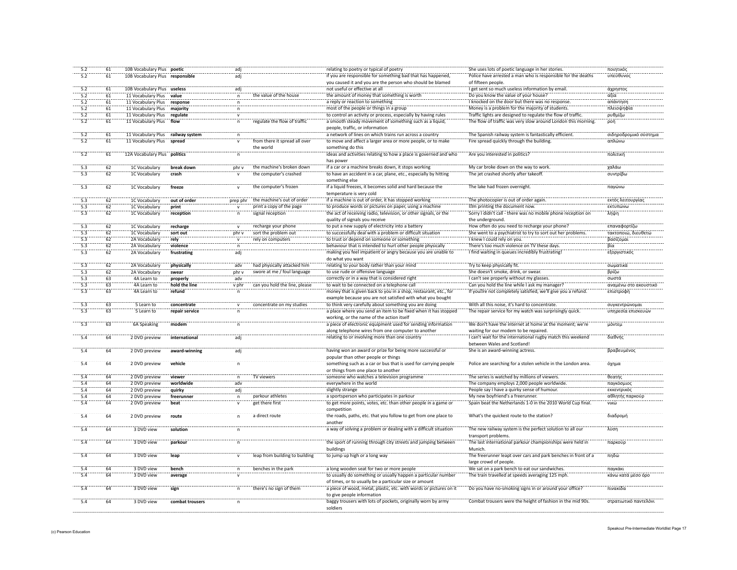| | | | | | | | | |
|---|---|---|---|---|---|---|---|---|
| 5.2 | 61 | 10B Vocabulary Plus | **poetic** | adj | | relating to poetry or typical of poetry | She uses lots of poetic language in her stories. | ποιητικός |
| 5.2 | 61 | 10B Vocabulary Plus | **responsible** | adj | | if you are responsible for something bad that has happened, you caused it and you are the person who should be blamed | Police have arrested a man who is responsible for the deaths of fifteen people. | υπεύθυνος |
| 5.2 | 61 | 10B Vocabulary Plus | **useless** | adj | | not useful or effective at all | I get sent so much useless information by email. | άχρηστος |
| 5.2 | 61 | 11 Vocabulary Plus | **value** | n | the value of the house | the amount of money that something is worth | Do you know the value of your house? | αξία |
| 5.2 | 61 | 11 Vocabulary Plus | **response** | n | | a reply or reaction to something | I knocked on the door but there was no response. | απάντηση |
| 5.2 | 61 | 11 Vocabulary Plus | **majority** | n | | most of the people or things in a group | Money is a problem for the majority of students. | πλειοψηφία |
| 5.2 | 61 | 11 Vocabulary Plus | **regulate** | v | | to control an activity or process, especially by having rules | Traffic lights are designed to regulate the flow of traffic. | ρυθμίζω |
| 5.2 | 61 | 11 Vocabulary Plus | **flow** | n | regulate the flow of traffic | a smooth steady movement of something such as a liquid, people, traffic, or information | The flow of traffic was very slow around London this morning. | ροή |
| 5.2 | 61 | 11 Vocabulary Plus | **railway system** | n | | a network of lines on which trains run across a country | The Spanish railway system is fantastically efficient. | σιδηροδρομικό σύστημα |
| 5.2 | 61 | 11 Vocabulary Plus | **spread** | v | from there it spread all over the world | to move and affect a larger area or more people, or to make something do this | Fire spread quickly through the building. | απλώνω |
| 5.2 | 61 | 12A Vocabulary Plus | **politics** | n | | ideas and activities relating to how a place is governed and who has power | Are you interested in politics? | πολιτική |
| 5.3 | 62 | 1C Vocabulary | **break down** | phr v | the machine's broken down | if a car or a machine breaks down, it stops working | My car broke down on the way to work. | χαλάω |
| 5.3 | 62 | 1C Vocabulary | **crash** | v | the computer's crashed | to have an accident in a car, plane, etc., especially by hitting something else | The jet crashed shortly after takeoff. | συντρίβω |
| 5.3 | 62 | 1C Vocabulary | **freeze** | v | the computer's frozen | if a liquid freezes, it becomes solid and hard because the temperature is very cold | The lake had frozen overnight. | παγώνω |
| 5.3 | 62 | 1C Vocabulary | **out of order** | prep phr | the machine's out of order | if a machine is out of order, it has stopped working | The photocopier is out of order again. | εκτός λειτουργίας |
| 5.3 | 62 | 1C Vocabulary | **print** | v | print a copy of the page | to produce words or pictures on paper, using a machine | I□m printing the document now. | εκτυπώνω |
| 5.3 | 62 | 1C Vocabulary | **reception** | n | signal reception | the act of receiving radio, television, or other signals, or the quality of signals you receive | Sorry I didn't call - there was no mobile phone reception on the underground. | λήψη |
| 5.3 | 62 | 1C Vocabulary | **recharge** | v | recharge your phone | to put a new supply of electricity into a battery | How often do you need to recharge your phone? | επαναφορτίζω |
| 5.3 | 62 | 1C Vocabulary | **sort out** | phr v | sort the problem out | to successfully deal with a problem or difficult situation | She went to a psychiatrist to try to sort out her problems. | τακτοποιώ, διευθετώ |
| 5.3 | 62 | 2A Vocabulary | **rely** | v | rely on computers | to trust or depend on someone or something | I knew I could rely on you. | βασίζομαι |
| 5.3 | 62 | 2A Vocabulary | **violence** | n | | behaviour that is intended to hurt other people physically | There's too much violence on TV these days. | βία |
| 5.3 | 62 | 2A Vocabulary | **frustrating** | adj | | making you feel impatient or angry because you are unable to do what you want | I find waiting in queues incredibly frustrating! | εξοργιστικός |
| 5.3 | 62 | 2A Vocabulary | **physically** | adv | had physically attacked him | relating to your body rather than your mind | Try to keep physically fit. | σωματικά |
| 5.3 | 62 | 2A Vocabulary | **swear** | phr v | swore at me / foul language | to use rude or offensive language | She doesn't smoke, drink, or swear. | βρίζω |
| 5.3 | 63 | 4A Learn to | **properly** | adv | | correctly or in a way that is considered right | I can't see properly without my glasses. | σωστά |
| 5.3 | 63 | 4A Learn to | **hold the line** | v phr | can you hold the line, please | to wait to be connected on a telephone call | Can you hold the line while I ask my manager? | αναμένω στο ακουστικό |
| 5.3 | 63 | 4A Learn to | **refund** | n | | money that is given back to you in a shop, restaurant, etc., for example because you are not satisfied with what you bought | If you're not completely satisfied, we'll give you a refund. | επιστροφή |
| 5.3 | 63 | 5 Learn to | **concentrate** | v | concentrate on my studies | to think very carefully about something you are doing | With all this noise, it's hard to concentrate. | συγκεντρώνομαι |
| 5.3 | 63 | 5 Learn to | **repair service** | n | | a place where you send an item to be fixed when it has stopped working, or the name of the action itself | The repair service for my watch was surprisingly quick. | υπηρεσία επισκευών |
| 5.3 | 63 | 6A Speaking | **modem** | n | | a piece of electronic equipment used for sending information along telephone wires from one computer to another | We don't have the internet at home at the moment; we're waiting for our modem to be repaired. | μόντεμ |
| 5.4 | 64 | 2 DVD preview | **international** | adj | | relating to or involving more than one country | I can't wait for the international rugby match this weekend between Wales and Scotland! | διεθνής |
| 5.4 | 64 | 2 DVD preview | **award-winning** | adj | | having won an award or prize for being more successful or popular than other people or things | She is an award-winning actress. | βραβευμένος |
| 5.4 | 64 | 2 DVD preview | **vehicle** | n | | something such as a car or bus that is used for carrying people or things from one place to another | Police are searching for a stolen vehicle in the London area. | όχημα |
| 5.4 | 64 | 2 DVD preview | **viewer** | n | TV viewers | someone who watches a television programme | The series is watched by millions of viewers. | θεατής |
| 5.4 | 64 | 2 DVD preview | **worldwide** | adv | | everywhere in the world | The company employs 2,000 people worldwide. | παγκόσμιος |
| 5.4 | 64 | 2 DVD preview | **quirky** | adj | | slightly strange | People say I have a quirky sense of humour. | εκκεντρικός |
| 5.4 | 64 | 2 DVD preview | **freerunner** | n | parkour athletes | a sportsperson who participates in parkour | My new boyfriend's a freerunner. | αθλητής παρκούρ |
| 5.4 | 64 | 2 DVD preview | **beat** | v | get there first | to get more points, votes, etc. than other people in a game or competition | Spain beat the Netherlands 1-0 in the 2010 World Cup final. | νικώ |
| 5.4 | 64 | 2 DVD preview | **route** | n | a direct route | the roads, paths, etc. that you follow to get from one place to another | What's the quickest route to the station? | διαδρομή |
| 5.4 | 64 | 3 DVD view | **solution** | n | | a way of solving a problem or dealing with a difficult situation | The new railway system is the perfect solution to all our transport problems. | λύση |
| 5.4 | 64 | 3 DVD view | **parkour** | n | | the sport of running through city streets and jumping between buildings | The last international parkour championships were held in Munich. | παρκούρ |
| 5.4 | 64 | 3 DVD view | **leap** | v | leap from building to building | to jump up high or a long way | The freerunner leapt over cars and park benches in front of a large crowd of people. | πηδώ |
| 5.4 | 64 | 3 DVD view | **bench** | n | benches in the park | a long wooden seat for two or more people | We sat on a park bench to eat our sandwiches. | παγκάκι |
| 5.4 | 64 | 3 DVD view | **average** | v | | to usually do something or usually happen a particular number of times, or to usually be a particular size or amount | The train travelled at speeds averaging 125 mph. | κάνω κατά μέσο όρο |
| 5.4 | 64 | 3 DVD view | **sign** | n | there's no sign of them | a piece of wood, metal, plastic, etc. with words or pictures on it to give people information | Do you have no-smoking signs in or around your office? | πινακίδα |
| 5.4 | 64 | 3 DVD view | **combat trousers** | n | | baggy trousers with lots of pockets, originally worn by army soldiers | Combat trousers were the height of fashion in the mid 90s. | στρατιωτικό παντελόνι |

(c) Pearson Education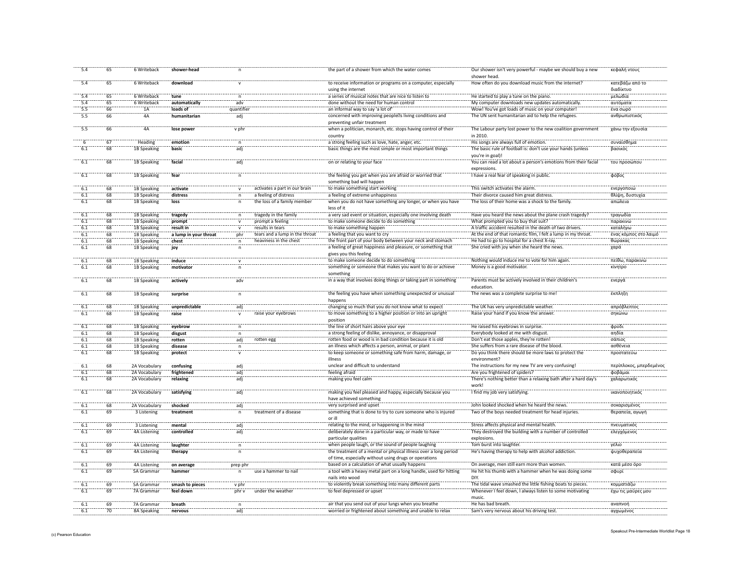| | | | | | | | | |
|---|---|---|---|---|---|---|---|---|
| 5.4 | 65 | 6 Writeback | **shower-head** | n | | the part of a shower from which the water comes | Our shower isn't very powerful - maybe we should buy a new shower head. | κεφαλή ντους |
| 5.4 | 65 | 6 Writeback | **download** | v | | to receive information or programs on a computer, especially using the internet | How often do you download music from the internet? | κατεβάζω από το διαδίκτυο |
| 5.4 | 65 | 6 Writeback | **tune** | n | | a series of musical notes that are nice to listen to | He started to play a tune on the piano. | μελωδία |
| 5.4 | 65 | 6 Writeback | **automatically** | adv | | done without the need for human control | My computer downloads new updates automatically. | αυτόματα |
| 5.5 | 66 | 1A | **loads of** | quantifier | | an informal way to say 'a lot of' | Wow! You've got loads of music on your computer! | ένα σωρό |
| 5.5 | 66 | 4A | **humanitarian** | adj | | concerned with improving people⊠s living conditions and preventing unfair treatment | The UN sent humanitarian aid to help the refugees. | ανθρωπιστικός |
| 5.5 | 66 | 4A | **lose power** | v phr | | when a politician, monarch, etc. stops having control of their country | The Labour party lost power to the new coalition government in 2010. | χάνω την εξουσία |
| 6 | 67 | Heading | **emotion** | n | | a strong feeling such as love, hate, anger, etc. | His songs are always full of emotion. | συναίσθημα |
| 6.1 | 68 | 1B Speaking | **basic** | adj | | basic things are the most simple or most important things | The basic rule of football is: don't use your hands (unless you're in goal)! | βασικός |
| 6.1 | 68 | 1B Speaking | **facial** | adj | | on or relating to your face | You can read a lot about a person's emotions from their facial expressions. | του προσώπου |
| 6.1 | 68 | 1B Speaking | **fear** | n | | the feeling you get when you are afraid or worried that something bad will happen | I have a real fear of speaking in public. | φόβος |
| 6.1 | 68 | 1B Speaking | **activate** | v | activates a part in our brain | to make something start working | This switch activates the alarm. | ενεργοποιώ |
| 6.1 | 68 | 1B Speaking | **distress** | n | a feeling of distress | a feeling of extreme unhappiness | Their divorce caused him great distress. | θλίψη, δυστυχία |
| 6.1 | 68 | 1B Speaking | **loss** | n | the loss of a family member | when you do not have something any longer, or when you have less of it | The loss of their home was a shock to the family. | απώλεια |
| 6.1 | 68 | 1B Speaking | **tragedy** | n | tragedy in the family | a very sad event or situation, especially one involving death | Have you heard the news about the plane crash tragedy? | τραγωδία |
| 6.1 | 68 | 1B Speaking | **prompt** | v | prompt a feeling | to make someone decide to do something | What prompted you to buy that suit? | παρακινώ |
| 6.1 | 68 | 1B Speaking | **result in** | v | results in tears | to make something happen | A traffic accident resulted in the death of two drivers. | καταλήγω |
| 6.1 | 68 | 1B Speaking | **a lump in your throat** | phr | tears and a lump in the throat | a feeling that you want to cry | At the end of that romantic film, I felt a lump in my throat. | ένας κόμπος στο λαιμό |
| 6.1 | 68 | 1B Speaking | **chest** | n | heaviness in the chest | the front part of your body between your neck and stomach | He had to go to hospital for a chest X-ray. | θώρακας |
| 6.1 | 68 | 1B Speaking | **joy** | n | | a feeling of great happiness and pleasure, or something that gives you this feeling | She cried with joy when she heard the news. | χαρά |
| 6.1 | 68 | 1B Speaking | **induce** | v | | to make someone decide to do something | Nothing would induce me to vote for him again. | πείθω, παρακινώ |
| 6.1 | 68 | 1B Speaking | **motivator** | n | | something or someone that makes you want to do or achieve something | Money is a good motivator. | κίνητρο |
| 6.1 | 68 | 1B Speaking | **actively** | adv | | in a way that involves doing things or taking part in something | Parents must be actively involved in their children's education. | ενεργά |
| 6.1 | 68 | 1B Speaking | **surprise** | n | | the feeling you have when something unexpected or unusual happens | The news was a complete surprise to me! | έκπληξη |
| 6.1 | 68 | 1B Speaking | **unpredictable** | adj | | changing so much that you do not know what to expect | The UK has very unpredictable weather. | απρόβλεπτος |
| 6.1 | 68 | 1B Speaking | **raise** | v | raise your eyebrows | to move something to a higher position or into an upright position | Raise your hand if you know the answer. | σηκώνω |
| 6.1 | 68 | 1B Speaking | **eyebrow** | n | | the line of short hairs above your eye | He raised his eyebrows in surprise. | φρύδι |
| 6.1 | 68 | 1B Speaking | **disgust** | n | | a strong feeling of dislike, annoyance, or disapproval | Everybody looked at me with disgust. | αηδία |
| 6.1 | 68 | 1B Speaking | **rotten** | adj | rotten egg | rotten food or wood is in bad condition because it is old | Don't eat those apples, they're rotten! | σάπιος |
| 6.1 | 68 | 1B Speaking | **disease** | n | | an illness which affects a person, animal, or plant | She suffers from a rare disease of the blood. | ασθένεια |
| 6.1 | 68 | 1B Speaking | **protect** | v | | to keep someone or something safe from harm, damage, or illness | Do you think there should be more laws to protect the environment? | προστατεύω |
| 6.1 | 68 | 2A Vocabulary | **confusing** | adj | | unclear and difficult to understand | The instructions for my new TV are very confusing! | περίπλοκος, μπερδεμένος |
| 6.1 | 68 | 2A Vocabulary | **frightened** | adj | | feeling afraid | Are you frightened of spiders? | φοβάμαι |
| 6.1 | 68 | 2A Vocabulary | **relaxing** | adj | | making you feel calm | There's nothing better than a relaxing bath after a hard day's work! | χαλαρωτικός |
| 6.1 | 68 | 2A Vocabulary | **satisfying** | adj | | making you feel pleased and happy, especially because you have achieved something | I find my job very satisfying. | ικανοποιητικός |
| 6.1 | 68 | 2A Vocabulary | **shocked** | adj | | very surprised and upset | John looked shocked when he heard the news. | σοκαρισμένος |
| 6.1 | 69 | 3 Listening | **treatment** | n | treatment of a disease | something that is done to try to cure someone who is injured or ill | Two of the boys needed treatment for head injuries. | θεραπεία, αγωγή |
| 6.1 | 69 | 3 Listening | **mental** | adj | | relating to the mind, or happening in the mind | Stress affects physical and mental health. | πνευματικός |
| 6.1 | 69 | 4A Listening | **controlled** | adj | | deliberately done in a particular way, or made to have particular qualities | They destroyed the building with a number of controlled explosions. | ελεγχόμενος |
| 6.1 | 69 | 4A Listening | **laughter** | n | | when people laugh, or the sound of people laughing | Tom burst into laughter. | γέλιο |
| 6.1 | 69 | 4A Listening | **therapy** | n | | the treatment of a mental or physical illness over a long period of time, especially without using drugs or operations | He's having therapy to help with alcohol addiction. | ψυχοθεραπεία |
| 6.1 | 69 | 4A Listening | **on average** | prep phr | | based on a calculation of what usually happens | On average, men still earn more than women. | κατά μέσο όρο |
| 6.1 | 69 | 5A Grammar | **hammer** | n | use a hammer to nail | a tool with a heavy metal part on a long handle, used for hitting nails into wood | He hit his thumb with a hammer when he was doing some DIY. | σφυρί |
| 6.1 | 69 | 5A Grammar | **smash to pieces** | v phr | | to violently break something into many different parts | The tidal wave smashed the little fishing boats to pieces. | κομματιάζω |
| 6.1 | 69 | 7A Grammar | **feel down** | phr v | under the weather | to feel depressed or upset | Whenever I feel down, I always listen to some motivating music. | έχω τις μαύρες μου |
| 6.1 | 69 | 7A Grammar | **breath** | n | | air that you send out of your lungs when you breathe | He has bad breath. | αναπνοή |
| 6.1 | 70 | 8A Speaking | **nervous** | adj | | worried or frightened about something and unable to relax | Sam's very nervous about his driving test. | αγχωμένος |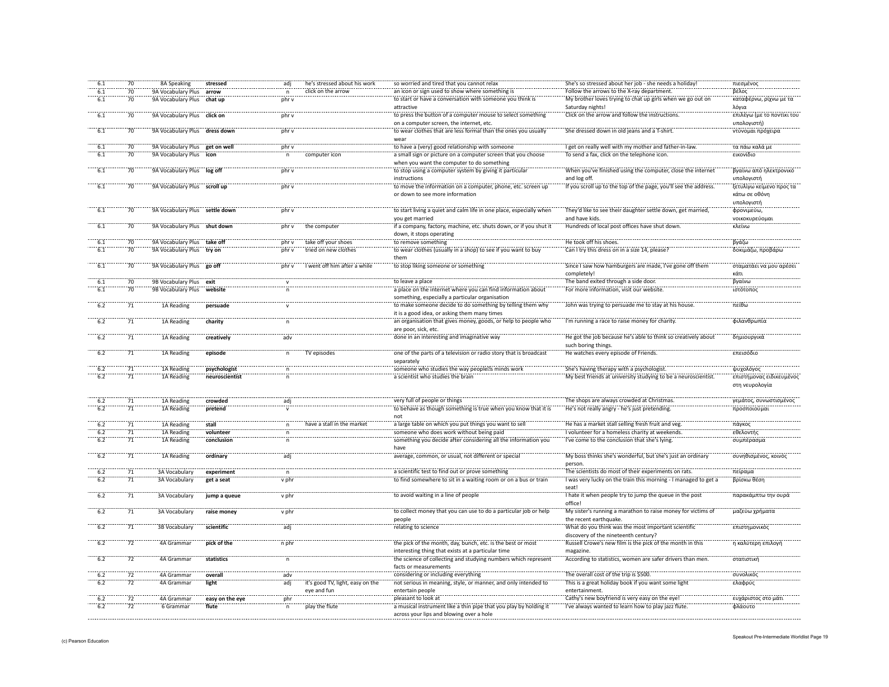| | | | | | | | | |
|---|---|---|---|---|---|---|---|---|
| 6.1 | 70 | 8A Speaking | **stressed** | adj | he's stressed about his work | so worried and tired that you cannot relax | She's so stressed about her job - she needs a holiday! | πιεσμένος |
| 6.1 | 70 | 9A Vocabulary Plus | **arrow** | n | click on the arrow | an icon or sign used to show where something is | Follow the arrows to the X-ray department. | βέλος |
| 6.1 | 70 | 9A Vocabulary Plus | **chat up** | phr v | | to start or have a conversation with someone you think is attractive | My brother loves trying to chat up girls when we go out on Saturday nights! | καταφέρνω, ρίχνω με τα λόγια |
| 6.1 | 70 | 9A Vocabulary Plus | **click on** | phr v | | to press the button of a computer mouse to select something on a computer screen, the internet, etc. | Click on the arrow and follow the instructions. | επιλέγω (με το ποντίκι του υπολογιστή) |
| 6.1 | 70 | 9A Vocabulary Plus | **dress down** | phr v | | to wear clothes that are less formal than the ones you usually wear | She dressed down in old jeans and a T-shirt. | ντύνομαι πρόχειρα |
| 6.1 | 70 | 9A Vocabulary Plus | **get on well** | phr v | | to have a (very) good relationship with someone | I get on really well with my mother and father-in-law. | τα πάω καλά με |
| 6.1 | 70 | 9A Vocabulary Plus | **icon** | n | computer icon | a small sign or picture on a computer screen that you choose when you want the computer to do something | To send a fax, click on the telephone icon. | εικονίδιο |
| 6.1 | 70 | 9A Vocabulary Plus | **log off** | phr v | | to stop using a computer system by giving it particular instructions | When you've finished using the computer, close the internet and log off. | βγαίνω από ηλεκτρονικό υπολογιστή |
| 6.1 | 70 | 9A Vocabulary Plus | **scroll up** | phr v | | to move the information on a computer, phone, etc. screen up or down to see more information | If you scroll up to the top of the page, you'll see the address. | ξετυλίγω κείμενο προς τα κάτω σε οθόνη υπολογιστή |
| 6.1 | 70 | 9A Vocabulary Plus | **settle down** | phr v | | to start living a quiet and calm life in one place, especially when you get married | They'd like to see their daughter settle down, get married, and have kids. | φρονιμεύω, νοικοκυρεύομαι |
| 6.1 | 70 | 9A Vocabulary Plus | **shut down** | phr v | the computer | if a company, factory, machine, etc. shuts down, or if you shut it down, it stops operating | Hundreds of local post offices have shut down. | κλείνω |
| 6.1 | 70 | 9A Vocabulary Plus | **take off** | phr v | take off your shoes | to remove something | He took off his shoes. | βγάζω |
| 6.1 | 70 | 9A Vocabulary Plus | **try on** | phr v | tried on new clothes | to wear clothes (usually in a shop) to see if you want to buy them | Can I try this dress on in a size 14, please? | δοκιμάζω, προβάρω |
| 6.1 | 70 | 9A Vocabulary Plus | **go off** | phr v | I went off him after a while | to stop liking someone or something | Since I saw how hamburgers are made, I've gone off them completely! | σταματάει να μου αρέσει κάτι |
| 6.1 | 70 | 9B Vocabulary Plus | **exit** | v | | to leave a place | The band exited through a side door. | βγαίνω |
| 6.1 | 70 | 9B Vocabulary Plus | **website** | n | | a place on the internet where you can find information about something, especially a particular organisation | For more information, visit our website. | ιστότοπος |
| 6.2 | 71 | 1A Reading | **persuade** | v | | to make someone decide to do something by telling them why it is a good idea, or asking them many times | John was trying to persuade me to stay at his house. | πείθω |
| 6.2 | 71 | 1A Reading | **charity** | n | | an organisation that gives money, goods, or help to people who are poor, sick, etc. | I'm running a race to raise money for charity. | φιλανθρωπία |
| 6.2 | 71 | 1A Reading | **creatively** | adv | | done in an interesting and imaginative way | He got the job because he's able to think so creatively about such boring things. | δημιουργικά |
| 6.2 | 71 | 1A Reading | **episode** | n | TV episodes | one of the parts of a television or radio story that is broadcast separately | He watches every episode of Friends. | επεισόδιο |
| 6.2 | 71 | 1A Reading | **psychologist** | n | | someone who studies the way people's minds work | She's having therapy with a psychologist. | ψυχολόγος |
| 6.2 | 71 | 1A Reading | **neuroscientist** | n | | a scientist who studies the brain | My best friends at university studying to be a neuroscientist. | επιστήμονας ειδικευμένος στη νευρολογία |
| 6.2 | 71 | 1A Reading | **crowded** | adj | | very full of people or things | The shops are always crowded at Christmas. | γεμάτος, συνωστισμένος |
| 6.2 | 71 | 1A Reading | **pretend** | v | | to behave as though something is true when you know that it is not | He's not really angry - he's just pretending. | προσποιούμαι |
| 6.2 | 71 | 1A Reading | **stall** | n | have a stall in the market | a large table on which you put things you want to sell | He has a market stall selling fresh fruit and veg. | πάγκος |
| 6.2 | 71 | 1A Reading | **volunteer** | n | | someone who does work without being paid | I volunteer for a homeless charity at weekends. | εθελοντής |
| 6.2 | 71 | 1A Reading | **conclusion** | n | | something you decide after considering all the information you have | I've come to the conclusion that she's lying. | συμπέρασμα |
| 6.2 | 71 | 1A Reading | **ordinary** | adj | | average, common, or usual, not different or special | My boss thinks she's wonderful, but she's just an ordinary person. | συνηθισμένος, κοινός |
| 6.2 | 71 | 3A Vocabulary | **experiment** | n | | a scientific test to find out or prove something | The scientists do most of their experiments on rats. | πείραμα |
| 6.2 | 71 | 3A Vocabulary | **get a seat** | v phr | | to find somewhere to sit in a waiting room or on a bus or train | I was very lucky on the train this morning - I managed to get a seat! | βρίσκω θέση |
| 6.2 | 71 | 3A Vocabulary | **jump a queue** | v phr | | to avoid waiting in a line of people | I hate it when people try to jump the queue in the post office! | παρακάμπτω την ουρά |
| 6.2 | 71 | 3A Vocabulary | **raise money** | v phr | | to collect money that you can use to do a particular job or help people | My sister's running a marathon to raise money for victims of the recent earthquake. | μαζεύω χρήματα |
| 6.2 | 71 | 3B Vocabulary | **scientific** | adj | | relating to science | What do you think was the most important scientific discovery of the nineteenth century? | επιστημονικός |
| 6.2 | 72 | 4A Grammar | **pick of the** | n phr | | the pick of the month, day, bunch, etc. is the best or most interesting thing that exists at a particular time | Russell Crowe's new film is the pick of the month in this magazine. | η καλύτερη επιλογή |
| 6.2 | 72 | 4A Grammar | **statistics** | n | | the science of collecting and studying numbers which represent facts or measurements | According to statistics, women are safer drivers than men. | στατιστική |
| 6.2 | 72 | 4A Grammar | **overall** | adv | | considering or including everything | The overall cost of the trip is $500. | συνολικός |
| 6.2 | 72 | 4A Grammar | **light** | adj | it's good TV, light, easy on the eye and fun | not serious in meaning, style, or manner, and only intended to entertain people | This is a great holiday book if you want some light entertainment. | ελαφρύς |
| 6.2 | 72 | 4A Grammar | **easy on the eye** | phr | | pleasant to look at | Cathy's new boyfriend is very easy on the eye! | ευχάριστος στο μάτι |
| 6.2 | 72 | 6 Grammar | **flute** | n | play the flute | a musical instrument like a thin pipe that you play by holding it across your lips and blowing over a hole | I've always wanted to learn how to play jazz flute. | φλάουτο |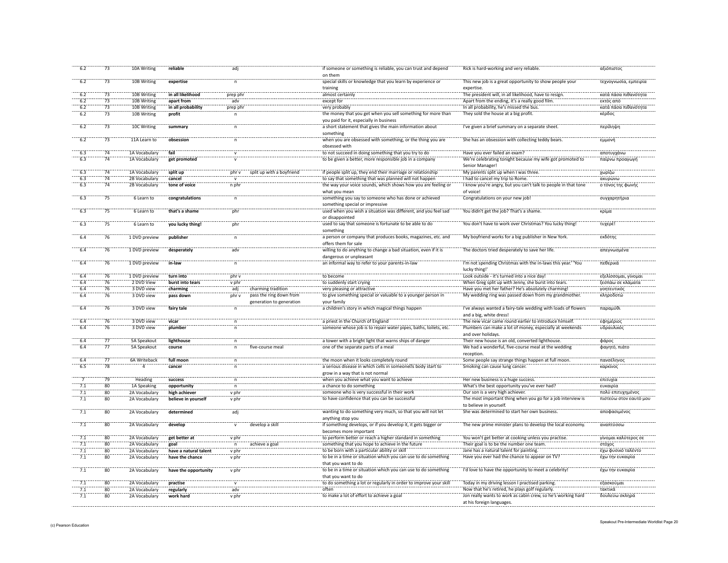| | | | | | | | | |
|---|---|---|---|---|---|---|---|---|
| 6.2 | 73 | 10A Writing | **reliable** | adj | | if someone or something is reliable, you can trust and depend on them | Rick is hard-working and very reliable. | αξιόπιστος |
| 6.2 | 73 | 10B Writing | **expertise** | n | | special skills or knowledge that you learn by experience or training | This new job is a great opportunity to show people your expertise. | τεχνογνωσία, εμπειρία |
| 6.2 | 73 | 10B Writing | **in all likelihood** | prep phr | | almost certainly | The president will, in all likelihood, have to resign. | κατά πάσα πιθανότητα |
| 6.2 | 73 | 10B Writing | **apart from** | adv | | except for | Apart from the ending, it's a really good film. | εκτός από |
| 6.2 | 73 | 10B Writing | **in all probability** | prep phr | | very probably | In all probability, he's missed the bus. | κατά πάσα πιθανότητα |
| 6.2 | 73 | 10B Writing | **profit** | n | | the money that you get when you sell something for more than you paid for it, especially in business | They sold the house at a big profit. | κέρδος |
| 6.2 | 73 | 10C Writing | **summary** | n | | a short statement that gives the main information about something | I've given a brief summary on a separate sheet. | περίληψη |
| 6.2 | 73 | 11A Learn to | **obsession** | n | | when you are obsessed with something, or the thing you are obsessed with | She has an obsession with collecting teddy bears. | εμμονή |
| 6.3 | 74 | 1A Vocabulary | **fail** | v | | to not succeed in doing something that you try to do | Have you ever failed an exam? | αποτυγχάνω |
| 6.3 | 74 | 1A Vocabulary | **get promoted** | v | | to be given a better, more responsible job in a company | We're celebrating tonight because my wife got promoted to Senior Manager! | παίρνω προαγωγή |
| 6.3 | 74 | 1A Vocabulary | **split up** | phr v | split up with a boyfriend | if people split up, they end their marriage or relationship | My parents split up when I was three. | χωρίζω |
| 6.3 | 74 | 2B Vocabulary | **cancel** | v | | to say that something that was planned will not happen | I had to cancel my trip to Rome. | ακυρώνω |
| 6.3 | 74 | 2B Vocabulary | **tone of voice** | n phr | | the way your voice sounds, which shows how you are feeling or what you mean | I know you're angry, but you can't talk to people in that tone of voice! | ο τόνος της φωνής |
| 6.3 | 75 | 6 Learn to | **congratulations** | n | | something you say to someone who has done or achieved something special or impressive | Congratulations on your new job! | συγχαρητήρια |
| 6.3 | 75 | 6 Learn to | **that's a shame** | phr | | used when you wish a situation was different, and you feel sad or disappointed | You didn't get the job? That's a shame. | κρίμα |
| 6.3 | 75 | 6 Learn to | **you lucky thing!** | phr | | used to say that someone is fortunate to be able to do something | You don't have to work over Christmas? You lucky thing! | τυχερέ! |
| 6.4 | 76 | 1 DVD preview | **publisher** | n | | a person or company that produces books, magazines, etc. and offers them for sale | My boyfriend works for a big publisher in New York. | εκδότης |
| 6.4 | 76 | 1 DVD preview | **desperately** | adv | | willing to do anything to change a bad situation, even if it is dangerous or unpleasant | The doctors tried desperately to save her life. | απεγνωσμένα |
| 6.4 | 76 | 1 DVD preview | **in-law** | n | | an informal way to refer to your parents-in-law | I'm not spending Christmas with the in-laws this year.' 'You lucky thing!' | πεθερικά |
| 6.4 | 76 | 1 DVD preview | **turn into** | phr v | | to become | Look outside - it's turned into a nice day! | εξελίσσομαι, γίνομαι |
| 6.4 | 76 | 2 DVD View | **burst into tears** | v phr | | to suddenly start crying | When Greg split up with Jenny, she burst into tears. | ξεσπάω σε κλάματα |
| 6.4 | 76 | 3 DVD view | **charming** | adj | charming tradition | very pleasing or attractive | Have you met her father? He's absolutely charming! | γοητευτικός |
| 6.4 | 76 | 3 DVD view | **pass down** | phr v | pass the ring down from generation to generation | to give something special or valuable to a younger person in your family | My wedding ring was passed down from my grandmother. | κληροδοτώ |
| 6.4 | 76 | 3 DVD view | **fairy tale** | n | | a children's story in which magical things happen | I've always wanted a fairy-tale wedding with loads of flowers and a big, white dress! | παραμύθι |
| 6.4 | 76 | 3 DVD view | **vicar** | n | | a priest in the Church of England | The new vicar came round earlier to introduce himself. | εφημέριος |
| 6.4 | 76 | 3 DVD view | **plumber** | n | | someone whose job is to repair water pipes, baths, toilets, etc. | Plumbers can make a lot of money, especially at weekends and over holidays. | υδραυλικός |
| 6.4 | 77 | 5A Speakout | **lighthouse** | n | | a tower with a bright light that warns ships of danger | Their new house is an old, converted lighthouse. | φάρος |
| 6.4 | 77 | 5A Speakout | **course** | n | five-course meal | one of the separate parts of a meal | We had a wonderful, five-course meal at the wedding reception. | φαγητό, πιάτο |
| 6.4 | 77 | 6A Writeback | **full moon** | n | | the moon when it looks completely round | Some people say strange things happen at full moon. | πανσέληνος |
| 6.5 | 78 | 4 | **cancer** | n | | a serious disease in which cells in someone's body start to grow in a way that is not normal | Smoking can cause lung cancer. | καρκίνος |
| 7 | 79 | Heading | **success** | n | | when you achieve what you want to achieve | Her new business is a huge success. | επιτυχία |
| 7.1 | 80 | 1A Speaking | **opportunity** | n | | a chance to do something | What's the best opportunity you've ever had? | ευκαιρία |
| 7.1 | 80 | 2A Vocabulary | **high achiever** | v phr | | someone who is very successful in their work | Our son is a very high achiever. | πολύ επιτυχημένος |
| 7.1 | 80 | 2A Vocabulary | **believe in yourself** | v phr | | to have confidence that you can be successful | The most important thing when you go for a job interview is to believe in yourself. | πιστεύω στον εαυτό μου |
| 7.1 | 80 | 2A Vocabulary | **determined** | adj | | wanting to do something very much, so that you will not let anything stop you | She was determined to start her own business. | αποφασισμένος |
| 7.1 | 80 | 2A Vocabulary | **develop** | v | develop a skill | if something develops, or if you develop it, it gets bigger or becomes more important | The new prime minister plans to develop the local economy. | αναπτύσσω |
| 7.1 | 80 | 2A Vocabulary | **get better at** | v phr | | to perform better or reach a higher standard in something | You won't get better at cooking unless you practise. | γίνομαι καλύτερος σε |
| 7.1 | 80 | 2A Vocabulary | **goal** | n | achieve a goal | something that you hope to achieve in the future | Their goal is to be the number one team. | στόχος |
| 7.1 | 80 | 2A Vocabulary | **have a natural talent** | v phr | | to be born with a particular ability or skill | Jane has a natural talent for painting. | έχω φυσικό ταλέντο |
| 7.1 | 80 | 2A Vocabulary | **have the chance** | v phr | | to be in a time or situation which you can use to do something that you want to do | Have you ever had the chance to appear on TV? | έχω την ευκαιρία |
| 7.1 | 80 | 2A Vocabulary | **have the opportunity** | v phr | | to be in a time or situation which you can use to do something that you want to do | I'd love to have the opportunity to meet a celebrity! | έχω την ευκαιρία |
| 7.1 | 80 | 2A Vocabulary | **practise** | v | | to do something a lot or regularly in order to improve your skill | Today in my driving lesson I practised parking. | εξασκούμαι |
| 7.1 | 80 | 2A Vocabulary | **regularly** | adv | | often | Now that he's retired, he plays golf regularly. | τακτικά |
| 7.1 | 80 | 2A Vocabulary | **work hard** | v phr | | to make a lot of effort to achieve a goal | Jon really wants to work as cabin crew, so he's working hard at his foreign languages. | δουλεύω σκληρά |

(c) Pearson Education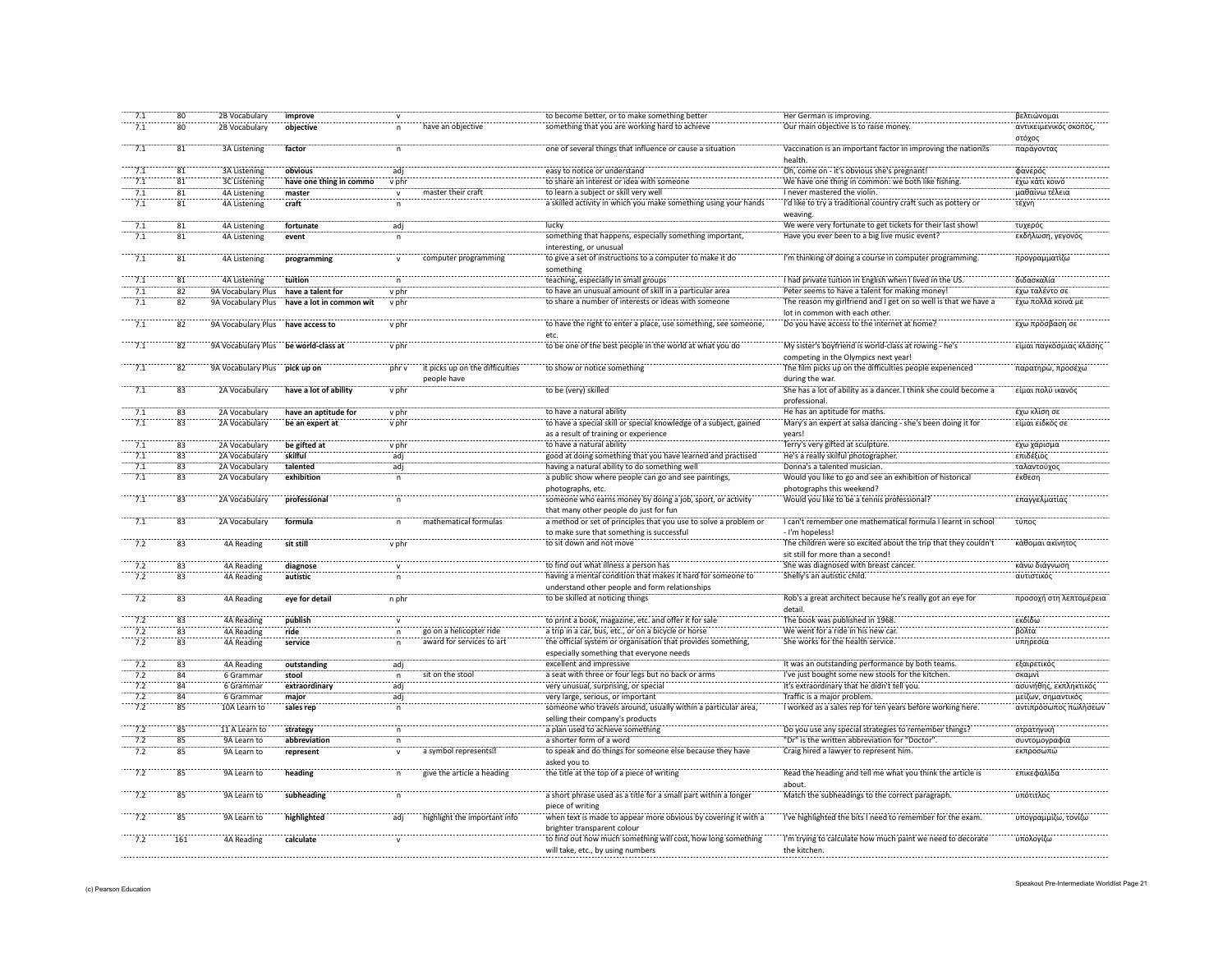| | | | | | | | | |
|---|---|---|---|---|---|---|---|---|
| 7.1 | 80 | 2B Vocabulary | **improve** | v | | to become better, or to make something better | Her German is improving. | βελτιώνομαι |
| 7.1 | 80 | 2B Vocabulary | **objective** | n | have an objective | something that you are working hard to achieve | Our main objective is to raise money. | αντικειμενικός σκοπός, στόχος |
| 7.1 | 81 | 3A Listening | **factor** | n | | one of several things that influence or cause a situation | Vaccination is an important factor in improving the nation's health. | παράγοντας |
| 7.1 | 81 | 3A Listening | **obvious** | adj | | easy to notice or understand | Oh, come on - it's obvious she's pregnant! | φανερός |
| 7.1 | 81 | 3C Listening | **have one thing in commo** | v phr | | to share an interest or idea with someone | We have one thing in common: we both like fishing. | έχω κάτι κοινό |
| 7.1 | 81 | 4A Listening | **master** | v | master their craft | to learn a subject or skill very well | I never mastered the violin. | μαθαίνω τέλεια |
| 7.1 | 81 | 4A Listening | **craft** | n | | a skilled activity in which you make something using your hands | I'd like to try a traditional country craft such as pottery or weaving. | τέχνη |
| 7.1 | 81 | 4A Listening | **fortunate** | adj | | lucky | We were very fortunate to get tickets for their last show! | τυχερός |
| 7.1 | 81 | 4A Listening | **event** | n | | something that happens, especially something important, interesting, or unusual | Have you ever been to a big live music event? | εκδήλωση, γεγονός |
| 7.1 | 81 | 4A Listening | **programming** | v | computer programming | to give a set of instructions to a computer to make it do something | I'm thinking of doing a course in computer programming. | προγραμματίζω |
| 7.1 | 81 | 4A Listening | **tuition** | n | | teaching, especially in small groups | I had private tuition in English when I lived in the US. | διδασκαλία |
| 7.1 | 82 | 9A Vocabulary Plus | **have a talent for** | v phr | | to have an unusual amount of skill in a particular area | Peter seems to have a talent for making money! | έχω ταλέντο σε |
| 7.1 | 82 | 9A Vocabulary Plus | **have a lot in common wit** | v phr | | to share a number of interests or ideas with someone | The reason my girlfriend and I get on so well is that we have a lot in common with each other. | έχω πολλά κοινά με |
| 7.1 | 82 | 9A Vocabulary Plus | **have access to** | v phr | | to have the right to enter a place, use something, see someone, etc. | Do you have access to the internet at home? | έχω πρόσβαση σε |
| 7.1 | 82 | 9A Vocabulary Plus | **be world-class at** | v phr | | to be one of the best people in the world at what you do | My sister's boyfriend is world-class at rowing - he's competing in the Olympics next year! | είμαι παγκόσμιας κλάσης |
| 7.1 | 82 | 9A Vocabulary Plus | **pick up on** | phr v | it picks up on the difficulties people have | to show or notice something | The film picks up on the difficulties people experienced during the war. | παρατηρώ, προσέχω |
| 7.1 | 83 | 2A Vocabulary | **have a lot of ability** | v phr | | to be (very) skilled | She has a lot of ability as a dancer. I think she could become a professional. | είμαι πολύ ικανός |
| 7.1 | 83 | 2A Vocabulary | **have an aptitude for** | v phr | | to have a natural ability | He has an aptitude for maths. | έχω κλίση σε |
| 7.1 | 83 | 2A Vocabulary | **be an expert at** | v phr | | to have a special skill or special knowledge of a subject, gained as a result of training or experience | Mary's an expert at salsa dancing - she's been doing it for years! | είμαι ειδικός σε |
| 7.1 | 83 | 2A Vocabulary | **be gifted at** | v phr | | to have a natural ability | Terry's very gifted at sculpture. | έχω χάρισμα |
| 7.1 | 83 | 2A Vocabulary | **skilful** | adj | | good at doing something that you have learned and practised | He's a really skilful photographer. | επιδέξιος |
| 7.1 | 83 | 2A Vocabulary | **talented** | adj | | having a natural ability to do something well | Donna's a talented musician. | ταλαντούχος |
| 7.1 | 83 | 2A Vocabulary | **exhibition** | n | | a public show where people can go and see paintings, photographs, etc. | Would you like to go and see an exhibition of historical photographs this weekend? | έκθεση |
| 7.1 | 83 | 2A Vocabulary | **professional** | n | | someone who earns money by doing a job, sport, or activity that many other people do just for fun | Would you like to be a tennis professional? | επαγγελματίας |
| 7.1 | 83 | 2A Vocabulary | **formula** | n | mathematical formulas | a method or set of principles that you use to solve a problem or to make sure that something is successful | I can't remember one mathematical formula I learnt in school - I'm hopeless! | τύπος |
| 7.2 | 83 | 4A Reading | **sit still** | v phr | | to sit down and not move | The children were so excited about the trip that they couldn't sit still for more than a second! | κάθομαι ακίνητος |
| 7.2 | 83 | 4A Reading | **diagnose** | v | | to find out what illness a person has | She was diagnosed with breast cancer. | κάνω διάγνωση |
| 7.2 | 83 | 4A Reading | **autistic** | n | | having a mental condition that makes it hard for someone to understand other people and form relationships | Shelly's an autistic child. | αυτιστικός |
| 7.2 | 83 | 4A Reading | **eye for detail** | n phr | | to be skilled at noticing things | Rob's a great architect because he's really got an eye for detail. | προσοχή στη λεπτομέρεια |
| 7.2 | 83 | 4A Reading | **publish** | v | | to print a book, magazine, etc. and offer it for sale | The book was published in 1968. | εκδίδω |
| 7.2 | 83 | 4A Reading | **ride** | n | go on a helicopter ride | a trip in a car, bus, etc., or on a bicycle or horse | We went for a ride in his new car. | βόλτα |
| 7.2 | 83 | 4A Reading | **service** | n | award for services to art | the official system or organisation that provides something, especially something that everyone needs | She works for the health service. | υπηρεσία |
| 7.2 | 83 | 4A Reading | **outstanding** | adj | | excellent and impressive | It was an outstanding performance by both teams. | εξαιρετικός |
| 7.2 | 84 | 6 Grammar | **stool** | n | sit on the stool | a seat with three or four legs but no back or arms | I've just bought some new stools for the kitchen. | σκαμνί |
| 7.2 | 84 | 6 Grammar | **extraordinary** | adj | | very unusual, surprising, or special | It's extraordinary that he didn't tell you. | ασυνήθης, εκπληκτικός |
| 7.2 | 84 | 6 Grammar | **major** | adj | | very large, serious, or important | Traffic is a major problem. | μείζων, σημαντικός |
| 7.2 | 85 | 10A Learn to | **sales rep** | n | | someone who travels around, usually within a particular area, selling their company's products | I worked as a sales rep for ten years before working here. | αντιπρόσωπος πωλήσεων |
| 7.2 | 85 | 11 A Learn to | **strategy** | n | | a plan used to achieve something | Do you use any special strategies to remember things? | στρατηγική |
| 7.2 | 85 | 9A Learn to | **abbreviation** | n | | a shorter form of a word | "Dr" is the written abbreviation for "Doctor". | συντομογραφία |
| 7.2 | 85 | 9A Learn to | **represent** | v | a symbol represents | to speak and do things for someone else because they have asked you to | Craig hired a lawyer to represent him. | εκπροσωπώ |
| 7.2 | 85 | 9A Learn to | **heading** | n | give the article a heading | the title at the top of a piece of writing | Read the heading and tell me what you think the article is about. | επικεφαλίδα |
| 7.2 | 85 | 9A Learn to | **subheading** | n | | a short phrase used as a title for a small part within a longer piece of writing | Match the subheadings to the correct paragraph. | υπότιτλος |
| 7.2 | 85 | 9A Learn to | **highlighted** | adj | highlight the important info | when text is made to appear more obvious by covering it with a brighter transparent colour | I've highlighted the bits I need to remember for the exam. | υπογραμμίζω, τονίζω |
| 7.2 | 161 | 4A Reading | **calculate** | v | | to find out how much something will cost, how long something will take, etc., by using numbers | I'm trying to calculate how much paint we need to decorate the kitchen. | υπολογίζω |

(c) Pearson Education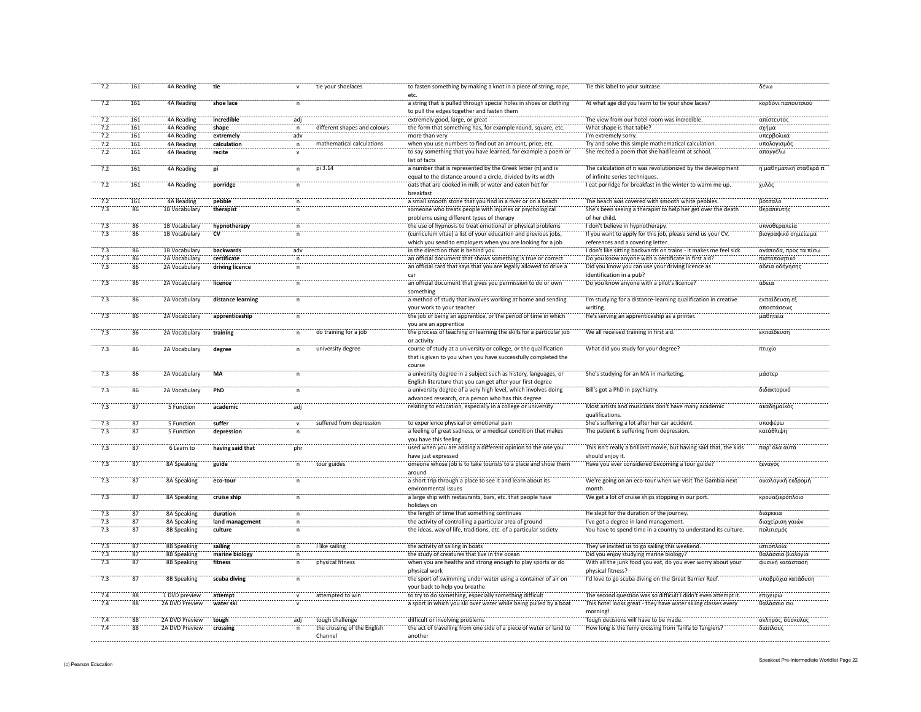| | | | | | | | | |
|---|---|---|---|---|---|---|---|---|
| 7.2 | 161 | 4A Reading | **tie** | v | tie your shoelaces | to fasten something by making a knot in a piece of string, rope, etc. | Tie this label to your suitcase. | δένω |
| 7.2 | 161 | 4A Reading | **shoe lace** | n | | a string that is pulled through special holes in shoes or clothing to pull the edges together and fasten them | At what age did you learn to tie your shoe laces? | κορδόνι παπουτσιού |
| 7.2 | 161 | 4A Reading | **incredible** | adj | | extremely good, large, or great | The view from our hotel room was incredible. | απίστευτος |
| 7.2 | 161 | 4A Reading | **shape** | n | different shapes and colours | the form that something has, for example round, square, etc. | What shape is that table? | σχήμα |
| 7.2 | 161 | 4A Reading | **extremely** | adv | | more than very | I'm extremely sorry. | υπερβολικά |
| 7.2 | 161 | 4A Reading | **calculation** | n | mathematical calculations | when you use numbers to find out an amount, price, etc. | Try and solve this simple mathematical calculation. | υπολογισμός |
| 7.2 | 161 | 4A Reading | **recite** | v | | to say something that you have learned, for example a poem or list of facts | She recited a poem that she had learnt at school. | απαγγέλω |
| 7.2 | 161 | 4A Reading | **pi** | n | pi 3.14 | a number that is represented by the Greek letter (π) and is equal to the distance around a circle, divided by its width | The calculation of π was revolutionized by the development of infinite series techniques. | η μαθηματική σταθερά **π** |
| 7.2 | 161 | 4A Reading | **porridge** | n | | oats that are cooked in milk or water and eaten hot for breakfast | I eat porridge for breakfast in the winter to warm me up. | χυλός |
| 7.2 | 161 | 4A Reading | **pebble** | n | | a small smooth stone that you find in a river or on a beach | The beach was covered with smooth white pebbles. | βότσαλο |
| 7.3 | 86 | 1B Vocabulary | **therapist** | n | | someone who treats people with injuries or psychological problems using different types of therapy | She's been seeing a therapist to help her get over the death of her child. | θεραπευτής |
| 7.3 | 86 | 1B Vocabulary | **hypnotherapy** | n | | the use of hypnosis to treat emotional or physical problems | I don't believe in hypnotherapy. | υπνοθεραπεία |
| 7.3 | 86 | 1B Vocabulary | **CV** | n | | (curriculum vitae) a list of your education and previous jobs, which you send to employers when you are looking for a job | If you want to apply for this job, please send us your CV, references and a covering letter. | βιογραφικό σημείωμα |
| 7.3 | 86 | 1B Vocabulary | **backwards** | adv | | in the direction that is behind you | I don't like sitting backwards on trains - it makes me feel sick. | ανάποδα, προς τα πίσω |
| 7.3 | 86 | 2A Vocabulary | **certificate** | n | | an official document that shows something is true or correct | Do you know anyone with a certificate in first aid? | πιστοποιητικό |
| 7.3 | 86 | 2A Vocabulary | **driving licence** | n | | an official card that says that you are legally allowed to drive a car | Did you know you can use your driving licence as identification in a pub? | άδεια οδήγησης |
| 7.3 | 86 | 2A Vocabulary | **licence** | n | | an official document that gives you permission to do or own something | Do you know anyone with a pilot's licence? | άδεια |
| 7.3 | 86 | 2A Vocabulary | **distance learning** | n | | a method of study that involves working at home and sending your work to your teacher | I'm studying for a distance-learning qualification in creative writing. | εκπαίδευση εξ αποστάσεως |
| 7.3 | 86 | 2A Vocabulary | **apprenticeship** | n | | the job of being an apprentice, or the period of time in which you are an apprentice | He's serving an apprenticeship as a printer. | μαθητεία |
| 7.3 | 86 | 2A Vocabulary | **training** | n | do training for a job | the process of teaching or learning the skills for a particular job or activity | We all received training in first aid. | εκπαίδευση |
| 7.3 | 86 | 2A Vocabulary | **degree** | n | university degree | course of study at a university or college, or the qualification that is given to you when you have successfully completed the course | What did you study for your degree? | πτυχίο |
| 7.3 | 86 | 2A Vocabulary | **MA** | n | | a university degree in a subject such as history, languages, or English literature that you can get after your first degree | She's studying for an MA in marketing. | μάστερ |
| 7.3 | 86 | 2A Vocabulary | **PhD** | n | | a university degree of a very high level, which involves doing advanced research, or a person who has this degree | Bill's got a PhD in psychiatry. | διδακτορικό |
| 7.3 | 87 | 5 Function | **academic** | adj | | relating to education, especially in a college or university | Most artists and musicians don't have many academic qualifications. | ακαδημαϊκός |
| 7.3 | 87 | 5 Function | **suffer** | v | suffered from depression | to experience physical or emotional pain | She's suffering a lot after her car accident. | υποφέρω |
| 7.3 | 87 | 5 Function | **depression** | n | | a feeling of great sadness, or a medical condition that makes you have this feeling | The patient is suffering from depression. | κατάθλιψη |
| 7.3 | 87 | 6 Learn to | **having said that** | phr | | used when you are adding a different opinion to the one you have just expressed | This isn't really a brilliant movie, but having said that, the kids should enjoy it. | παρ' όλα αυτά |
| 7.3 | 87 | 8A Speaking | **guide** | n | tour guides | omeone whose job is to take tourists to a place and show them around | Have you ever considered becoming a tour guide? | ξεναγός |
| 7.3 | 87 | 8A Speaking | **eco-tour** | n | | a short trip through a place to see it and learn about its environmental issues | We're going on an eco-tour when we visit The Gambia next month. | οικολογική εκδρομή |
| 7.3 | 87 | 8A Speaking | **cruise ship** | n | | a large ship with restaurants, bars, etc. that people have holidays on | We get a lot of cruise ships stopping in our port. | κρουαζιερόπλοιο |
| 7.3 | 87 | 8A Speaking | **duration** | n | | the length of time that something continues | He slept for the duration of the journey. | διάρκεια |
| 7.3 | 87 | 8A Speaking | **land management** | n | | the activity of controlling a particular area of ground | I've got a degree in land management. | διαχείριση γαιών |
| 7.3 | 87 | 8B Speaking | **culture** | n | | the ideas, way of life, traditions, etc. of a particular society | You have to spend time in a country to understand its culture. | πολιτισμός |
| 7.3 | 87 | 8B Speaking | **sailing** | n | I like sailing | the activity of sailing in boats | They've invited us to go sailing this weekend. | ιστιοπλοΐα |
| 7.3 | 87 | 8B Speaking | **marine biology** | n | | the study of creatures that live in the ocean | Did you enjoy studying marine biology? | θαλάσσια βιολογία |
| 7.3 | 87 | 8B Speaking | **fitness** | n | physical fitness | when you are healthy and strong enough to play sports or do physical work | With all the junk food you eat, do you ever worry about your physical fitness? | φυσική κατάσταση |
| 7.3 | 87 | 8B Speaking | **scuba diving** | n | | the sport of swimming under water using a container of air on your back to help you breathe | I'd love to go scuba diving on the Great Barrier Reef. | υποβρύχια κατάδυση |
| 7.4 | 88 | 1 DVD preview | **attempt** | v | attempted to win | to try to do something, especially something difficult | The second question was so difficult I didn't even attempt it. | επιχειρώ |
| 7.4 | 88 | 2A DVD Preview | **water ski** | v | | a sport in which you ski over water while being pulled by a boat | This hotel looks great - they have water skiing classes every morning! | θαλάσσιο σκι |
| 7.4 | 88 | 2A DVD Preview | **tough** | adj | tough challenge | difficult or involving problems | Tough decisions will have to be made. | σκληρός, δύσκολος |
| 7.4 | 88 | 2A DVD Preview | **crossing** | n | the crossing of the English Channel | the act of travelling from one side of a piece of water or land to another | How long is the ferry crossing from Tarifa to Tangiers? | διάπλους |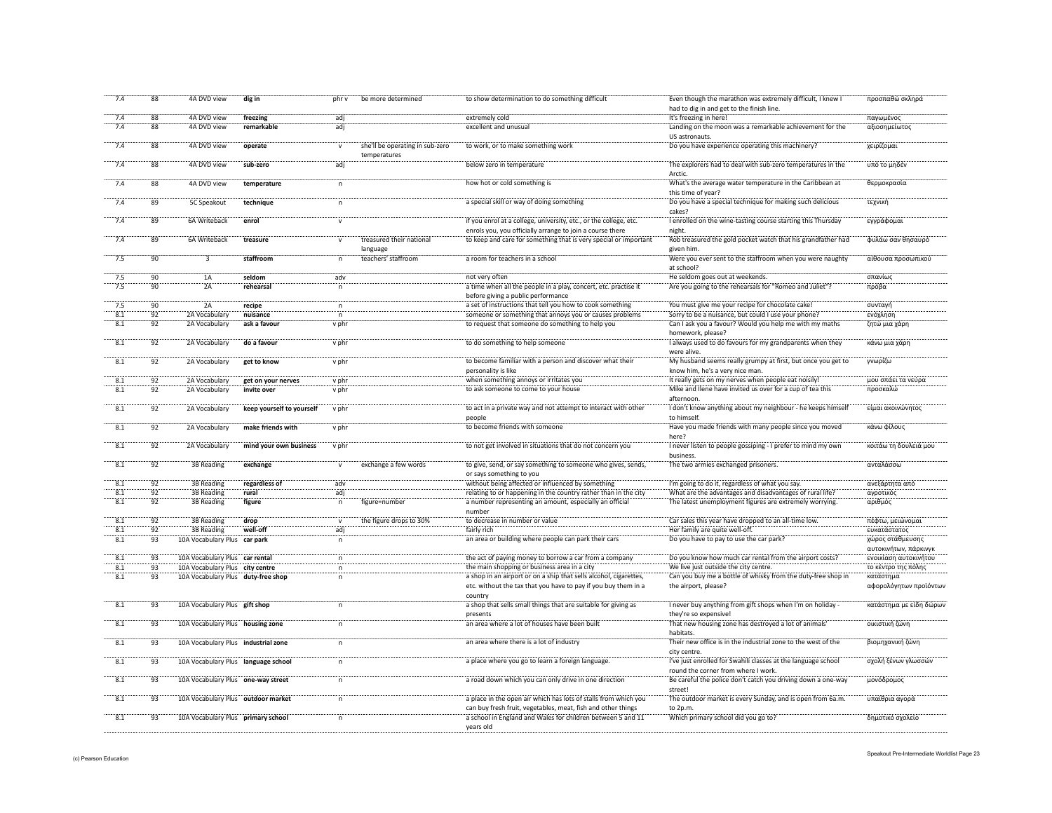| | | | | | | | | |
|---|---|---|---|---|---|---|---|---|
| 7.4 | 88 | 4A DVD view | **dig in** | phr v | be more determined | to show determination to do something difficult | Even though the marathon was extremely difficult, I knew I had to dig in and get to the finish line. | προσπαθώ σκληρά |
| 7.4 | 88 | 4A DVD view | **freezing** | adj | | extremely cold | It's freezing in here! | παγωμένος |
| 7.4 | 88 | 4A DVD view | **remarkable** | adj | | excellent and unusual | Landing on the moon was a remarkable achievement for the US astronauts. | αξιοσημείωτος |
| 7.4 | 88 | 4A DVD view | **operate** | v | she'll be operating in sub-zero temperatures | to work, or to make something work | Do you have experience operating this machinery? | χειρίζομαι |
| 7.4 | 88 | 4A DVD view | **sub-zero** | adj | | below zero in temperature | The explorers had to deal with sub-zero temperatures in the Arctic. | υπό το μηδέν |
| 7.4 | 88 | 4A DVD view | **temperature** | n | | how hot or cold something is | What's the average water temperature in the Caribbean at this time of year? | θερμοκρασία |
| 7.4 | 89 | 5C Speakout | **technique** | n | | a special skill or way of doing something | Do you have a special technique for making such delicious cakes? | τεχνική |
| 7.4 | 89 | 6A Writeback | **enrol** | v | | if you enrol at a college, university, etc., or the college, etc. enrols you, you officially arrange to join a course there | I enrolled on the wine-tasting course starting this Thursday night. | εγγράφομαι |
| 7.4 | 89 | 6A Writeback | **treasure** | v | treasured their national language | to keep and care for something that is very special or important | Rob treasured the gold pocket watch that his grandfather had given him. | φυλάω σαν θησαυρό |
| 7.5 | 90 | 3 | **staffroom** | n | teachers' staffroom | a room for teachers in a school | Were you ever sent to the staffroom when you were naughty at school? | αίθουσα προσωπικού |
| 7.5 | 90 | 1A | **seldom** | adv | | not very often | He seldom goes out at weekends. | σπανίως |
| 7.5 | 90 | 2A | **rehearsal** | n | | a time when all the people in a play, concert, etc. practise it before giving a public performance | Are you going to the rehearsals for "Romeo and Juliet"? | πρόβα |
| 7.5 | 90 | 2A | **recipe** | n | | a set of instructions that tell you how to cook something | You must give me your recipe for chocolate cake! | συνταγή |
| 8.1 | 92 | 2A Vocabulary | **nuisance** | n | | someone or something that annoys you or causes problems | Sorry to be a nuisance, but could I use your phone? | ενόχληση |
| 8.1 | 92 | 2A Vocabulary | **ask a favour** | v phr | | to request that someone do something to help you | Can I ask you a favour? Would you help me with my maths homework, please? | ζητώ μια χάρη |
| 8.1 | 92 | 2A Vocabulary | **do a favour** | v phr | | to do something to help someone | I always used to do favours for my grandparents when they were alive. | κάνω μια χάρη |
| 8.1 | 92 | 2A Vocabulary | **get to know** | v phr | | to become familiar with a person and discover what their personality is like | My husband seems really grumpy at first, but once you get to know him, he's a very nice man. | γνωρίζω |
| 8.1 | 92 | 2A Vocabulary | **get on your nerves** | v phr | | when something annoys or irritates you | It really gets on my nerves when people eat noisily! | μου σπάει τα νεύρα |
| 8.1 | 92 | 2A Vocabulary | **invite over** | v phr | | to ask someone to come to your house | Mike and Ilene have invited us over for a cup of tea this afternoon. | προσκαλώ |
| 8.1 | 92 | 2A Vocabulary | **keep yourself to yourself** | v phr | | to act in a private way and not attempt to interact with other people | I don't know anything about my neighbour - he keeps himself to himself. | είμαι ακοινώνητος |
| 8.1 | 92 | 2A Vocabulary | **make friends with** | v phr | | to become friends with someone | Have you made friends with many people since you moved here? | κάνω φίλους |
| 8.1 | 92 | 2A Vocabulary | **mind your own business** | v phr | | to not get involved in situations that do not concern you | I never listen to people gossiping - I prefer to mind my own business. | κοιτάω τη δουλειά μου |
| 8.1 | 92 | 3B Reading | **exchange** | v | exchange a few words | to give, send, or say something to someone who gives, sends, or says something to you | The two armies exchanged prisoners. | ανταλλάσσω |
| 8.1 | 92 | 3B Reading | **regardless of** | adv | | without being affected or influenced by something | I'm going to do it, regardless of what you say. | ανεξάρτητα από |
| 8.1 | 92 | 3B Reading | **rural** | adj | | relating to or happening in the country rather than in the city | What are the advantages and disadvantages of rural life? | αγροτικός |
| 8.1 | 92 | 3B Reading | **figure** | n | figure=number | a number representing an amount, especially an official number | The latest unemployment figures are extremely worrying. | αριθμός |
| 8.1 | 92 | 3B Reading | **drop** | v | the figure drops to 30% | to decrease in number or value | Car sales this year have dropped to an all-time low. | πέφτω, μειώνομαι |
| 8.1 | 92 | 3B Reading | **well-off** | adj | | fairly rich | Her family are quite well-off. | ευκατάστατος |
| 8.1 | 93 | 10A Vocabulary Plus | **car park** | n | | an area or building where people can park their cars | Do you have to pay to use the car park? | χώρος στάθμευσης αυτοκινήτων, πάρκινγκ |
| 8.1 | 93 | 10A Vocabulary Plus | **car rental** | n | | the act of paying money to borrow a car from a company | Do you know how much car rental from the airport costs? | ενοικίαση αυτοκινήτου |
| 8.1 | 93 | 10A Vocabulary Plus | **city centre** | n | | the main shopping or business area in a city | We live just outside the city centre. | το κέντρο της πόλης |
| 8.1 | 93 | 10A Vocabulary Plus | **duty-free shop** | n | | a shop in an airport or on a ship that sells alcohol, cigarettes, etc. without the tax that you have to pay if you buy them in a country | Can you buy me a bottle of whisky from the duty-free shop in the airport, please? | κατάστημα αφορολόγητων προϊόντων |
| 8.1 | 93 | 10A Vocabulary Plus | **gift shop** | n | | a shop that sells small things that are suitable for giving as presents | I never buy anything from gift shops when I'm on holiday - they're so expensive! | κατάστημα με είδη δώρων |
| 8.1 | 93 | 10A Vocabulary Plus | **housing zone** | n | | an area where a lot of houses have been built | That new housing zone has destroyed a lot of animals' habitats. | οικιστική ζώνη |
| 8.1 | 93 | 10A Vocabulary Plus | **industrial zone** | n | | an area where there is a lot of industry | Their new office is in the industrial zone to the west of the city centre. | βιομηχανική ζώνη |
| 8.1 | 93 | 10A Vocabulary Plus | **language school** | n | | a place where you go to learn a foreign language. | I've just enrolled for Swahili classes at the language school round the corner from where I work. | σχολή ξένων γλωσσών |
| 8.1 | 93 | 10A Vocabulary Plus | **one-way street** | n | | a road down which you can only drive in one direction | Be careful the police don't catch you driving down a one-way street! | μονόδρομος |
| 8.1 | 93 | 10A Vocabulary Plus | **outdoor market** | n | | a place in the open air which has lots of stalls from which you can buy fresh fruit, vegetables, meat, fish and other things | The outdoor market is every Sunday, and is open from 6a.m. to 2p.m. | υπαίθρια αγορά |
| 8.1 | 93 | 10A Vocabulary Plus | **primary school** | n | | a school in England and Wales for children between 5 and 11 years old | Which primary school did you go to? | δημοτικό σχολείο |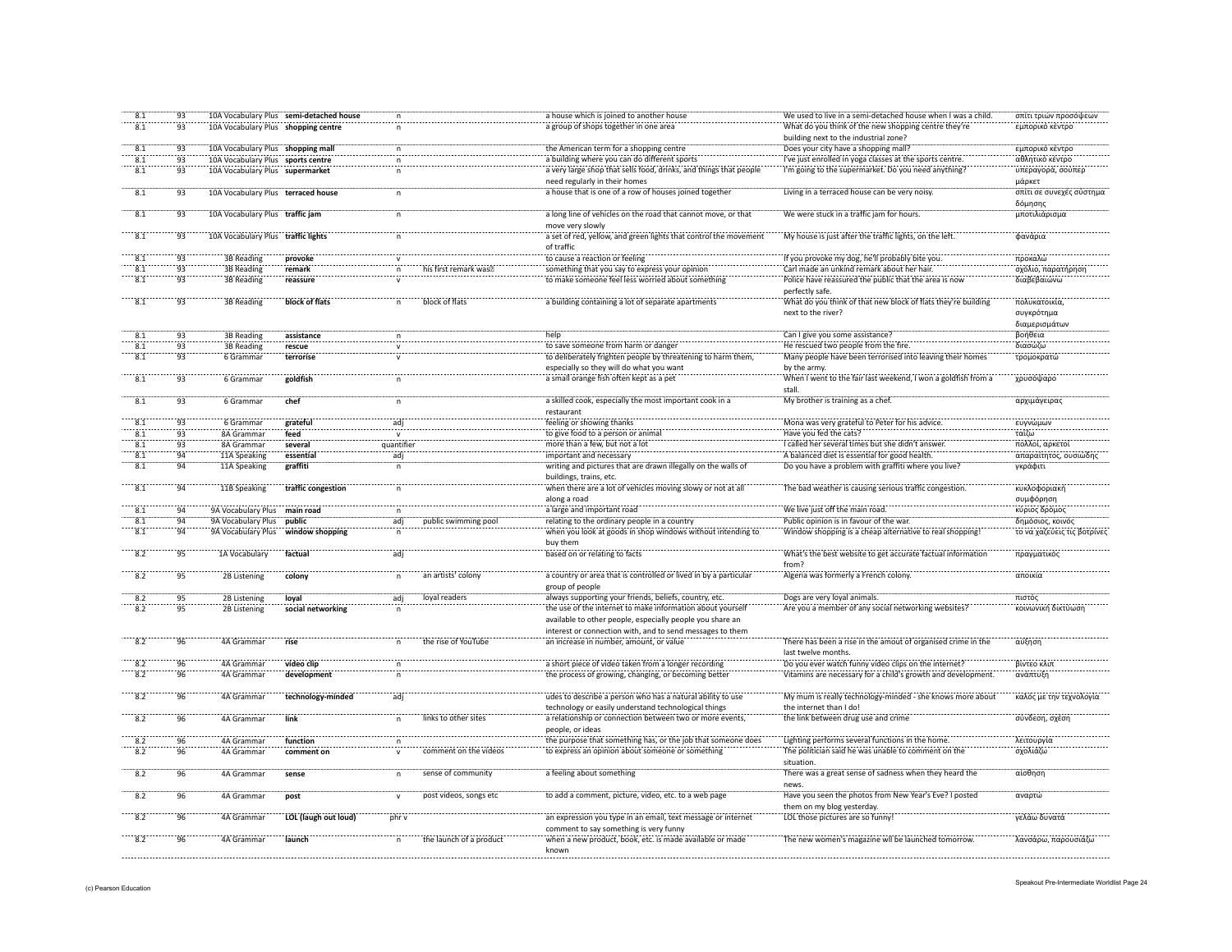| | | | | | | | | |
|---|---|---|---|---|---|---|---|---|
| 8.1 | 93 | 10A Vocabulary Plus | **semi-detached house** | n | | a house which is joined to another house | We used to live in a semi-detached house when I was a child. | σπίτι τριών προσόψεων |
| 8.1 | 93 | 10A Vocabulary Plus | **shopping centre** | n | | a group of shops together in one area | What do you think of the new shopping centre they're building next to the industrial zone? | εμπορικό κέντρο |
| 8.1 | 93 | 10A Vocabulary Plus | **shopping mall** | n | | the American term for a shopping centre | Does your city have a shopping mall? | εμπορικό κέντρο |
| 8.1 | 93 | 10A Vocabulary Plus | **sports centre** | n | | a building where you can do different sports | I've just enrolled in yoga classes at the sports centre. | αθλητικό κέντρο |
| 8.1 | 93 | 10A Vocabulary Plus | **supermarket** | n | | a very large shop that sells food, drinks, and things that people need regularly in their homes | I'm going to the supermarket. Do you need anything? | υπεραγορά, σούπερ μάρκετ |
| 8.1 | 93 | 10A Vocabulary Plus | **terraced house** | n | | a house that is one of a row of houses joined together | Living in a terraced house can be very noisy. | σπίτι σε συνεχές σύστημα δόμησης |
| 8.1 | 93 | 10A Vocabulary Plus | **traffic jam** | n | | a long line of vehicles on the road that cannot move, or that move very slowly | We were stuck in a traffic jam for hours. | μποτιλιάρισμα |
| 8.1 | 93 | 10A Vocabulary Plus | **traffic lights** | n | | a set of red, yellow, and green lights that control the movement of traffic | My house is just after the traffic lights, on the left. | φανάρια |
| 8.1 | 93 | 3B Reading | **provoke** | v | | to cause a reaction or feeling | If you provoke my dog, he'll probably bite you. | προκαλώ |
| 8.1 | 93 | 3B Reading | **remark** | n | his first remark was | something that you say to express your opinion | Carl made an unkind remark about her hair. | σχόλιο, παρατήρηση |
| 8.1 | 93 | 3B Reading | **reassure** | v | | to make someone feel less worried about something | Police have reassured the public that the area is now perfectly safe. | διαβεβαιώνω |
| 8.1 | 93 | 3B Reading | **block of flats** | n | block of flats | a building containing a lot of separate apartments | What do you think of that new block of flats they're building next to the river? | πολυκατοικία, συγκρότημα διαμερισμάτων |
| 8.1 | 93 | 3B Reading | **assistance** | n | | help | Can I give you some assistance? | βοήθεια |
| 8.1 | 93 | 3B Reading | **rescue** | v | | to save someone from harm or danger | He rescued two people from the fire. | διασώζω |
| 8.1 | 93 | 6 Grammar | **terrorise** | v | | to deliberately frighten people by threatening to harm them, especially so they will do what you want | Many people have been terrorised into leaving their homes by the army. | τρομοκρατώ |
| 8.1 | 93 | 6 Grammar | **goldfish** | n | | a small orange fish often kept as a pet | When I went to the fair last weekend, I won a goldfish from a stall. | χρυσόψαρο |
| 8.1 | 93 | 6 Grammar | **chef** | n | | a skilled cook, especially the most important cook in a restaurant | My brother is training as a chef. | αρχιμάγειρας |
| 8.1 | 93 | 6 Grammar | **grateful** | adj | | feeling or showing thanks | Mona was very grateful to Peter for his advice. | ευγνώμων |
| 8.1 | 93 | 8A Grammar | **feed** | v | | to give food to a person or animal | Have you fed the cats? | ταΐζω |
| 8.1 | 93 | 8A Grammar | **several** | quantifier | | more than a few, but not a lot | I called her several times but she didn't answer. | πολλοί, αρκετοί |
| 8.1 | 94 | 11A Speaking | **essential** | adj | | important and necessary | A balanced diet is essential for good health. | απαραίτητος, ουσιώδης |
| 8.1 | 94 | 11A Speaking | **graffiti** | n | | writing and pictures that are drawn illegally on the walls of buildings, trains, etc. | Do you have a problem with graffiti where you live? | γκράφιτι |
| 8.1 | 94 | 11B Speaking | **traffic congestion** | n | | when there are a lot of vehicles moving slowly or not at all along a road | The bad weather is causing serious traffic congestion. | κυκλοφοριακή συμφόρηση |
| 8.1 | 94 | 9A Vocabulary Plus | **main road** | n | | a large and important road | We live just off the main road. | κύριος δρόμος |
| 8.1 | 94 | 9A Vocabulary Plus | **public** | adj | public swimming pool | relating to the ordinary people in a country | Public opinion is in favour of the war. | δημόσιος, κοινός |
| 8.1 | 94 | 9A Vocabulary Plus | **window shopping** | n | | when you look at goods in shop windows without intending to buy them | Window shopping is a cheap alternative to real shopping! | το να χαζεύεις τις βιτρίνες |
| 8.2 | 95 | 1A Vocabulary | **factual** | adj | | based on or relating to facts | What's the best website to get accurate factual information from? | πραγματικός |
| 8.2 | 95 | 2B Listening | **colony** | n | an artists' colony | a country or area that is controlled or lived in by a particular group of people | Algeria was formerly a French colony. | αποικία |
| 8.2 | 95 | 2B Listening | **loyal** | adj | loyal readers | always supporting your friends, beliefs, country, etc. | Dogs are very loyal animals. | πιστός |
| 8.2 | 95 | 2B Listening | **social networking** | n | | the use of the internet to make information about yourself available to other people, especially people you share an interest or connection with, and to send messages to them | Are you a member of any social networking websites? | κοινωνική δικτύωση |
| 8.2 | 96 | 4A Grammar | **rise** | n | the rise of YouTube | an increase in number, amount, or value | There has been a rise in the amout of organised crime in the last twelve months. | αύξηση |
| 8.2 | 96 | 4A Grammar | **video clip** | n | | a short piece of video taken from a longer recording | Do you ever watch funny video clips on the internet? | βίντεο κλιπ |
| 8.2 | 96 | 4A Grammar | **development** | n | | the process of growing, changing, or becoming better | Vitamins are necessary for a child's growth and development. | ανάπτυξη |
| 8.2 | 96 | 4A Grammar | **technology-minded** | adj | | udes to describe a person who has a natural ability to use technology or easily understand technological things | My mum is really technology-minded - she knows more about the internet than I do! | καλός με την τεχνολογία |
| 8.2 | 96 | 4A Grammar | **link** | n | links to other sites | a relationship or connection between two or more events, people, or ideas | the link between drug use and crime | σύνδεση, σχέση |
| 8.2 | 96 | 4A Grammar | **function** | n | | the purpose that something has, or the job that someone does | Lighting performs several functions in the home. | λειτουργία |
| 8.2 | 96 | 4A Grammar | **comment on** | v | comment on the videos | to express an opinion about someone or something | The politician said he was unable to comment on the situation. | σχολιάζω |
| 8.2 | 96 | 4A Grammar | **sense** | n | sense of community | a feeling about something | There was a great sense of sadness when they heard the news. | αίσθηση |
| 8.2 | 96 | 4A Grammar | **post** | v | post videos, songs etc | to add a comment, picture, video, etc. to a web page | Have you seen the photos from New Year's Eve? I posted them on my blog yesterday. | αναρτώ |
| 8.2 | 96 | 4A Grammar | **LOL (laugh out loud)** | phr v | | an expression you type in an email, text message or internet comment to say something is very funny | LOL those pictures are so funny! | γελάω δυνατά |
| 8.2 | 96 | 4A Grammar | **launch** | n | the launch of a product | when a new product, book, etc. is made available or made known | The new women's magazine wil be launched tomorrow. | λανσάρω, παρουσιάζω |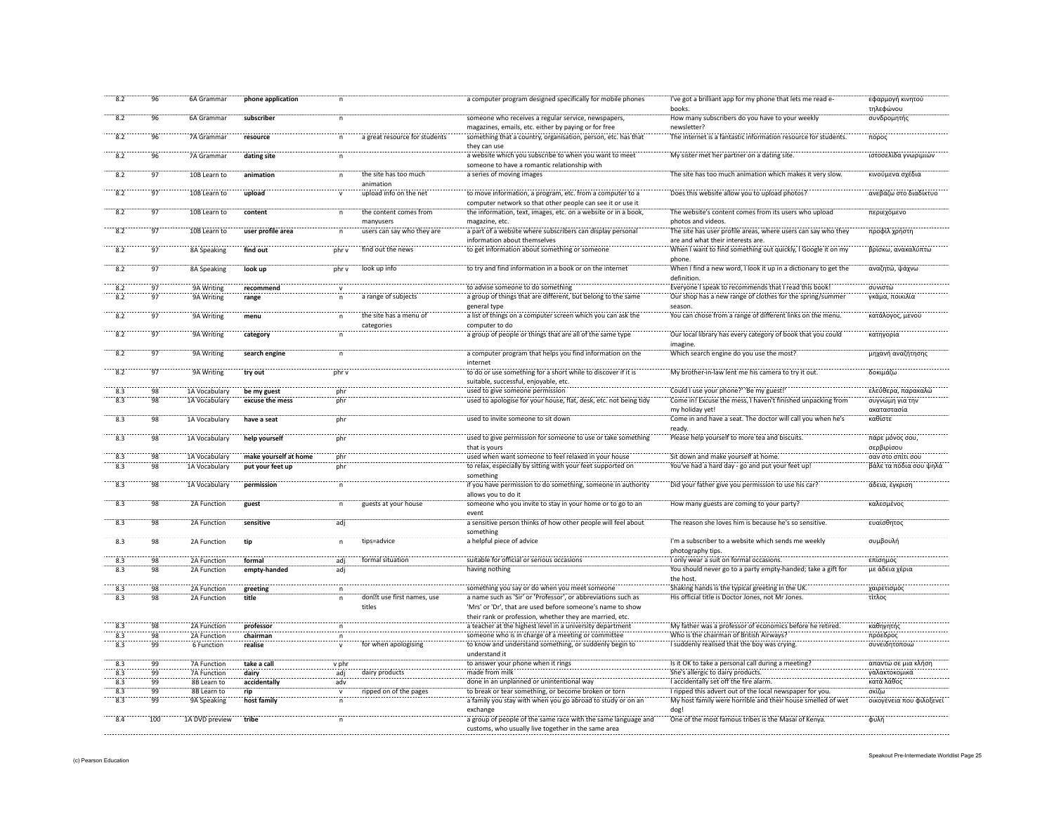| 8.2 | 96 | 6A Grammar | phone application | n | | a computer program designed specifically for mobile phones | I've got a brilliant app for my phone that lets me read e-books. | εφαρμογή κινητού τηλεφώνου |
|---|---|---|---|---|---|---|---|---|
| 8.2 | 96 | 6A Grammar | subscriber | n | | someone who receives a regular service, newspapers, magazines, emails, etc. either by paying or for free | How many subscribers do you have to your weekly newsletter? | συνδρομητής |
| 8.2 | 96 | 7A Grammar | resource | n | a great resource for students | something that a country, organisation, person, etc. has that they can use | The internet is a fantastic information resource for students. | πόρος |
| 8.2 | 96 | 7A Grammar | dating site | n | | a website which you subscribe to when you want to meet someone to have a romantic relationship with | My sister met her partner on a dating site. | ιστοσελίδα γνωριμιών |
| 8.2 | 97 | 10B Learn to | animation | n | the site has too much animation | a series of moving images | The site has too much animation which makes it very slow. | κινούμενα σχέδια |
| 8.2 | 97 | 10B Learn to | upload | v | upload info on the net | to move information, a program, etc. from a computer to a computer network so that other people can see it or use it | Does this website allow you to upload photos? | ανεβάζω στο διαδίκτυο |
| 8.2 | 97 | 10B Learn to | content | n | the content comes from manyusers | the information, text, images, etc. on a website or in a book, magazine, etc. | The website's content comes from its users who upload photos and videos. | περιεχόμενο |
| 8.2 | 97 | 10B Learn to | user profile area | n | users can say who they are | a part of a website where subscribers can display personal information about themselves | The site has user profile areas, where users can say who they are and what their interests are. | προφίλ χρήστη |
| 8.2 | 97 | 8A Speaking | find out | phr v | find out the news | to get information about something or someone | When I want to find something out quickly, I Google it on my phone. | βρίσκω, ανακαλύπτω |
| 8.2 | 97 | 8A Speaking | look up | phr v | look up info | to try and find information in a book or on the internet | When I find a new word, I look it up in a dictionary to get the definition. | αναζητώ, ψάχνω |
| 8.2 | 97 | 9A Writing | recommend | v | | to advise someone to do something | Everyone I speak to recommends that I read this book! | συνιστώ |
| 8.2 | 97 | 9A Writing | range | n | a range of subjects | a group of things that are different, but belong to the same general type | Our shop has a new range of clothes for the spring/summer season. | γκάμα, ποικιλία |
| 8.2 | 97 | 9A Writing | menu | n | the site has a menu of categories | a list of things on a computer screen which you can ask the computer to do | You can chose from a range of different links on the menu. | κατάλογος, μενού |
| 8.2 | 97 | 9A Writing | category | n | | a group of people or things that are all of the same type | Our local library has every category of book that you could imagine. | κατηγορία |
| 8.2 | 97 | 9A Writing | search engine | n | | a computer program that helps you find information on the internet | Which search engine do you use the most? | μηχανή αναζήτησης |
| 8.2 | 97 | 9A Writing | try out | phr v | | to do or use something for a short while to discover if it is suitable, successful, enjoyable, etc. | My brother-in-law lent me his camera to try it out. | δοκιμάζω |
| 8.3 | 98 | 1A Vocabulary | be my guest | phr | | used to give someone permission | Could I use your phone?' 'Be my guest!' | ελεύθερα, παρακαλώ |
| 8.3 | 98 | 1A Vocabulary | excuse the mess | phr | | used to apologise for your house, flat, desk, etc. not being tidy | Come in! Excuse the mess, I haven't finished unpacking from my holiday yet! | συγνώμη για την ακαταστασία |
| 8.3 | 98 | 1A Vocabulary | have a seat | phr | | used to invite someone to sit down | Come in and have a seat. The doctor will call you when he's ready. | καθίστε |
| 8.3 | 98 | 1A Vocabulary | help yourself | phr | | used to give permission for someone to use or take something that is yours | Please help yourself to more tea and biscuits. | πάρε μόνος σου, σερβιρίσου |
| 8.3 | 98 | 1A Vocabulary | make yourself at home | phr | | used when want someone to feel relaxed in your house | Sit down and make yourself at home. | σαν στο σπίτι σου |
| 8.3 | 98 | 1A Vocabulary | put your feet up | phr | | to relax, especially by sitting with your feet supported on something | You've had a hard day - go and put your feet up! | βάλε τα πόδια σου ψηλά |
| 8.3 | 98 | 1A Vocabulary | permission | n | | if you have permission to do something, someone in authority allows you to do it | Did your father give you permission to use his car? | άδεια, έγκριση |
| 8.3 | 98 | 2A Function | guest | n | guests at your house | someone who you invite to stay in your home or to go to an event | How many guests are coming to your party? | καλεσμένος |
| 8.3 | 98 | 2A Function | sensitive | adj | | a sensitive person thinks of how other people will feel about something | The reason she loves him is because he's so sensitive. | ευαίσθητος |
| 8.3 | 98 | 2A Function | tip | n | tips=advice | a helpful piece of advice | I'm a subscriber to a website which sends me weekly photography tips. | συμβουλή |
| 8.3 | 98 | 2A Function | formal | adj | formal situation | suitable for official or serious occasions | I only wear a suit on formal occasions. | επίσημος |
| 8.3 | 98 | 2A Function | empty-handed | adj | | having nothing | You should never go to a party empty-handed; take a gift for the host. | με άδεια χέρια |
| 8.3 | 98 | 2A Function | greeting | n | | something you say or do when you meet someone | Shaking hands is the typical greeting in the UK. | χαιρετισμός |
| 8.3 | 98 | 2A Function | title | n | don't use first names, use titles | a name such as 'Sir' or 'Professor', or abbreviations such as 'Mrs' or 'Dr', that are used before someone's name to show their rank or profession, whether they are married, etc. | His official title is Doctor Jones, not Mr Jones. | τίτλος |
| 8.3 | 98 | 2A Function | professor | n | | a teacher at the highest level in a university department | My father was a professor of economics before he retired. | καθηγητής |
| 8.3 | 98 | 2A Function | chairman | n | | someone who is in charge of a meeting or committee | Who is the chairman of British Airways? | πρόεδρος |
| 8.3 | 99 | 6 Function | realise | v | for when apologising | to know and understand something, or suddenly begin to understand it | I suddenly realised that the boy was crying. | συνειδητοποιώ |
| 8.3 | 99 | 7A Function | take a call | v phr | | to answer your phone when it rings | Is it OK to take a personal call during a meeting? | απαντώ σε μια κλήση |
| 8.3 | 99 | 7A Function | dairy | adj | dairy products | made from milk | She's allergic to dairy products. | γαλακτοκομικά |
| 8.3 | 99 | 8B Learn to | accidentally | adv | | done in an unplanned or unintentional way | I accidentally set off the fire alarm. | κατά λάθος |
| 8.3 | 99 | 8B Learn to | rip | v | ripped on of the pages | to break or tear something, or become broken or torn | I ripped this advert out of the local newspaper for you. | σκίζω |
| 8.3 | 99 | 9A Speaking | host family | n | | a family you stay with when you go abroad to study or on an exchange | My host family were horrible and their house smelled of wet dog! | οικογένεια που φιλοξενεί |
| 8.4 | 100 | 1A DVD preview | tribe | n | | a group of people of the same race with the same language and customs, who usually live together in the same area | One of the most famous tribes is the Masai of Kenya. | φυλή |

(c) Pearson Education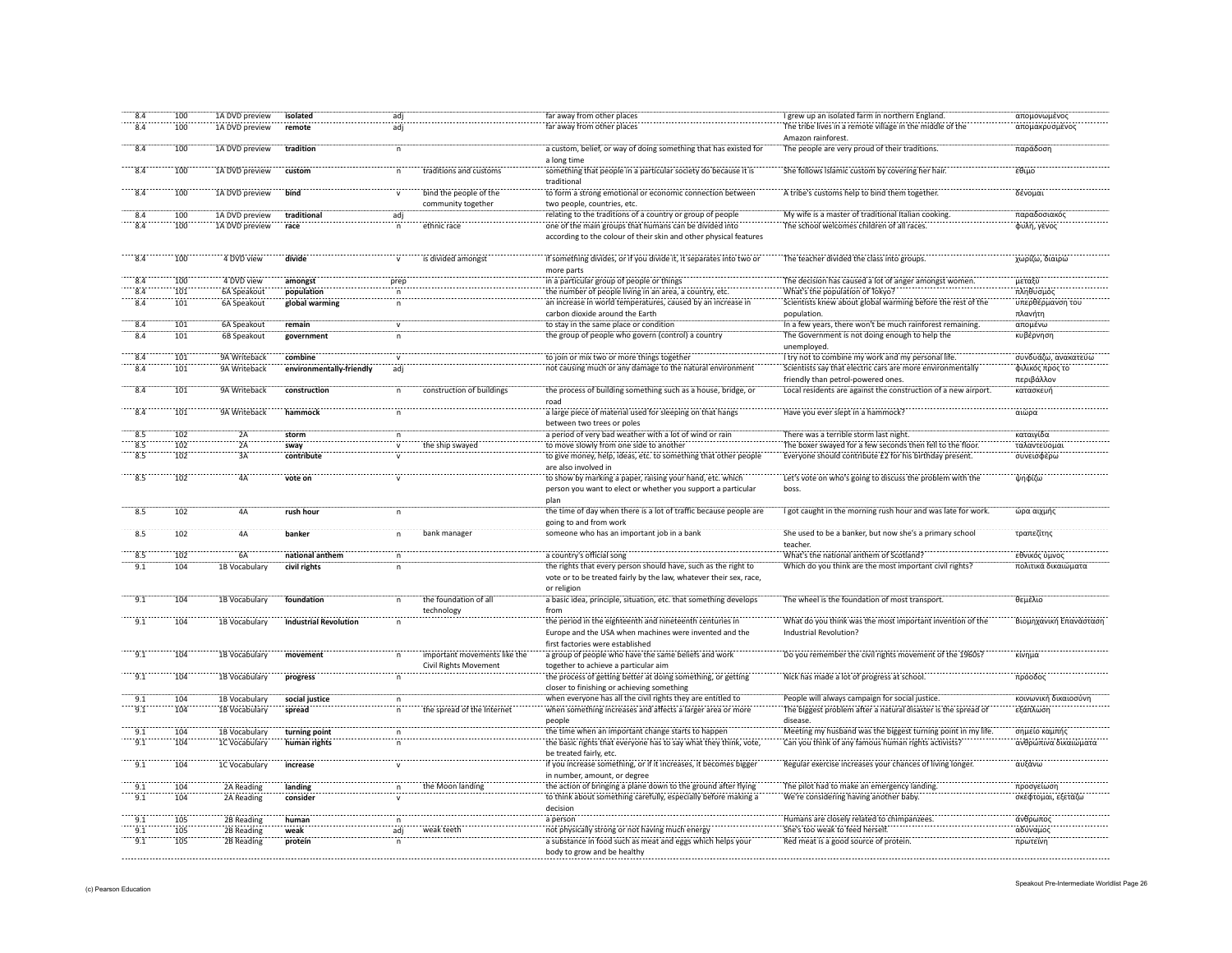| | | | | | | | | |
|---|---|---|---|---|---|---|---|---|
| 8.4 | 100 | 1A DVD preview | **isolated** | adj | | far away from other places | I grew up an isolated farm in northern England. | απομονωμένος |
| 8.4 | 100 | 1A DVD preview | **remote** | adj | | far away from other places | The tribe lives in a remote village in the middle of the Amazon rainforest. | απομακρυσμένος |
| 8.4 | 100 | 1A DVD preview | **tradition** | n | | a custom, belief, or way of doing something that has existed for a long time | The people are very proud of their traditions. | παράδοση |
| 8.4 | 100 | 1A DVD preview | **custom** | n | traditions and customs | something that people in a particular society do because it is traditional | She follows Islamic custom by covering her hair. | έθιμο |
| 8.4 | 100 | 1A DVD preview | **bind** | v | bind the people of the community together | to form a strong emotional or economic connection between two people, countries, etc. | A tribe's customs help to bind them together. | δένομαι |
| 8.4 | 100 | 1A DVD preview | **traditional** | adj | | relating to the traditions of a country or group of people | My wife is a master of traditional Italian cooking. | παραδοσιακός |
| 8.4 | 100 | 1A DVD preview | **race** | n | ethnic race | one of the main groups that humans can be divided into according to the colour of their skin and other physical features | The school welcomes children of all races. | φυλή, γένος |
| 8.4 | 100 | 4 DVD view | **divide** | v | is divided amongst | if something divides, or if you divide it, it separates into two or more parts | The teacher divided the class into groups. | χωρίζω, διαιρώ |
| 8.4 | 100 | 4 DVD view | **amongst** | prep | | in a particular group of people or things | The decision has caused a lot of anger amongst women. | μεταξύ |
| 8.4 | 101 | 6A Speakout | **population** | n | | the number of people living in an area, a country, etc. | What's the population of Tokyo? | πληθυσμός |
| 8.4 | 101 | 6A Speakout | **global warming** | n | | an increase in world temperatures, caused by an increase in carbon dioxide around the Earth | Scientists knew about global warming before the rest of the population. | υπερθέρμανση του πλανήτη |
| 8.4 | 101 | 6A Speakout | **remain** | v | | to stay in the same place or condition | In a few years, there won't be much rainforest remaining. | απομένω |
| 8.4 | 101 | 6B Speakout | **government** | n | | the group of people who govern (control) a country | The Government is not doing enough to help the unemployed. | κυβέρνηση |
| 8.4 | 101 | 9A Writeback | **combine** | v | | to join or mix two or more things together | I try not to combine my work and my personal life. | συνδυάζω, ανακατεύω |
| 8.4 | 101 | 9A Writeback | **environmentally-friendly** | adj | | not causing much or any damage to the natural environment | Scientists say that electric cars are more environmentally friendly than petrol-powered ones. | φιλικός προς το περιβάλλον |
| 8.4 | 101 | 9A Writeback | **construction** | n | construction of buildings | the process of building something such as a house, bridge, or road | Local residents are against the construction of a new airport. | κατασκευή |
| 8.4 | 101 | 9A Writeback | **hammock** | n | | a large piece of material used for sleeping on that hangs between two trees or poles | Have you ever slept in a hammock? | αιώρα |
| 8.5 | 102 | 2A | **storm** | n | | a period of very bad weather with a lot of wind or rain | There was a terrible storm last night. | καταιγίδα |
| 8.5 | 102 | 2A | **sway** | v | the ship swayed | to move slowly from one side to another | The boxer swayed for a few seconds then fell to the floor. | ταλαντεύομαι |
| 8.5 | 102 | 3A | **contribute** | v | | to give money, help, ideas, etc. to something that other people are also involved in | Everyone should contribute £2 for his birthday present. | συνεισφέρω |
| 8.5 | 102 | 4A | **vote on** | v | | to show by marking a paper, raising your hand, etc. which person you want to elect or whether you support a particular plan | Let's vote on who's going to discuss the problem with the boss. | ψηφίζω |
| 8.5 | 102 | 4A | **rush hour** | n | | the time of day when there is a lot of traffic because people are going to and from work | I got caught in the morning rush hour and was late for work. | ώρα αιχμής |
| 8.5 | 102 | 4A | **banker** | n | bank manager | someone who has an important job in a bank | She used to be a banker, but now she's a primary school teacher. | τραπεζίτης |
| 8.5 | 102 | 6A | **national anthem** | n | | a country's official song | What's the national anthem of Scotland? | εθνικός ύμνος |
| 9.1 | 104 | 1B Vocabulary | **civil rights** | n | | the rights that every person should have, such as the right to vote or to be treated fairly by the law, whatever their sex, race, or religion | Which do you think are the most important civil rights? | πολιτικά δικαιώματα |
| 9.1 | 104 | 1B Vocabulary | **foundation** | n | the foundation of all technology | a basic idea, principle, situation, etc. that something develops from | The wheel is the foundation of most transport. | θεμέλιο |
| 9.1 | 104 | 1B Vocabulary | **Industrial Revolution** | n | | the period in the eighteenth and nineteenth centuries in Europe and the USA when machines were invented and the first factories were established | What do you think was the most important invention of the Industrial Revolution? | Βιομηχανική Επανάσταση |
| 9.1 | 104 | 1B Vocabulary | **movement** | n | important movements like the Civil Rights Movement | a group of people who have the same beliefs and work together to achieve a particular aim | Do you remember the civil rights movement of the 1960s? | κίνημα |
| 9.1 | 104 | 1B Vocabulary | **progress** | n | | the process of getting better at doing something, or getting closer to finishing or achieving something | Nick has made a lot of progress at school. | πρόοδος |
| 9.1 | 104 | 1B Vocabulary | **social justice** | n | | when everyone has all the civil rights they are entitled to | People will always campaign for social justice. | κοινωνική δικαιοσύνη |
| 9.1 | 104 | 1B Vocabulary | **spread** | n | the spread of the Internet | when something increases and affects a larger area or more people | The biggest problem after a natural disaster is the spread of disease. | εξάπλωση |
| 9.1 | 104 | 1B Vocabulary | **turning point** | n | | the time when an important change starts to happen | Meeting my husband was the biggest turning point in my life. | σημείο καμπής |
| 9.1 | 104 | 1C Vocabulary | **human rights** | n | | the basic rights that everyone has to say what they think, vote, be treated fairly, etc. | Can you think of any famous human rights activists? | ανθρώπινα δικαιώματα |
| 9.1 | 104 | 1C Vocabulary | **increase** | v | | if you increase something, or if it increases, it becomes bigger in number, amount, or degree | Regular exercise increases your chances of living longer. | αυξάνω |
| 9.1 | 104 | 2A Reading | **landing** | n | the Moon landing | the action of bringing a plane down to the ground after flying | The pilot had to make an emergency landing. | προσγείωση |
| 9.1 | 104 | 2A Reading | **consider** | v | | to think about something carefully, especially before making a decision | We're considering having another baby. | σκέφτομαι, εξετάζω |
| 9.1 | 105 | 2B Reading | **human** | n | | a person | Humans are closely related to chimpanzees. | άνθρωπος |
| 9.1 | 105 | 2B Reading | **weak** | adj | weak teeth | not physically strong or not having much energy | She's too weak to feed herself. | αδύναμος |
| 9.1 | 105 | 2B Reading | **protein** | n | | a substance in food such as meat and eggs which helps your body to grow and be healthy | Red meat is a good source of protein. | πρωτεΐνη |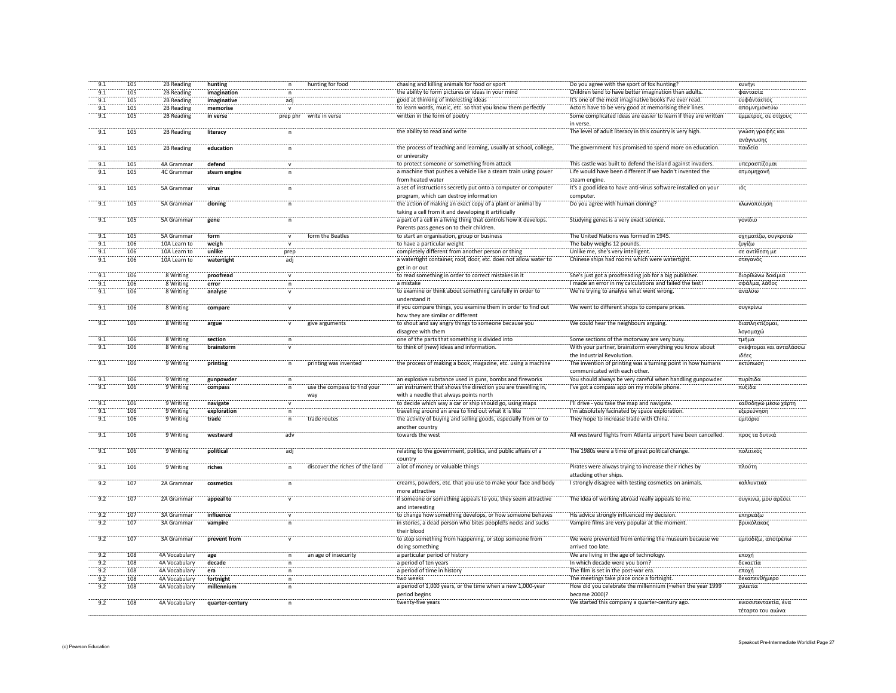| | | | | | | | | |
|---|---|---|---|---|---|---|---|---|
| 9.1 | 105 | 2B Reading | **hunting** | n | hunting for food | chasing and killing animals for food or sport | Do you agree with the sport of fox hunting? | κυνήγι |
| 9.1 | 105 | 2B Reading | **imagination** | n | | the ability to form pictures or ideas in your mind | Children tend to have better imagination than adults. | φαντασία |
| 9.1 | 105 | 2B Reading | **imaginative** | adj | | good at thinking of interesting ideas | It's one of the most imaginative books I've ever read. | ευφάνταστος |
| 9.1 | 105 | 2B Reading | **memorise** | v | | to learn words, music, etc. so that you know them perfectly | Actors have to be very good at memorising their lines. | απομνημονεύω |
| 9.1 | 105 | 2B Reading | **in verse** | prep phr | write in verse | written in the form of poetry | Some complicated ideas are easier to learn if they are written in verse. | έμμετρος, σε στίχους |
| 9.1 | 105 | 2B Reading | **literacy** | n | | the ability to read and write | The level of adult literacy in this country is very high. | γνώση γραφής και ανάγνωσης |
| 9.1 | 105 | 2B Reading | **education** | n | | the process of teaching and learning, usually at school, college, or university | The government has promised to spend more on education. | παιδεία |
| 9.1 | 105 | 4A Grammar | **defend** | v | | to protect someone or something from attack | This castle was built to defend the island against invaders. | υπερασπίζομαι |
| 9.1 | 105 | 4C Grammar | **steam engine** | n | | a machine that pushes a vehicle like a steam train using power from heated water | Life would have been different if we hadn't invented the steam engine. | ατμομηχανή |
| 9.1 | 105 | 5A Grammar | **virus** | n | | a set of instructions secretly put onto a computer or computer program, which can destroy information | It's a good idea to have anti-virus software installed on your computer. | ιός |
| 9.1 | 105 | 5A Grammar | **cloning** | n | | the action of making an exact copy of a plant or animal by taking a cell from it and developing it artificially | Do you agree with human cloning? | κλωνοποίηση |
| 9.1 | 105 | 5A Grammar | **gene** | n | | a part of a cell in a living thing that controls how it develops. Parents pass genes on to their children. | Studying genes is a very exact science. | γονίδιο |
| 9.1 | 105 | 5A Grammar | **form** | v | form the Beatles | to start an organisation, group or business | The United Nations was formed in 1945. | σχηματίζω, συγκροτώ |
| 9.1 | 106 | 10A Learn to | **weigh** | v | | to have a particular weight | The baby weighs 12 pounds. | ζυγίζω |
| 9.1 | 106 | 10A Learn to | **unlike** | prep | | completely different from another person or thing | Unlike me, she's very intelligent. | σε αντίθεση με |
| 9.1 | 106 | 10A Learn to | **watertight** | adj | | a watertight container, roof, door, etc. does not allow water to get in or out | Chinese ships had rooms which were watertight. | στεγανός |
| 9.1 | 106 | 8 Writing | **proofread** | v | | to read something in order to correct mistakes in it | She's just got a proofreading job for a big publisher. | διορθώνω δοκίμια |
| 9.1 | 106 | 8 Writing | **error** | n | | a mistake | I made an error in my calculations and failed the test! | σφάλμα, λάθος |
| 9.1 | 106 | 8 Writing | **analyse** | v | | to examine or think about something carefully in order to understand it | We're trying to analyse what went wrong. | αναλύω |
| 9.1 | 106 | 8 Writing | **compare** | v | | if you compare things, you examine them in order to find out how they are similar or different | We went to different shops to compare prices. | συγκρίνω |
| 9.1 | 106 | 8 Writing | **argue** | v | give arguments | to shout and say angry things to someone because you disagree with them | We could hear the neighbours arguing. | διαπληκτίζομαι, λογομαχώ |
| 9.1 | 106 | 8 Writing | **section** | n | | one of the parts that something is divided into | Some sections of the motorway are very busy. | τμήμα |
| 9.1 | 106 | 8 Writing | **brainstorm** | v | | to think of (new) ideas and information. | With your partner, brainstorm everything you know about the Industrial Revolution. | σκέφτομαι και ανταλάσσω ιδέες |
| 9.1 | 106 | 9 Writing | **printing** | n | printing was invented | the process of making a book, magazine, etc. using a machine | The invention of printing was a turning point in how humans communicated with each other. | εκτύπωση |
| 9.1 | 106 | 9 Writing | **gunpowder** | n | | an explosive substance used in guns, bombs and fireworks | You should always be very careful when handling gunpowder. | πυρίτιδα |
| 9.1 | 106 | 9 Writing | **compass** | n | use the compass to find your way | an instrument that shows the direction you are travelling in, with a needle that always points north | I've got a compass app on my mobile phone. | πυξίδα |
| 9.1 | 106 | 9 Writing | **navigate** | v | | to decide which way a car or ship should go, using maps | I'll drive - you take the map and navigate. | καθοδηγώ μέσω χάρτη |
| 9.1 | 106 | 9 Writing | **exploration** | n | | travelling around an area to find out what it is like | I'm absolutely facinated by space exploration. | εξερεύνηση |
| 9.1 | 106 | 9 Writing | **trade** | n | trade routes | the activity of buying and selling goods, especially from or to another country | They hope to increase trade with China. | εμπόριο |
| 9.1 | 106 | 9 Writing | **westward** | adv | | towards the west | All westward flights from Atlanta airport have been cancelled. | προς τα δυτικά |
| 9.1 | 106 | 9 Writing | **political** | adj | | relating to the government, politics, and public affairs of a country | The 1980s were a time of great political change. | πολιτικός |
| 9.1 | 106 | 9 Writing | **riches** | n | discover the riches of the land | a lot of money or valuable things | Pirates were always trying to increase their riches by attacking other ships. | πλούτη |
| 9.2 | 107 | 2A Grammar | **cosmetics** | n | | creams, powders, etc. that you use to make your face and body more attractive | I strongly disagree with testing cosmetics on animals. | καλλυντικά |
| 9.2 | 107 | 2A Grammar | **appeal to** | v | | if someone or something appeals to you, they seem attractive and interesting | The idea of working abroad really appeals to me. | συγκινώ, μου αρέσει |
| 9.2 | 107 | 3A Grammar | **influence** | v | | to change how something develops, or how someone behaves | His advice strongly influenced my decision. | επηρεάζω |
| 9.2 | 107 | 3A Grammar | **vampire** | n | | in stories, a dead person who bites peopleâs necks and sucks their blood | Vampire films are very popular at the moment. | βρυκόλακας |
| 9.2 | 107 | 3A Grammar | **prevent from** | v | | to stop something from happening, or stop someone from doing something | We were prevented from entering the museum because we arrived too late. | εμποδίζω, αποτρέπω |
| 9.2 | 108 | 4A Vocabulary | **age** | n | an age of insecurity | a particular period of history | We are living in the age of technology. | εποχή |
| 9.2 | 108 | 4A Vocabulary | **decade** | n | | a period of ten years | In which decade were you born? | δεκαετία |
| 9.2 | 108 | 4A Vocabulary | **era** | n | | a period of time in history | The film is set in the post-war era. | εποχή |
| 9.2 | 108 | 4A Vocabulary | **fortnight** | n | | two weeks | The meetings take place once a fortnight. | δεκαπενθήμερο |
| 9.2 | 108 | 4A Vocabulary | **millennium** | n | | a period of 1,000 years, or the time when a new 1,000-year period begins | How did you celebrate the millennium (=when the year 1999 became 2000)? | χιλιετία |
| 9.2 | 108 | 4A Vocabulary | **quarter-century** | n | | twenty-five years | We started this company a quarter-century ago. | εικοσιπενταετία, ένα τέταρτο του αιώνα |

(c) Pearson Education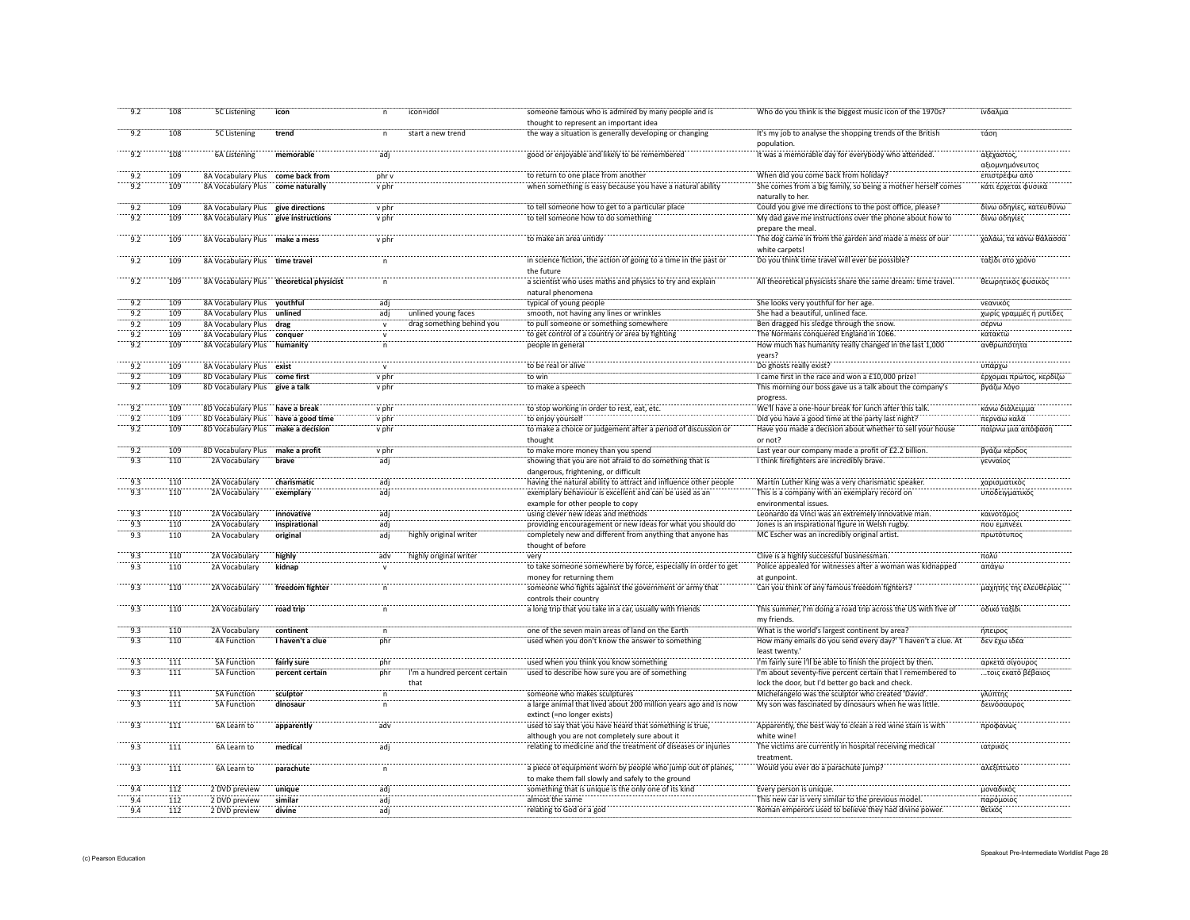| | | | | | | | | |
|---|---|---|---|---|---|---|---|---|
| 9.2 | 108 | 5C Listening | **icon** | n | icon=idol | someone famous who is admired by many people and is thought to represent an important idea | Who do you think is the biggest music icon of the 1970s? | ίνδαλμα |
| 9.2 | 108 | 5C Listening | **trend** | n | start a new trend | the way a situation is generally developing or changing | It's my job to analyse the shopping trends of the British population. | τάση |
| 9.2 | 108 | 6A Listening | **memorable** | adj | | good or enjoyable and likely to be remembered | It was a memorable day for everybody who attended. | αξέχαστος, αξιομνημόνευτος |
| 9.2 | 109 | 8A Vocabulary Plus | **come back from** | phr v | | to return to one place from another | When did you come back from holiday? | επιστρέφω από |
| 9.2 | 109 | 8A Vocabulary Plus | **come naturally** | v phr | | when something is easy because you have a natural ability | She comes from a big family, so being a mother herself comes naturally to her. | κάτι έρχεται φυσικά |
| 9.2 | 109 | 8A Vocabulary Plus | **give directions** | v phr | | to tell someone how to get to a particular place | Could you give me directions to the post office, please? | δίνω οδηγίες, κατευθύνω |
| 9.2 | 109 | 8A Vocabulary Plus | **give instructions** | v phr | | to tell someone how to do something | My dad gave me instructions over the phone about how to prepare the meal. | δίνω οδηγίες |
| 9.2 | 109 | 8A Vocabulary Plus | **make a mess** | v phr | | to make an area untidy | The dog came in from the garden and made a mess of our white carpets! | χαλάω, τα κάνω θάλασσα |
| 9.2 | 109 | 8A Vocabulary Plus | **time travel** | n | | in science fiction, the action of going to a time in the past or the future | Do you think time travel will ever be possible? | ταξίδι στο χρόνο |
| 9.2 | 109 | 8A Vocabulary Plus | **theoretical physicist** | n | | a scientist who uses maths and physics to try and explain natural phenomena | All theoretical physicists share the same dream: time travel. | θεωρητικός φυσικός |
| 9.2 | 109 | 8A Vocabulary Plus | **youthful** | adj | | typical of young people | She looks very youthful for her age. | νεανικός |
| 9.2 | 109 | 8A Vocabulary Plus | **unlined** | adj | unlined young faces | smooth, not having any lines or wrinkles | She had a beautiful, unlined face. | χωρίς γραμμές ή ρυτίδες |
| 9.2 | 109 | 8A Vocabulary Plus | **drag** | v | drag something behind you | to pull someone or something somewhere | Ben dragged his sledge through the snow. | σέρνω |
| 9.2 | 109 | 8A Vocabulary Plus | **conquer** | v | | to get control of a country or area by fighting | The Normans conquered England in 1066. | κατακτώ |
| 9.2 | 109 | 8A Vocabulary Plus | **humanity** | n | | people in general | How much has humanity really changed in the last 1,000 years? | ανθρωπότητα |
| 9.2 | 109 | 8A Vocabulary Plus | **exist** | v | | to be real or alive | Do ghosts really exist? | υπάρχω |
| 9.2 | 109 | 8D Vocabulary Plus | **come first** | v phr | | to win | I came first in the race and won a £10,000 prize! | έρχομαι πρώτος, κερδίζω |
| 9.2 | 109 | 8D Vocabulary Plus | **give a talk** | v phr | | to make a speech | This morning our boss gave us a talk about the company's progress. | βγάζω λόγο |
| 9.2 | 109 | 8D Vocabulary Plus | **have a break** | v phr | | to stop working in order to rest, eat, etc. | We'll have a one-hour break for lunch after this talk. | κάνω διάλειμμα |
| 9.2 | 109 | 8D Vocabulary Plus | **have a good time** | v phr | | to enjoy yourself | Did you have a good time at the party last night? | περνάω καλά |
| 9.2 | 109 | 8D Vocabulary Plus | **make a decision** | v phr | | to make a choice or judgement after a period of discussion or thought | Have you made a decision about whether to sell your house or not? | παίρνω μια απόφαση |
| 9.2 | 109 | 8D Vocabulary Plus | **make a profit** | v phr | | to make more money than you spend | Last year our company made a profit of £2.2 billion. | βγάζω κέρδος |
| 9.3 | 110 | 2A Vocabulary | **brave** | adj | | showing that you are not afraid to do something that is dangerous, frightening, or difficult | I think firefighters are incredibly brave. | γενναίος |
| 9.3 | 110 | 2A Vocabulary | **charismatic** | adj | | having the natural ability to attract and influence other people | Martin Luther King was a very charismatic speaker. | χαρισματικός |
| 9.3 | 110 | 2A Vocabulary | **exemplary** | adj | | exemplary behaviour is excellent and can be used as an example for other people to copy | This is a company with an exemplary record on environmental issues. | υποδειγματικός |
| 9.3 | 110 | 2A Vocabulary | **innovative** | adj | | using clever new ideas and methods | Leonardo da Vinci was an extremely innovative man. | καινοτόμος |
| 9.3 | 110 | 2A Vocabulary | **inspirational** | adj | | providing encouragement or new ideas for what you should do | Jones is an inspirational figure in Welsh rugby. | που εμπνέει |
| 9.3 | 110 | 2A Vocabulary | **original** | adj | highly original writer | completely new and different from anything that anyone has thought of before | MC Escher was an incredibly original artist. | πρωτότυπος |
| 9.3 | 110 | 2A Vocabulary | **highly** | adv | highly original writer | very | Clive is a highly successful businessman. | πολύ |
| 9.3 | 110 | 2A Vocabulary | **kidnap** | v | | to take someone somewhere by force, especially in order to get money for returning them | Police appealed for witnesses after a woman was kidnapped at gunpoint. | απάγω |
| 9.3 | 110 | 2A Vocabulary | **freedom fighter** | n | | someone who fights against the government or army that controls their country | Can you think of any famous freedom fighters? | μαχητής της ελευθερίας |
| 9.3 | 110 | 2A Vocabulary | **road trip** | n | | a long trip that you take in a car, usually with friends | This summer, I'm doing a road trip across the US with five of my friends. | οδικό ταξίδι |
| 9.3 | 110 | 2A Vocabulary | **continent** | n | | one of the seven main areas of land on the Earth | What is the world's largest continent by area? | ήπειρος |
| 9.3 | 110 | 4A Function | **I haven't a clue** | phr | | used when you don't know the answer to something | How many emails do you send every day?' 'I haven't a clue. At least twenty.' | δεν έχω ιδέα |
| 9.3 | 111 | 5A Function | **fairly sure** | phr | | used when you think you know something | I'm fairly sure I'll be able to finish the project by then. | αρκετά σίγουρος |
| 9.3 | 111 | 5A Function | **percent certain** | phr | I'm a hundred percent certain that | used to describe how sure you are of something | I'm about seventy-five percent certain that I remembered to lock the door, but I'd better go back and check. | ...τοις εκατό βέβαιος |
| 9.3 | 111 | 5A Function | **sculptor** | n | | someone who makes sculptures | Michelangelo was the sculptor who created 'David'. | γλύπτης |
| 9.3 | 111 | 5A Function | **dinosaur** | n | | a large animal that lived about 200 million years ago and is now extinct (=no longer exists) | My son was fascinated by dinosaurs when he was little. | δεινόσαυρος |
| 9.3 | 111 | 6A Learn to | **apparently** | adv | | used to say that you have heard that something is true, although you are not completely sure about it | Apparently, the best way to clean a red wine stain is with white wine! | προφανώς |
| 9.3 | 111 | 6A Learn to | **medical** | adj | | relating to medicine and the treatment of diseases or injuries | The victims are currently in hospital receiving medical treatment. | ιατρικός |
| 9.3 | 111 | 6A Learn to | **parachute** | n | | a piece of equipment worn by people who jump out of planes, to make them fall slowly and safely to the ground | Would you ever do a parachute jump? | αλεξίπτωτο |
| 9.4 | 112 | 2 DVD preview | **unique** | adj | | something that is unique is the only one of its kind | Every person is unique. | μοναδικός |
| 9.4 | 112 | 2 DVD preview | **similar** | adj | | almost the same | This new car is very similar to the previous model. | παρόμοιος |
| 9.4 | 112 | 2 DVD preview | **divine** | adj | | relating to God or a god | Roman emperors used to believe they had divine power. | θεϊκός |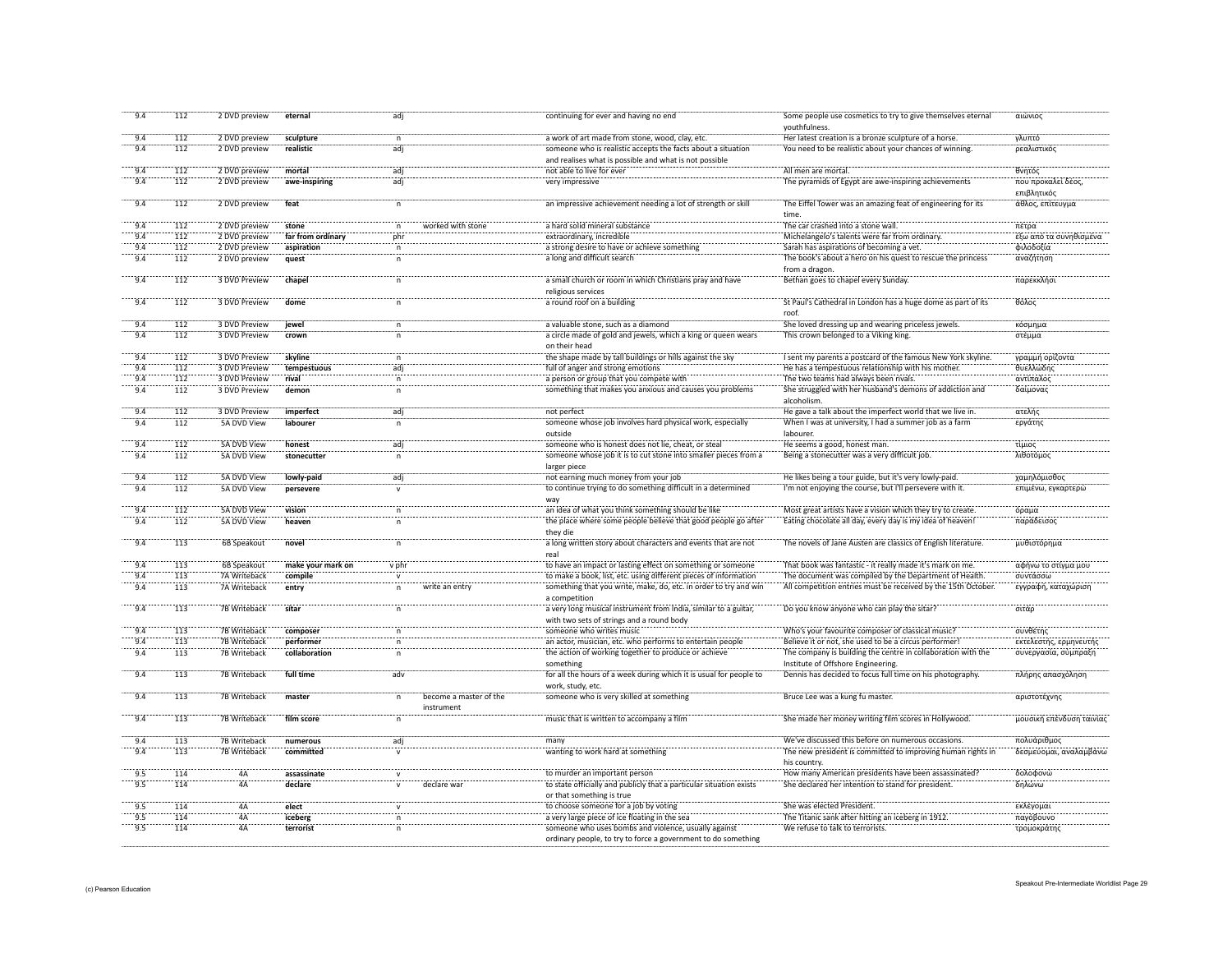| | | | | | | | | |
|---|---|---|---|---|---|---|---|---|
| 9.4 | 112 | 2 DVD preview | **eternal** | adj | | continuing for ever and having no end | Some people use cosmetics to try to give themselves eternal youthfulness. | αιώνιος |
| 9.4 | 112 | 2 DVD preview | **sculpture** | n | | a work of art made from stone, wood, clay, etc. | Her latest creation is a bronze sculpture of a horse. | γλυπτό |
| 9.4 | 112 | 2 DVD preview | **realistic** | adj | | someone who is realistic accepts the facts about a situation and realises what is possible and what is not possible | You need to be realistic about your chances of winning. | ρεαλιστικός |
| 9.4 | 112 | 2 DVD preview | **mortal** | adj | | not able to live for ever | All men are mortal. | θνητός |
| 9.4 | 112 | 2 DVD preview | **awe-inspiring** | adj | | very impressive | The pyramids of Egypt are awe-inspiring achievements | που προκαλεί δέος, επιβλητικός |
| 9.4 | 112 | 2 DVD preview | **feat** | n | | an impressive achievement needing a lot of strength or skill | The Eiffel Tower was an amazing feat of engineering for its time. | άθλος, επίτευγμα |
| 9.4 | 112 | 2 DVD preview | **stone** | n | worked with stone | a hard solid mineral substance | The car crashed into a stone wall. | πέτρα |
| 9.4 | 112 | 2 DVD preview | **far from ordinary** | phr | | extraordinary, incredible | Michelangelo's talents were far from ordinary. | έξω από τα συνηθισμένα |
| 9.4 | 112 | 2 DVD preview | **aspiration** | n | | a strong desire to have or achieve something | Sarah has aspirations of becoming a vet. | φιλοδοξία |
| 9.4 | 112 | 2 DVD preview | **quest** | n | | a long and difficult search | The book's about a hero on his quest to rescue the princess from a dragon. | αναζήτηση |
| 9.4 | 112 | 3 DVD Preview | **chapel** | n | | a small church or room in which Christians pray and have religious services | Bethan goes to chapel every Sunday. | παρεκκλήσι |
| 9.4 | 112 | 3 DVD Preview | **dome** | n | | a round roof on a building | St Paul's Cathedral in London has a huge dome as part of its roof. | θόλος |
| 9.4 | 112 | 3 DVD Preview | **jewel** | n | | a valuable stone, such as a diamond | She loved dressing up and wearing priceless jewels. | κόσμημα |
| 9.4 | 112 | 3 DVD Preview | **crown** | n | | a circle made of gold and jewels, which a king or queen wears on their head | This crown belonged to a Viking king. | στέμμα |
| 9.4 | 112 | 3 DVD Preview | **skyline** | n | | the shape made by tall buildings or hills against the sky | I sent my parents a postcard of the famous New York skyline. | γραμμή ορίζοντα |
| 9.4 | 112 | 3 DVD Preview | **tempestuous** | adj | | full of anger and strong emotions | He has a tempestuous relationship with his mother. | θυελλώδης |
| 9.4 | 112 | 3 DVD Preview | **rival** | n | | a person or group that you compete with | The two teams had always been rivals. | αντίπαλος |
| 9.4 | 112 | 3 DVD Preview | **demon** | n | | something that makes you anxious and causes you problems | She struggled with her husband's demons of addiction and alcoholism. | δαίμονας |
| 9.4 | 112 | 3 DVD Preview | **imperfect** | adj | | not perfect | He gave a talk about the imperfect world that we live in. | ατελής |
| 9.4 | 112 | 5A DVD View | **labourer** | n | | someone whose job involves hard physical work, especially outside | When I was at university, I had a summer job as a farm labourer. | εργάτης |
| 9.4 | 112 | 5A DVD View | **honest** | adj | | someone who is honest does not lie, cheat, or steal | He seems a good, honest man. | τίμιος |
| 9.4 | 112 | 5A DVD View | **stonecutter** | n | | someone whose job it is to cut stone into smaller pieces from a larger piece | Being a stonecutter was a very difficult job. | λιθοτόμος |
| 9.4 | 112 | 5A DVD View | **lowly-paid** | adj | | not earning much money from your job | He likes being a tour guide, but it's very lowly-paid. | χαμηλόμισθος |
| 9.4 | 112 | 5A DVD View | **persevere** | v | | to continue trying to do something difficult in a determined way | I'm not enjoying the course, but I'll persevere with it. | επιμένω, εγκαρτερώ |
| 9.4 | 112 | 5A DVD View | **vision** | n | | an idea of what you think something should be like | Most great artists have a vision which they try to create. | όραμα |
| 9.4 | 112 | 5A DVD View | **heaven** | n | | the place where some people believe that good people go after they die | Eating chocolate all day, every day is my idea of heaven! | παράδεισος |
| 9.4 | 113 | 6B Speakout | **novel** | n | | a long written story about characters and events that are not real | The novels of Jane Austen are classics of English literature. | μυθιστόρημα |
| 9.4 | 113 | 6B Speakout | **make your mark on** | v phr | | to have an impact or lasting effect on something or someone | That book was fantastic - it really made it's mark on me. | αφήνω το στίγμα μου |
| 9.4 | 113 | 7A Writeback | **compile** | v | | to make a book, list, etc. using different pieces of information | The document was compiled by the Department of Health. | συντάσσω |
| 9.4 | 113 | 7A Writeback | **entry** | n | write an entry | something that you write, make, do, etc. in order to try and win a competition | All competition entries must be received by the 15th October. | εγγραφή, καταχώριση |
| 9.4 | 113 | 7B Writeback | **sitar** | n | | a very long musical instrument from India, similar to a guitar, with two sets of strings and a round body | Do you know anyone who can play the sitar? | σιτάρ |
| 9.4 | 113 | 7B Writeback | **composer** | n | | someone who writes music | Who's your favourite composer of classical music? | συνθέτης |
| 9.4 | 113 | 7B Writeback | **performer** | n | | an actor, musician, etc. who performs to entertain people | Believe it or not, she used to be a circus performer! | εκτελεστής, ερμηνευτής |
| 9.4 | 113 | 7B Writeback | **collaboration** | n | | the action of working together to produce or achieve something | The company is building the centre in collaboration with the Institute of Offshore Engineering. | συνεργασία, σύμπραξη |
| 9.4 | 113 | 7B Writeback | **full time** | adv | | for all the hours of a week during which it is usual for people to work, study, etc. | Dennis has decided to focus full time on his photography. | πλήρης απασχόληση |
| 9.4 | 113 | 7B Writeback | **master** | n | become a master of the instrument | someone who is very skilled at something | Bruce Lee was a kung fu master. | αριστοτέχνης |
| 9.4 | 113 | 7B Writeback | **film score** | n | | music that is written to accompany a film | She made her money writing film scores in Hollywood. | μουσική επένδυση ταινίας |
| 9.4 | 113 | 7B Writeback | **numerous** | adj | | many | We've discussed this before on numerous occasions. | πολυάριθμος |
| 9.4 | 113 | 7B Writeback | **committed** | v | | wanting to work hard at something | The new president is committed to improving human rights in his country. | δεσμεύομαι, αναλαμβάνω |
| 9.5 | 114 | 4A | **assassinate** | v | | to murder an important person | How many American presidents have been assassinated? | δολοφονώ |
| 9.5 | 114 | 4A | **declare** | v | declare war | to state officially and publicly that a particular situation exists or that something is true | She declared her intention to stand for president. | δηλώνω |
| 9.5 | 114 | 4A | **elect** | v | | to choose someone for a job by voting | She was elected President. | εκλέγομαι |
| 9.5 | 114 | 4A | **iceberg** | n | | a very large piece of ice floating in the sea | The Titanic sank after hitting an iceberg in 1912. | παγόβουνο |
| 9.5 | 114 | 4A | **terrorist** | n | | someone who uses bombs and violence, usually against ordinary people, to try to force a government to do something | We refuse to talk to terrorists. | τρομοκράτης |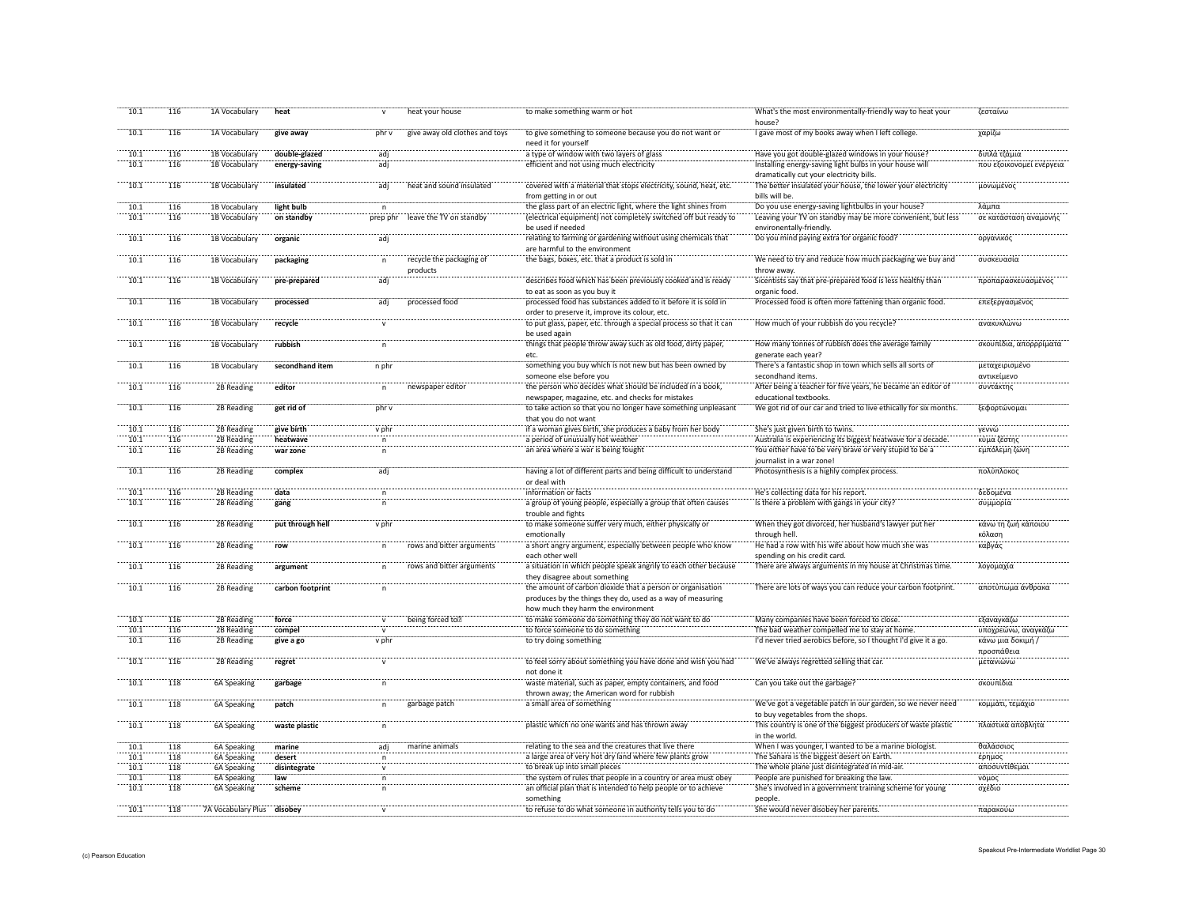| | | | | | | | | |
|---|---|---|---|---|---|---|---|---|
| 10.1 | 116 | 1A Vocabulary | **heat** | v | heat your house | to make something warm or hot | What's the most environmentally-friendly way to heat your house? | ζεσταίνω |
| 10.1 | 116 | 1A Vocabulary | **give away** | phr v | give away old clothes and toys | to give something to someone because you do not want or need it for yourself | I gave most of my books away when I left college. | χαρίζω |
| 10.1 | 116 | 1B Vocabulary | **double-glazed** | adj | | a type of window with two layers of glass | Have you got double-glazed windows in your house? | διπλά τζάμια |
| 10.1 | 116 | 1B Vocabulary | **energy-saving** | adj | | efficient and not using much electricity | Installing energy-saving light bulbs in your house will dramatically cut your electricity bills. | που εξοικονομεί ενέργεια |
| 10.1 | 116 | 1B Vocabulary | **insulated** | adj | heat and sound insulated | covered with a material that stops electricity, sound, heat, etc. from getting in or out | The better insulated your house, the lower your electricity bills will be. | μονωμένος |
| 10.1 | 116 | 1B Vocabulary | **light bulb** | n | | the glass part of an electric light, where the light shines from | Do you use energy-saving lightbulbs in your house? | λάμπα |
| 10.1 | 116 | 1B Vocabulary | **on standby** | prep phr | leave the TV on standby | (electrical equipment) not completely switched off but ready to be used if needed | Leaving your TV on standby may be more convenient, but less environentally-friendly. | σε κατάσταση αναμονής |
| 10.1 | 116 | 1B Vocabulary | **organic** | adj | | relating to farming or gardening without using chemicals that are harmful to the environment | Do you mind paying extra for organic food? | οργανικός |
| 10.1 | 116 | 1B Vocabulary | **packaging** | n | recycle the packaging of products | the bags, boxes, etc. that a product is sold in | We need to try and reduce how much packaging we buy and throw away. | συσκευασία |
| 10.1 | 116 | 1B Vocabulary | **pre-prepared** | adj | | describes food which has been previously cooked and is ready to eat as soon as you buy it | Sicentists say that pre-prepared food is less healthy than organic food. | προπαρασκευασμένος |
| 10.1 | 116 | 1B Vocabulary | **processed** | adj | processed food | processed food has substances added to it before it is sold in order to preserve it, improve its colour, etc. | Processed food is often more fattening than organic food. | επεξεργασμένος |
| 10.1 | 116 | 1B Vocabulary | **recycle** | v | | to put glass, paper, etc. through a special process so that it can be used again | How much of your rubbish do you recycle? | ανακυκλώνω |
| 10.1 | 116 | 1B Vocabulary | **rubbish** | n | | things that people throw away such as old food, dirty paper, etc. | How many tonnes of rubbish does the average family generate each year? | σκουπίδια, απορρίματα |
| 10.1 | 116 | 1B Vocabulary | **secondhand item** | n phr | | something you buy which is not new but has been owned by someone else before you | There's a fantastic shop in town which sells all sorts of secondhand items. | μεταχειρισμένο αντικείμενο |
| 10.1 | 116 | 2B Reading | **editor** | n | newspaper editor | the person who decides what should be included in a book, newspaper, magazine, etc. and checks for mistakes | After being a teacher for five years, he became an editor of educational textbooks. | συντάκτης |
| 10.1 | 116 | 2B Reading | **get rid of** | phr v | | to take action so that you no longer have something unpleasant that you do not want | We got rid of our car and tried to live ethically for six months. | ξεφορτώνομαι |
| 10.1 | 116 | 2B Reading | **give birth** | v phr | | if a woman gives birth, she produces a baby from her body | She's just given birth to twins. | γεννώ |
| 10.1 | 116 | 2B Reading | **heatwave** | n | | a period of unusually hot weather | Australia is experiencing its biggest heatwave for a decade. | κύμα ζέστης |
| 10.1 | 116 | 2B Reading | **war zone** | n | | an area where a war is being fought | You either have to be very brave or very stupid to be a journalist in a war zone! | εμπόλεμη ζώνη |
| 10.1 | 116 | 2B Reading | **complex** | adj | | having a lot of different parts and being difficult to understand or deal with | Photosynthesis is a highly complex process. | πολύπλοκος |
| 10.1 | 116 | 2B Reading | **data** | n | | information or facts | He's collecting data for his report. | δεδομένα |
| 10.1 | 116 | 2B Reading | **gang** | n | | a group of young people, especially a group that often causes trouble and fights | Is there a problem with gangs in your city? | συμμορία |
| 10.1 | 116 | 2B Reading | **put through hell** | v phr | | to make someone suffer very much, either physically or emotionally | When they got divorced, her husband's lawyer put her through hell. | κάνω τη ζωή κάποιου κόλαση |
| 10.1 | 116 | 2B Reading | **row** | n | rows and bitter arguments | a short angry argument, especially between people who know each other well | He had a row with his wife about how much she was spending on his credit card. | καβγάς |
| 10.1 | 116 | 2B Reading | **argument** | n | rows and bitter arguments | a situation in which people speak angrily to each other because they disagree about something | There are always arguments in my house at Christmas time. | λογομαχία |
| 10.1 | 116 | 2B Reading | **carbon footprint** | n | | the amount of carbon dioxide that a person or organisation produces by the things they do, used as a way of measuring how much they harm the environment | There are lots of ways you can reduce your carbon footprint. | αποτύπωμα άνθρακα |
| 10.1 | 116 | 2B Reading | **force** | v | being forced to… | to make someone do something they do not want to do | Many companies have been forced to close. | εξαναγκάζω |
| 10.1 | 116 | 2B Reading | **compel** | v | | to force someone to do something | The bad weather compelled me to stay at home. | υποχρεώνω, αναγκάζω |
| 10.1 | 116 | 2B Reading | **give a go** | v phr | | to try doing something | I'd never tried aerobics before, so I thought I'd give it a go. | κάνω μια δοκιμή / προσπάθεια |
| 10.1 | 116 | 2B Reading | **regret** | v | | to feel sorry about something you have done and wish you had not done it | We've always regretted selling that car. | μετανιώνω |
| 10.1 | 118 | 6A Speaking | **garbage** | n | | waste material, such as paper, empty containers, and food thrown away; the American word for rubbish | Can you take out the garbage? | σκουπίδια |
| 10.1 | 118 | 6A Speaking | **patch** | n | garbage patch | a small area of something | We've got a vegetable patch in our garden, so we never need to buy vegetables from the shops. | κομμάτι, τεμάχιο |
| 10.1 | 118 | 6A Speaking | **waste plastic** | n | | plastic which no one wants and has thrown away | This country is one of the biggest producers of waste plastic in the world. | πλαστικά απόβλητα |
| 10.1 | 118 | 6A Speaking | **marine** | adj | marine animals | relating to the sea and the creatures that live there | When I was younger, I wanted to be a marine biologist. | θαλάσσιος |
| 10.1 | 118 | 6A Speaking | **desert** | n | | a large area of very hot dry land where few plants grow | The Sahara is the biggest desert on Earth. | έρημος |
| 10.1 | 118 | 6A Speaking | **disintegrate** | v | | to break up into small pieces | The whole plane just disintegrated in mid-air. | αποσυντίθεμαι |
| 10.1 | 118 | 6A Speaking | **law** | n | | the system of rules that people in a country or area must obey | People are punished for breaking the law. | νόμος |
| 10.1 | 118 | 6A Speaking | **scheme** | n | | an official plan that is intended to help people or to achieve something | She's involved in a government training scheme for young people. | σχέδιο |
| 10.1 | 118 | 7A Vocabulary Plus | **disobey** | v | | to refuse to do what someone in authority tells you to do | She would never disobey her parents. | παρακούω |

(c) Pearson Education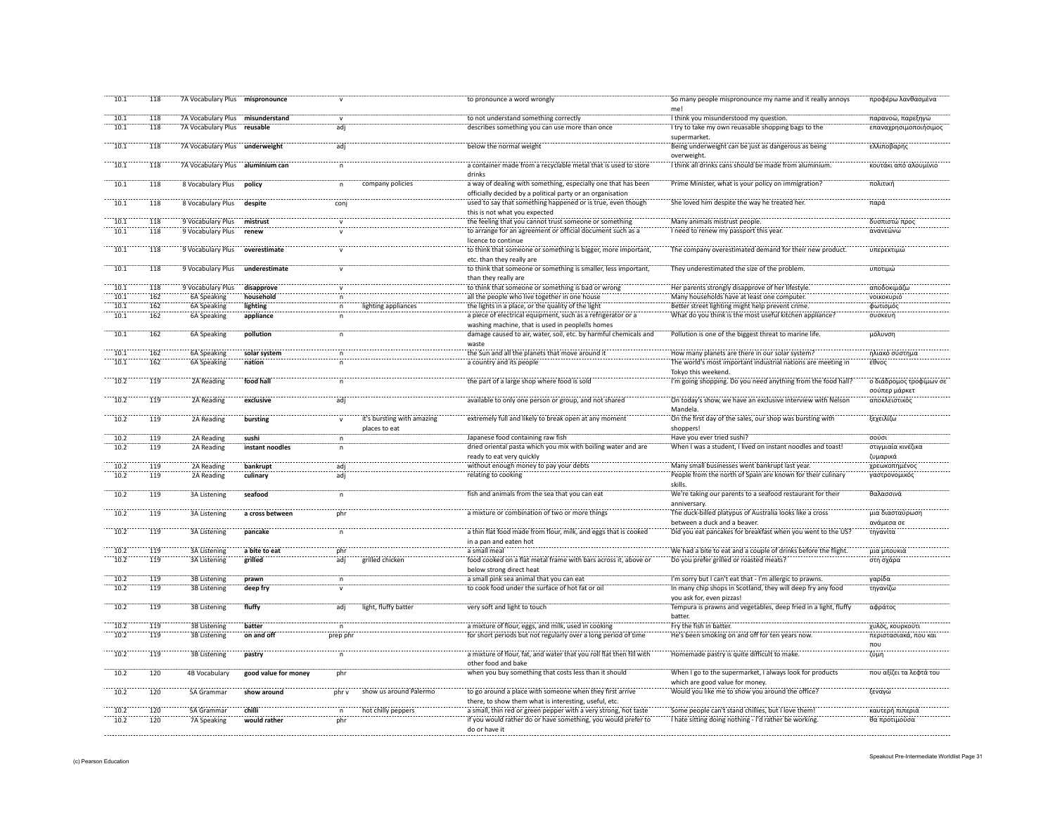| | | | | | | | | |
|---|---|---|---|---|---|---|---|---|
| 10.1 | 118 | 7A Vocabulary Plus | **mispronounce** | v | | to pronounce a word wrongly | So many people mispronounce my name and it really annoys me! | προφέρω λανθασμένα |
| 10.1 | 118 | 7A Vocabulary Plus | **misunderstand** | v | | to not understand something correctly | I think you misunderstood my question. | παρανοώ, παρεξηγώ |
| 10.1 | 118 | 7A Vocabulary Plus | **reusable** | adj | | describes something you can use more than once | I try to take my own reuasable shopping bags to the supermarket. | επαναχρησιμοποιήσιμος |
| 10.1 | 118 | 7A Vocabulary Plus | **underweight** | adj | | below the normal weight | Being underweight can be just as dangerous as being overweight. | ελλιποβαρής |
| 10.1 | 118 | 7A Vocabulary Plus | **aluminium can** | n | | a container made from a recyclable metal that is used to store drinks | I think all drinks cans should be made from aluminium. | κουτάκι από αλουμίνιο |
| 10.1 | 118 | 8 Vocabulary Plus | **policy** | n | company policies | a way of dealing with something, especially one that has been officially decided by a political party or an organisation | Prime Minister, what is your policy on immigration? | πολιτική |
| 10.1 | 118 | 8 Vocabulary Plus | **despite** | conj | | used to say that something happened or is true, even though this is not what you expected | She loved him despite the way he treated her. | παρά |
| 10.1 | 118 | 9 Vocabulary Plus | **mistrust** | v | | the feeling that you cannot trust someone or something | Many animals mistrust people. | δυσπιστώ προς |
| 10.1 | 118 | 9 Vocabulary Plus | **renew** | v | | to arrange for an agreement or official document such as a licence to continue | I need to renew my passport this year. | ανανεώνω |
| 10.1 | 118 | 9 Vocabulary Plus | **overestimate** | v | | to think that someone or something is bigger, more important, etc. than they really are | The company overestimated demand for their new product. | υπερεκτιμώ |
| 10.1 | 118 | 9 Vocabulary Plus | **underestimate** | v | | to think that someone or something is smaller, less important, than they really are | They underestimated the size of the problem. | υποτιμώ |
| 10.1 | 118 | 9 Vocabulary Plus | **disapprove** | v | | to think that someone or something is bad or wrong | Her parents strongly disapprove of her lifestyle. | αποδοκιμάζω |
| 10.1 | 162 | 6A Speaking | **household** | n | | all the people who live together in one house | Many households have at least one computer. | νοικοκυριό |
| 10.1 | 162 | 6A Speaking | **lighting** | n | lighting appliances | the lights in a place, or the quality of the light | Better street lighting might help prevent crime. | φωτισμός |
| 10.1 | 162 | 6A Speaking | **appliance** | n | | a piece of electrical equipment, such as a refrigerator or a washing machine, that is used in people's homes | What do you think is the most useful kitchen appliance? | συσκευή |
| 10.1 | 162 | 6A Speaking | **pollution** | n | | damage caused to air, water, soil, etc. by harmful chemicals and waste | Pollution is one of the biggest threat to marine life. | μόλυνση |
| 10.1 | 162 | 6A Speaking | **solar system** | n | | the Sun and all the planets that move around it | How many planets are there in our solar system? | ηλιακό σύστημα |
| 10.1 | 162 | 6A Speaking | **nation** | n | | a country and its people | The world's most important industrial nations are meeting in Tokyo this weekend. | έθνος |
| 10.2 | 119 | 2A Reading | **food hall** | n | | the part of a large shop where food is sold | I'm going shopping. Do you need anything from the food hall? | ο διάδρομος τροφίμων σε σούπερ μάρκετ |
| 10.2 | 119 | 2A Reading | **exclusive** | adj | | available to only one person or group, and not shared | On today's show, we have an exclusive interview with Nelson Mandela. | αποκλειστικός |
| 10.2 | 119 | 2A Reading | **bursting** | v | it's bursting with amazing places to eat | extremely full and likely to break open at any moment | On the first day of the sales, our shop was bursting with shoppers! | ξεχειλίζω |
| 10.2 | 119 | 2A Reading | **sushi** | n | | Japanese food containing raw fish | Have you ever tried sushi? | σούσι |
| 10.2 | 119 | 2A Reading | **instant noodles** | n | | dried oriental pasta which you mix with boiling water and are ready to eat very quickly | When I was a student, I lived on instant noodles and toast! | στιγμιαία κινέζικα ζυμαρικά |
| 10.2 | 119 | 2A Reading | **bankrupt** | adj | | without enough money to pay your debts | Many small businesses went bankrupt last year. | χρεωκοπημένος |
| 10.2 | 119 | 2A Reading | **culinary** | adj | | relating to cooking | People from the north of Spain are known for their culinary skills. | γαστρονομικός |
| 10.2 | 119 | 3A Listening | **seafood** | n | | fish and animals from the sea that you can eat | We're taking our parents to a seafood restaurant for their anniversary. | θαλασσινά |
| 10.2 | 119 | 3A Listening | **a cross between** | phr | | a mixture or combination of two or more things | The duck-billed platypus of Australia looks like a cross between a duck and a beaver. | μια διασταύρωση ανάμεσα σε |
| 10.2 | 119 | 3A Listening | **pancake** | n | | a thin flat food made from flour, milk, and eggs that is cooked in a pan and eaten hot | Did you eat pancakes for breakfast when you went to the US? | τηγανίτα |
| 10.2 | 119 | 3A Listening | **a bite to eat** | phr | | a small meal | We had a bite to eat and a couple of drinks before the flight. | μια μπουκιά |
| 10.2 | 119 | 3A Listening | **grilled** | adj | grilled chicken | food cooked on a flat metal frame with bars across it, above or below strong direct heat | Do you prefer grilled or roasted meats? | στη σχάρα |
| 10.2 | 119 | 3B Listening | **prawn** | n | | a small pink sea animal that you can eat | I'm sorry but I can't eat that - I'm allergic to prawns. | γαρίδα |
| 10.2 | 119 | 3B Listening | **deep fry** | v | | to cook food under the surface of hot fat or oil | In many chip shops in Scotland, they will deep fry any food you ask for, even pizzas! | τηγανίζω |
| 10.2 | 119 | 3B Listening | **fluffy** | adj | light, fluffy batter | very soft and light to touch | Tempura is prawns and vegetables, deep fried in a light, fluffy batter. | αφράτος |
| 10.2 | 119 | 3B Listening | **batter** | n | | a mixture of flour, eggs, and milk, used in cooking | Fry the fish in batter. | χυλός, κουρκούτι |
| 10.2 | 119 | 3B Listening | **on and off** | prep phr | | for short periods but not regularly over a long period of time | He's been smoking on and off for ten years now. | περιστασιακά, που και που |
| 10.2 | 119 | 3B Listening | **pastry** | n | | a mixture of flour, fat, and water that you roll flat then fill with other food and bake | Homemade pastry is quite difficult to make. | ζύμη |
| 10.2 | 120 | 4B Vocabulary | **good value for money** | phr | | when you buy something that costs less than it should | When I go to the supermarket, I always look for products which are good value for money. | που αξίζει τα λεφτά του |
| 10.2 | 120 | 5A Grammar | **show around** | phr v | show us around Palermo | to go around a place with someone when they first arrive there, to show them what is interesting, useful, etc. | Would you like me to show you around the office? | ξεναγώ |
| 10.2 | 120 | 5A Grammar | **chilli** | n | hot chilly peppers | a small, thin red or green pepper with a very strong, hot taste | Some people can't stand chillies, but I love them! | καυτερή πιπεριά |
| 10.2 | 120 | 7A Speaking | **would rather** | phr | | if you would rather do or have something, you would prefer to do or have it | I hate sitting doing nothing - I'd rather be working. | θα προτιμούσα |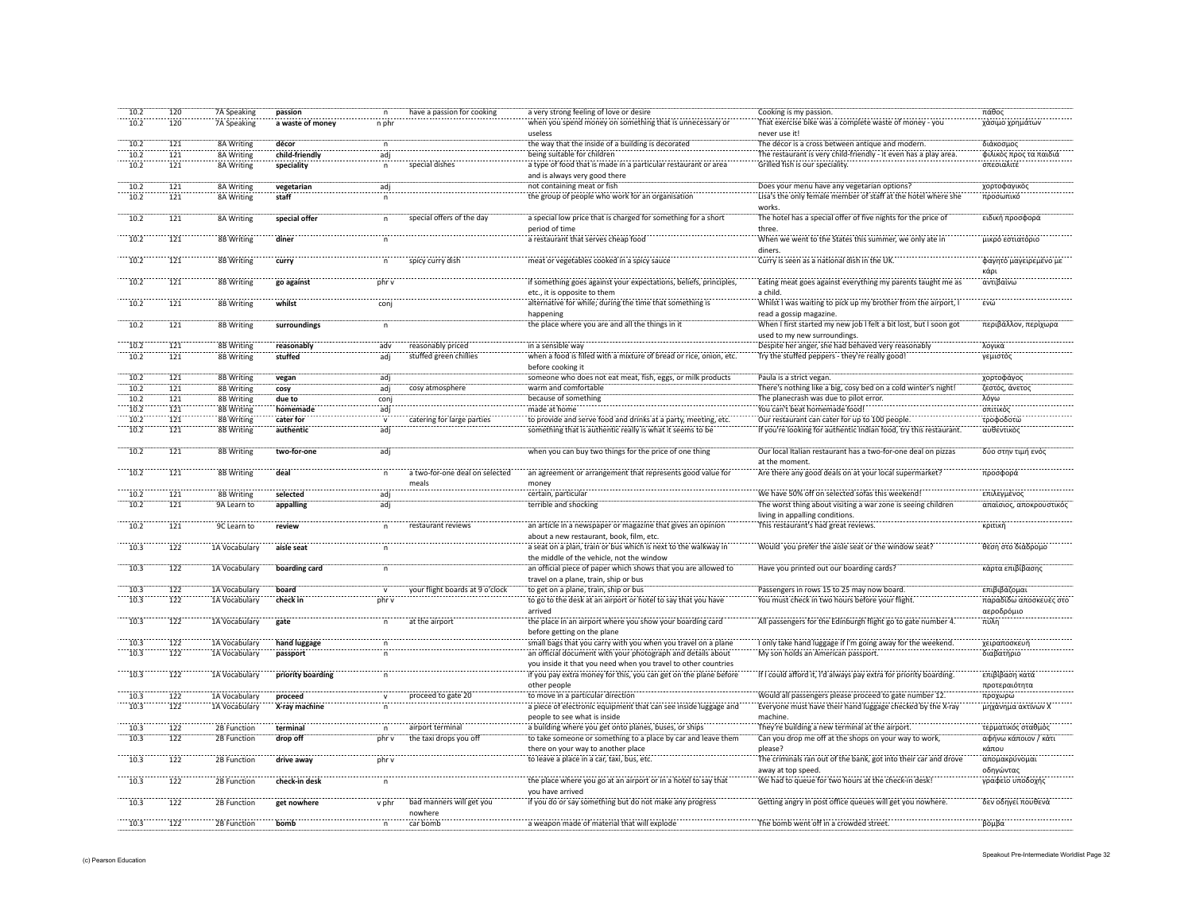| | | | | | | | | |
|---|---|---|---|---|---|---|---|---|
| 10.2 | 120 | 7A Speaking | **passion** | n | have a passion for cooking | a very strong feeling of love or desire | Cooking is my passion. | πάθος |
| 10.2 | 120 | 7A Speaking | **a waste of money** | n phr | | when you spend money on something that is unnecessary or useless | That exercise bike was a complete waste of money - you never use it! | χάσιμο χρημάτων |
| 10.2 | 121 | 8A Writing | **décor** | n | | the way that the inside of a building is decorated | The décor is a cross between antique and modern. | διάκοσμος |
| 10.2 | 121 | 8A Writing | **child-friendly** | adj | | being suitable for children | The restaurant is very child-friendly - it even has a play area. | φιλικός προς τα παιδιά |
| 10.2 | 121 | 8A Writing | **speciality** | n | special dishes | a type of food that is made in a particular restaurant or area and is always very good there | Grilled fish is our speciality. | σπεσιαλιτέ |
| 10.2 | 121 | 8A Writing | **vegetarian** | adj | | not containing meat or fish | Does your menu have any vegetarian options? | χορτοφαγικός |
| 10.2 | 121 | 8A Writing | **staff** | n | | the group of people who work for an organisation | Lisa's the only female member of staff at the hotel where she works. | προσωπικό |
| 10.2 | 121 | 8A Writing | **special offer** | n | special offers of the day | a special low price that is charged for something for a short period of time | The hotel has a special offer of five nights for the price of three. | ειδική προσφορά |
| 10.2 | 121 | 8B Writing | **diner** | n | | a restaurant that serves cheap food | When we went to the States this summer, we only ate in diners. | μικρό εστιατόριο |
| 10.2 | 121 | 8B Writing | **curry** | n | spicy curry dish | meat or vegetables cooked in a spicy sauce | Curry is seen as a national dish in the UK. | φαγητό μαγειρεμένο με κάρι |
| 10.2 | 121 | 8B Writing | **go against** | phr v | | if something goes against your expectations, beliefs, principles, etc., it is opposite to them | Eating meat goes against everything my parents taught me as a child. | αντιβαίνω |
| 10.2 | 121 | 8B Writing | **whilst** | conj | | alternative for while; during the time that something is happening | Whilst I was waiting to pick up my brother from the airport, I read a gossip magazine. | ενώ |
| 10.2 | 121 | 8B Writing | **surroundings** | n | | the place where you are and all the things in it | When I first started my new job I felt a bit lost, but I soon got used to my new surroundings. | περιβάλλον, περίχωρα |
| 10.2 | 121 | 8B Writing | **reasonably** | adv | reasonably priced | in a sensible way | Despite her anger, she had behaved very reasonably | λογικά |
| 10.2 | 121 | 8B Writing | **stuffed** | adj | stuffed green chillies | when a food is filled with a mixture of bread or rice, onion, etc. before cooking it | Try the stuffed peppers - they're really good! | γεμιστός |
| 10.2 | 121 | 8B Writing | **vegan** | adj | | someone who does not eat meat, fish, eggs, or milk products | Paula is a strict vegan. | χορτοφάγος |
| 10.2 | 121 | 8B Writing | **cosy** | adj | cosy atmosphere | warm and comfortable | There's nothing like a big, cosy bed on a cold winter's night! | ζεστός, άνετος |
| 10.2 | 121 | 8B Writing | **due to** | conj | | because of something | The planecrash was due to pilot error. | λόγω |
| 10.2 | 121 | 8B Writing | **homemade** | adj | | made at home | You can't beat homemade food! | σπιτικός |
| 10.2 | 121 | 8B Writing | **cater for** | v | catering for large parties | to provide and serve food and drinks at a party, meeting, etc. | Our restaurant can cater for up to 100 people. | τροφοδοτώ |
| 10.2 | 121 | 8B Writing | **authentic** | adj | | something that is authentic really is what it seems to be | If you're looking for authentic Indian food, try this restaurant. | αυθεντικός |
| 10.2 | 121 | 8B Writing | **two-for-one** | adj | | when you can buy two things for the price of one thing | Our local Italian restaurant has a two-for-one deal on pizzas at the moment. | δύο στην τιμή ενός |
| 10.2 | 121 | 8B Writing | **deal** | n | a two-for-one deal on selected meals | an agreement or arrangement that represents good value for money | Are there any good deals on at your local supermarket? | προσφορά |
| 10.2 | 121 | 8B Writing | **selected** | adj | | certain, particular | We have 50% off on selected sofas this weekend! | επιλεγμένος |
| 10.2 | 121 | 9A Learn to | **appalling** | adj | | terrible and shocking | The worst thing about visiting a war zone is seeing children living in appalling conditions. | απαίσιος, αποκρουστικός |
| 10.2 | 121 | 9C Learn to | **review** | n | restaurant reviews | an article in a newspaper or magazine that gives an opinion about a new restaurant, book, film, etc. | This restaurant's had great reviews. | κριτική |
| 10.3 | 122 | 1A Vocabulary | **aisle seat** | n | | a seat on a plan, train or bus which is next to the walkway in the middle of the vehicle, not the window | Would you prefer the aisle seat or the window seat? | θέση στο διάδρομο |
| 10.3 | 122 | 1A Vocabulary | **boarding card** | n | | an official piece of paper which shows that you are allowed to travel on a plane, train, ship or bus | Have you printed out our boarding cards? | κάρτα επιβίβασης |
| 10.3 | 122 | 1A Vocabulary | **board** | v | your flight boards at 9 o'clock | to get on a plane, train, ship or bus | Passengers in rows 15 to 25 may now board. | επιβιβάζομαι |
| 10.3 | 122 | 1A Vocabulary | **check in** | phr v | | to go to the desk at an airport or hotel to say that you have arrived | You must check in two hours before your flight. | παραδίδω αποσκευές στο αεροδρόμιο |
| 10.3 | 122 | 1A Vocabulary | **gate** | n | at the airport | the place in an airport where you show your boarding card before getting on the plane | All passengers for the Edinburgh flight go to gate number 4. | πύλη |
| 10.3 | 122 | 1A Vocabulary | **hand luggage** | n | | small bags that you carry with you when you travel on a plane | I only take hand luggage if I'm going away for the weekend. | χειραποσκευή |
| 10.3 | 122 | 1A Vocabulary | **passport** | n | | an official document with your photograph and details about you inside it that you need when you travel to other countries | My son holds an American passport. | διαβατήριο |
| 10.3 | 122 | 1A Vocabulary | **priority boarding** | n | | if you pay extra money for this, you can get on the plane before other people | If I could afford it, I'd always pay extra for priority boarding. | επιβίβαση κατά προτεραιότητα |
| 10.3 | 122 | 1A Vocabulary | **proceed** | v | proceed to gate 20 | to move in a particular direction | Would all passengers please proceed to gate number 12. | προχωρώ |
| 10.3 | 122 | 1A Vocabulary | **X-ray machine** | n | | a piece of electronic equipment that can see inside luggage and people to see what is inside | Everyone must have their hand luggage checked by the X-ray machine. | μηχάνημα ακτίνων Χ |
| 10.3 | 122 | 2B Function | **terminal** | n | airport terminal | a building where you get onto planes, buses, or ships | They're building a new terminal at the airport. | τερματικός σταθμός |
| 10.3 | 122 | 2B Function | **drop off** | phr v | the taxi drops you off | to take someone or something to a place by car and leave them there on your way to another place | Can you drop me off at the shops on your way to work, please? | αφήνω κάποιον / κάτι κάπου |
| 10.3 | 122 | 2B Function | **drive away** | phr v | | to leave a place in a car, taxi, bus, etc. | The criminals ran out of the bank, got into their car and drove away at top speed. | απομακρύνομαι οδηγώντας |
| 10.3 | 122 | 2B Function | **check-in desk** | n | | the place where you go at an airport or in a hotel to say that you have arrived | We had to queue for two hours at the check-in desk! | γραφείο υποδοχής |
| 10.3 | 122 | 2B Function | **get nowhere** | v phr | bad manners will get you nowhere | if you do or say something but do not make any progress | Getting angry in post office queues will get you nowhere. | δεν οδηγεί πουθενά |
| 10.3 | 122 | 2B Function | **bomb** | n | car bomb | a weapon made of material that will explode | The bomb went off in a crowded street. | βόμβα |

(c) Pearson Education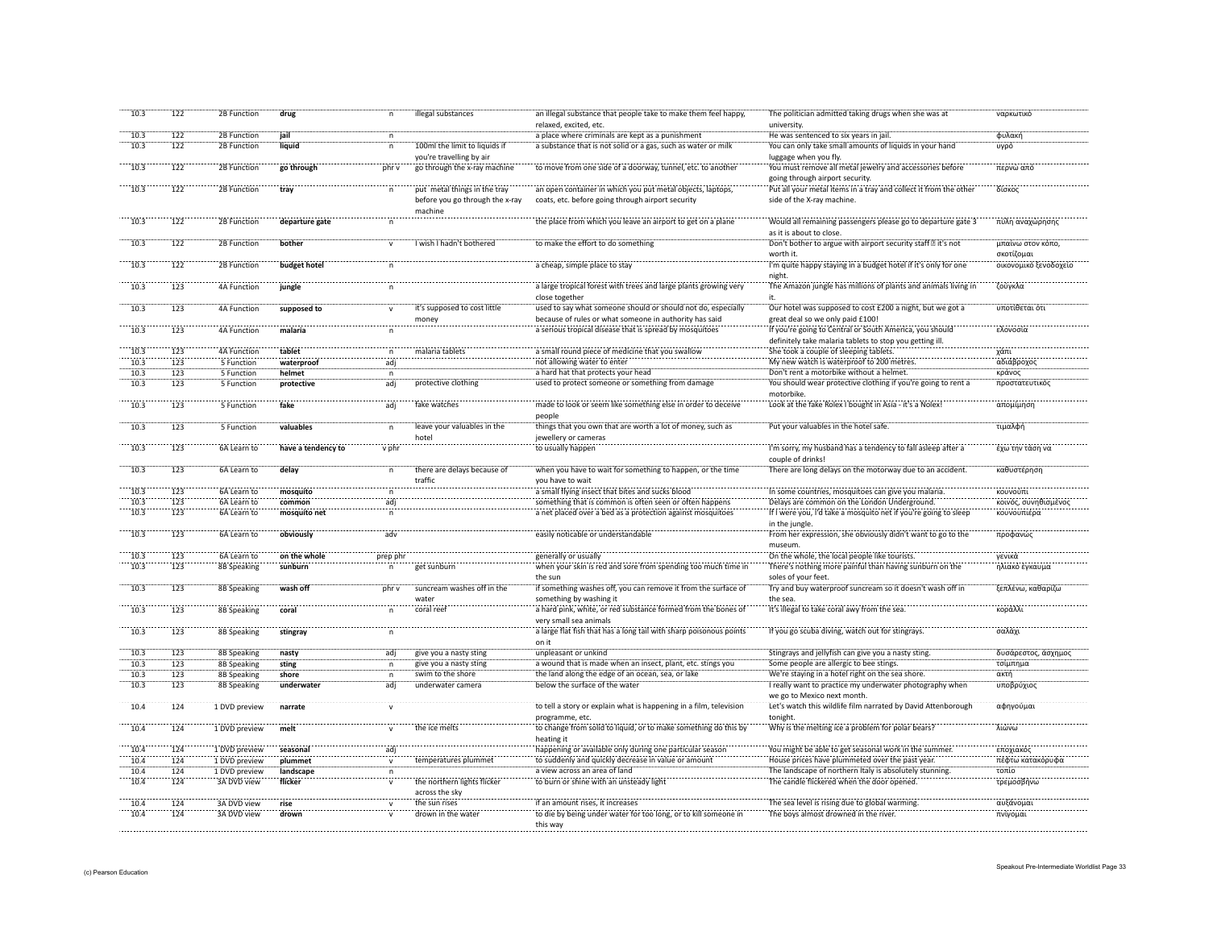| | | | | | | | | |
|---|---|---|---|---|---|---|---|---|
| 10.3 | 122 | 2B Function | **drug** | n | illegal substances | an illegal substance that people take to make them feel happy, relaxed, excited, etc. | The politician admitted taking drugs when she was at university. | ναρκωτικό |
| 10.3 | 122 | 2B Function | **jail** | n | | a place where criminals are kept as a punishment | He was sentenced to six years in jail. | φυλακή |
| 10.3 | 122 | 2B Function | **liquid** | n | 100ml the limit to liquids if you're travelling by air | a substance that is not solid or a gas, such as water or milk | You can only take small amounts of liquids in your hand luggage when you fly. | υγρό |
| 10.3 | 122 | 2B Function | **go through** | phr v | go through the x-ray machine | to move from one side of a doorway, tunnel, etc. to another | You must remove all metal jewelry and accessories before going through airport security. | περνώ από |
| 10.3 | 122 | 2B Function | **tray** | n | put metal things in the tray before you go through the x-ray machine | an open container in which you put metal objects, laptops, coats, etc. before going through airport security | Put all your metal items in a tray and collect it from the other side of the X-ray machine. | δίσκος |
| 10.3 | 122 | 2B Function | **departure gate** | n | | the place from which you leave an airport to get on a plane | Would all remaining passengers please go to departure gate 3 as it is about to close. | πύλη αναχώρησης |
| 10.3 | 122 | 2B Function | **bother** | v | I wish I hadn't bothered | to make the effort to do something | Don't bother to argue with airport security staff it's not worth it. | μπαίνω στον κόπο, σκοτίζομαι |
| 10.3 | 122 | 2B Function | **budget hotel** | n | | a cheap, simple place to stay | I'm quite happy staying in a budget hotel if it's only for one night. | οικονομικό ξενοδοχείο |
| 10.3 | 123 | 4A Function | **jungle** | n | | a large tropical forest with trees and large plants growing very close together | The Amazon jungle has millions of plants and animals living in it. | ζούγκλα |
| 10.3 | 123 | 4A Function | **supposed to** | v | it's supposed to cost little money | used to say what someone should or should not do, especially because of rules or what someone in authority has said | Our hotel was supposed to cost £200 a night, but we got a great deal so we only paid £100! | υποτίθεται ότι |
| 10.3 | 123 | 4A Function | **malaria** | n | | a serious tropical disease that is spread by mosquitoes | If you're going to Central or South America, you should definitely take malaria tablets to stop you getting ill. | ελονοσία |
| 10.3 | 123 | 4A Function | **tablet** | n | malaria tablets | a small round piece of medicine that you swallow | She took a couple of sleeping tablets. | χάπι |
| 10.3 | 123 | 5 Function | **waterproof** | adj | | not allowing water to enter | My new watch is waterproof to 200 metres. | αδιάβροχος |
| 10.3 | 123 | 5 Function | **helmet** | n | | a hard hat that protects your head | Don't rent a motorbike without a helmet. | κράνος |
| 10.3 | 123 | 5 Function | **protective** | adj | protective clothing | used to protect someone or something from damage | You should wear protective clothing if you're going to rent a motorbike. | προστατευτικός |
| 10.3 | 123 | 5 Function | **fake** | adj | fake watches | made to look or seem like something else in order to deceive people | Look at the fake Rolex I bought in Asia - it's a Nolex! | απομίμηση |
| 10.3 | 123 | 5 Function | **valuables** | n | leave your valuables in the hotel | things that you own that are worth a lot of money, such as jewellery or cameras | Put your valuables in the hotel safe. | τιμαλφή |
| 10.3 | 123 | 6A Learn to | **have a tendency to** | v phr | | to usually happen | I'm sorry, my husband has a tendency to fall asleep after a couple of drinks! | έχω την τάση να |
| 10.3 | 123 | 6A Learn to | **delay** | n | there are delays because of traffic | when you have to wait for something to happen, or the time you have to wait | There are long delays on the motorway due to an accident. | καθυστέρηση |
| 10.3 | 123 | 6A Learn to | **mosquito** | n | | a small flying insect that bites and sucks blood | In some countries, mosquitoes can give you malaria. | κουνούπι |
| 10.3 | 123 | 6A Learn to | **common** | adj | | something that is common is often seen or often happens | Delays are common on the London Underground. | κοινός, συνηθισμένος |
| 10.3 | 123 | 6A Learn to | **mosquito net** | n | | a net placed over a bed as a protection against mosquitoes | If I were you, I'd take a mosquito net if you're going to sleep in the jungle. | κουνουπιέρα |
| 10.3 | 123 | 6A Learn to | **obviously** | adv | | easily noticable or understandable | From her expression, she obviously didn't want to go to the museum. | προφανώς |
| 10.3 | 123 | 6A Learn to | **on the whole** | prep phr | | generally or usually | On the whole, the local people like tourists. | γενικά |
| 10.3 | 123 | 8B Speaking | **sunburn** | n | get sunburn | when your skin is red and sore from spending too much time in the sun | There's nothing more painful than having sunburn on the soles of your feet. | ηλιακό έγκαυμα |
| 10.3 | 123 | 8B Speaking | **wash off** | phr v | suncream washes off in the water | if something washes off, you can remove it from the surface of something by washing it | Try and buy waterproof suncream so it doesn't wash off in the sea. | ξεπλένω, καθαρίζω |
| 10.3 | 123 | 8B Speaking | **coral** | n | coral reef | a hard pink, white, or red substance formed from the bones of very small sea animals | It's illegal to take coral awy from the sea. | κοράλλι |
| 10.3 | 123 | 8B Speaking | **stingray** | n | | a large flat fish that has a long tail with sharp poisonous points on it | If you go scuba diving, watch out for stingrays. | σαλάχι |
| 10.3 | 123 | 8B Speaking | **nasty** | adj | give you a nasty sting | unpleasant or unkind | Stingrays and jellyfish can give you a nasty sting. | δυσάρεστος, άσχημος |
| 10.3 | 123 | 8B Speaking | **sting** | n | give you a nasty sting | a wound that is made when an insect, plant, etc. stings you | Some people are allergic to bee stings. | τσίμπημα |
| 10.3 | 123 | 8B Speaking | **shore** | n | swim to the shore | the land along the edge of an ocean, sea, or lake | We're staying in a hotel right on the sea shore. | ακτή |
| 10.3 | 123 | 8B Speaking | **underwater** | adj | underwater camera | below the surface of the water | I really want to practice my underwater photography when we go to Mexico next month. | υποβρύχιος |
| 10.4 | 124 | 1 DVD preview | **narrate** | v | | to tell a story or explain what is happening in a film, television programme, etc. | Let's watch this wildlife film narrated by David Attenborough tonight. | αφηγούμαι |
| 10.4 | 124 | 1 DVD preview | **melt** | v | the ice melts | to change from solid to liquid, or to make something do this by heating it | Why is the melting ice a problem for polar bears? | λιώνω |
| 10.4 | 124 | 1 DVD preview | **seasonal** | adj | | happening or available only during one particular season | You might be able to get seasonal work in the summer. | εποχιακός |
| 10.4 | 124 | 1 DVD preview | **plummet** | v | temperatures plummet | to suddenly and quickly decrease in value or amount | House prices have plummeted over the past year. | πέφτω κατακόρυφα |
| 10.4 | 124 | 1 DVD preview | **landscape** | n | | a view across an area of land | The landscape of northern Italy is absolutely stunning. | τοπίο |
| 10.4 | 124 | 3A DVD view | **flicker** | v | the northern lights flicker across the sky | to burn or shine with an unsteady light | The candle flickered when the door opened. | τρεμοσβήνω |
| 10.4 | 124 | 3A DVD view | **rise** | v | the sun rises | if an amount rises, it increases | The sea level is rising due to global warming. | αυξάνομαι |
| 10.4 | 124 | 3A DVD view | **drown** | v | drown in the water | to die by being under water for too long, or to kill someone in this way | The boys almost drowned in the river. | πνίγομαι |

(c) Pearson Education

Speakout Pre-Intermediate Worldlist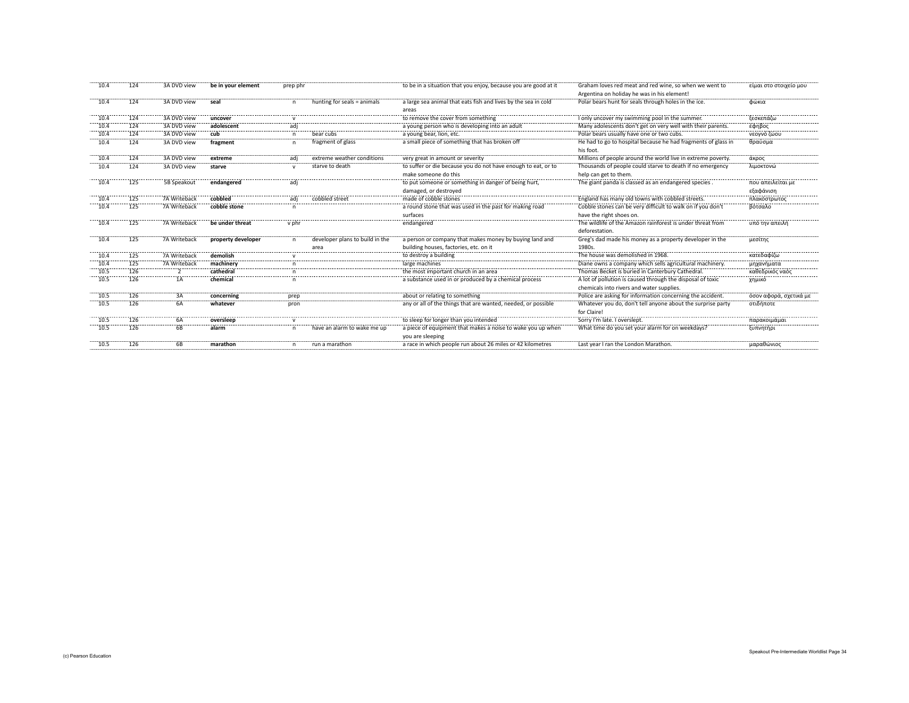| | | | | | | | | |
|---|---|---|---|---|---|---|---|---|
| 10.4 | 124 | 3A DVD view | **be in your element** | prep phr | | to be in a situation that you enjoy, because you are good at it | Graham loves red meat and red wine, so when we went to Argentina on holiday he was in his element! | είμαι στο στοιχείο μου |
| 10.4 | 124 | 3A DVD view | **seal** | n | hunting for seals = animals | a large sea animal that eats fish and lives by the sea in cold areas | Polar bears hunt for seals through holes in the ice. | φώκια |
| 10.4 | 124 | 3A DVD view | **uncover** | v | | to remove the cover from something | I only uncover my swimming pool in the summer. | ξεσκεπάζω |
| 10.4 | 124 | 3A DVD view | **adolescent** | adj | | a young person who is developing into an adult | Many adolescents don't get on very well with their parents. | έφηβος |
| 10.4 | 124 | 3A DVD view | **cub** | n | bear cubs | a young bear, lion, etc. | Polar bears usually have one or two cubs. | νεογνό ζώου |
| 10.4 | 124 | 3A DVD view | **fragment** | n | fragment of glass | a small piece of something that has broken off | He had to go to hospital because he had fragments of glass in his foot. | θραύσμα |
| 10.4 | 124 | 3A DVD view | **extreme** | adj | extreme weather conditions | very great in amount or severity | Millions of people around the world live in extreme poverty. | άκρος |
| 10.4 | 124 | 3A DVD view | **starve** | v | starve to death | to suffer or die because you do not have enough to eat, or to make someone do this | Thousands of people could starve to death if no emergency help can get to them. | λιμοκτονώ |
| 10.4 | 125 | 5B Speakout | **endangered** | adj | | to put someone or something in danger of being hurt, damaged, or destroyed | The giant panda is classed as an endangered species . | που απειλείται με εξαφάνιση |
| 10.4 | 125 | 7A Writeback | **cobbled** | adj | cobbled street | made of cobble stones | England has many old towns with cobbled streets. | πλακόστρωτος |
| 10.4 | 125 | 7A Writeback | **cobble stone** | n | | a round stone that was used in the past for making road surfaces | Cobble stones can be very difficult to walk on if you don't have the right shoes on. | βότσαλο |
| 10.4 | 125 | 7A Writeback | **be under threat** | v phr | | endangered | The wildlife of the Amazon rainforest is under threat from deforestation. | υπό την απειλή |
| 10.4 | 125 | 7A Writeback | **property developer** | n | developer plans to build in the area | a person or company that makes money by buying land and building houses, factories, etc. on it | Greg's dad made his money as a property developer in the 1980s. | μεσίτης |
| 10.4 | 125 | 7A Writeback | **demolish** | v | | to destroy a building | The house was demolished in 1968. | κατεδαφίζω |
| 10.4 | 125 | 7A Writeback | **machinery** | n | | large machines | Diane owns a company which sells agricultural machinery. | μηχανήματα |
| 10.5 | 126 | 2 | **cathedral** | n | | the most important church in an area | Thomas Becket is buried in Canterbury Cathedral. | καθεδρικός ναός |
| 10.5 | 126 | 1A | **chemical** | n | | a substance used in or produced by a chemical process | A lot of pollution is caused through the disposal of toxic chemicals into rivers and water supplies. | χημικό |
| 10.5 | 126 | 3A | **concerning** | prep | | about or relating to something | Police are asking for information concerning the accident. | όσον αφορά, σχετικά με |
| 10.5 | 126 | 6A | **whatever** | pron | | any or all of the things that are wanted, needed, or possible | Whatever you do, don't tell anyone about the surprise party for Claire! | οτιδήποτε |
| 10.5 | 126 | 6A | **oversleep** | v | | to sleep for longer than you intended | Sorry I'm late. I overslept. | παρακοιμάμαι |
| 10.5 | 126 | 6B | **alarm** | n | have an alarm to wake me up | a piece of equipment that makes a noise to wake you up when you are sleeping | What time do you set your alarm for on weekdays? | ξυπνητήρι |
| 10.5 | 126 | 6B | **marathon** | n | run a marathon | a race in which people run about 26 miles or 42 kilometres | Last year I ran the London Marathon. | μαραθώνιος |